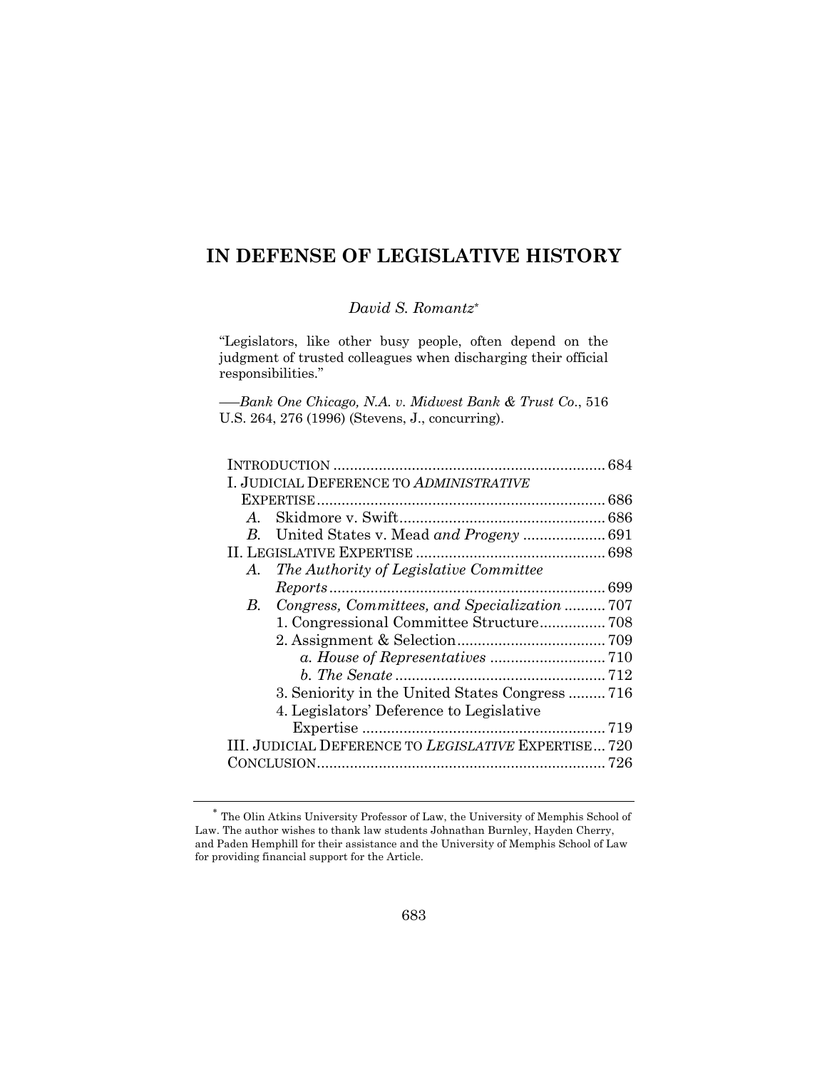# IN DEFENSE OF LEGISLATIVE HISTORY

*David S. Romantz*[*]

"Legislators, like other busy people, often depend on the judgment of trusted colleagues when discharging their official responsibilities."

—*Bank One Chicago, N.A. v. Midwest Bank & Trust Co.*, 516 U.S. 264, 276 (1996) (Stevens, J., concurring).

INTRODUCTION .................................................................. 684
I. JUDICIAL DEFERENCE TO *ADMINISTRATIVE* EXPERTISE ..................................................................... 686
- *A.* Skidmore v. Swift ................................................. 686
- *B.* United States v. Mead *and Progeny* .................... 691

II. LEGISLATIVE EXPERTISE ............................................. 698
- *A. The Authority of Legislative Committee Reports* .................................................................. 699
- *B. Congress, Committees, and Specialization* .......... 707
  - 1. Congressional Committee Structure................ 708
  - 2. Assignment & Selection.................................... 709
    - *a. House of Representatives* ............................ 710
    - *b. The Senate* ................................................... 712
  - 3. Seniority in the United States Congress ......... 716
  - 4. Legislators' Deference to Legislative Expertise ........................................................... 719

III. JUDICIAL DEFERENCE TO *LEGISLATIVE* EXPERTISE ... 720
CONCLUSION..................................................................... 726

---

[*] The Olin Atkins University Professor of Law, the University of Memphis School of Law. The author wishes to thank law students Johnathan Burnley, Hayden Cherry, and Paden Hemphill for their assistance and the University of Memphis School of Law for providing financial support for the Article.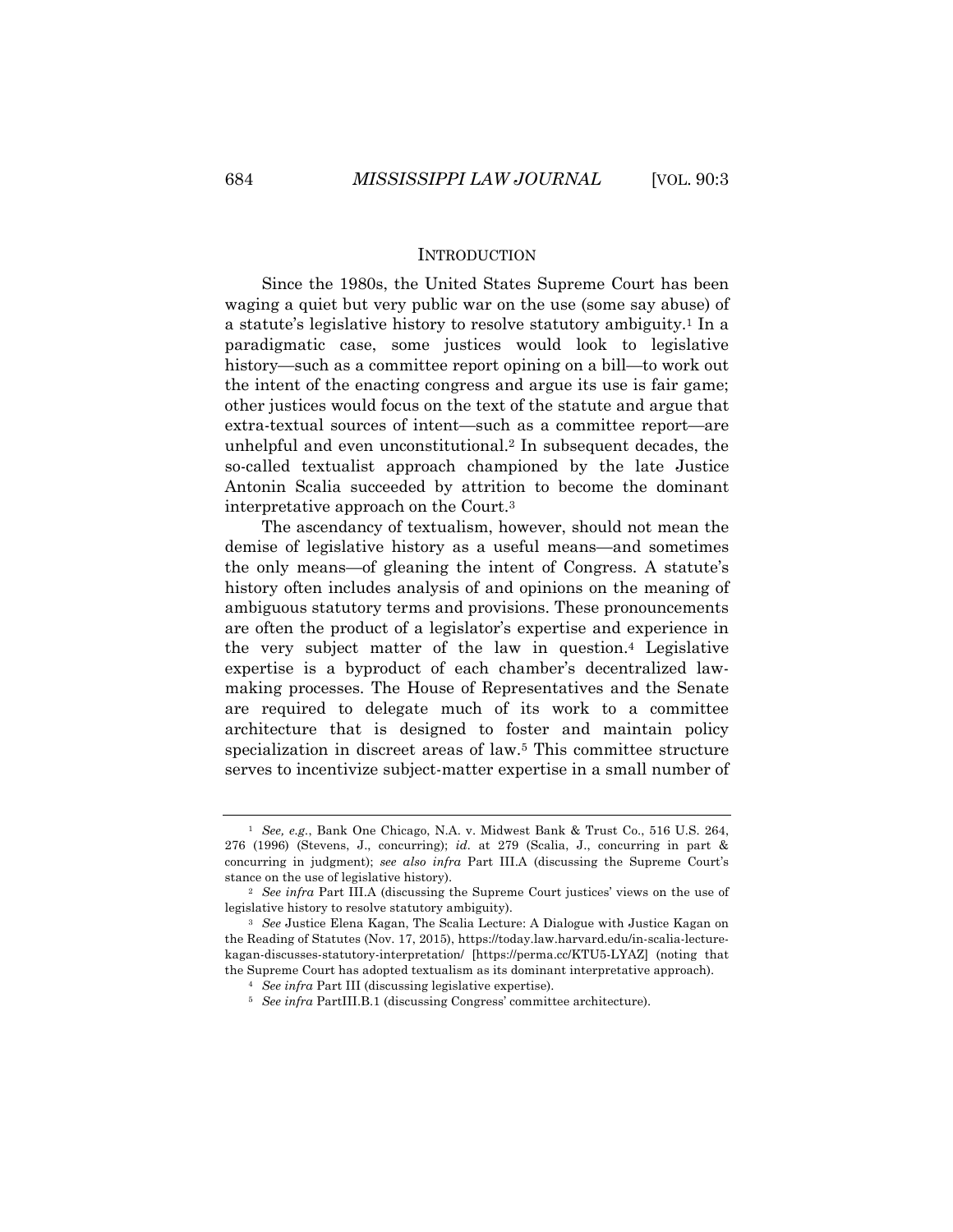## INTRODUCTION

Since the 1980s, the United States Supreme Court has been waging a quiet but very public war on the use (some say abuse) of a statute's legislative history to resolve statutory ambiguity.[1] In a paradigmatic case, some justices would look to legislative history—such as a committee report opining on a bill—to work out the intent of the enacting congress and argue its use is fair game; other justices would focus on the text of the statute and argue that extra-textual sources of intent—such as a committee report—are unhelpful and even unconstitutional.[2] In subsequent decades, the so-called textualist approach championed by the late Justice Antonin Scalia succeeded by attrition to become the dominant interpretative approach on the Court.[3]

The ascendancy of textualism, however, should not mean the demise of legislative history as a useful means—and sometimes the only means—of gleaning the intent of Congress. A statute's history often includes analysis of and opinions on the meaning of ambiguous statutory terms and provisions. These pronouncements are often the product of a legislator's expertise and experience in the very subject matter of the law in question.[4] Legislative expertise is a byproduct of each chamber's decentralized law-making processes. The House of Representatives and the Senate are required to delegate much of its work to a committee architecture that is designed to foster and maintain policy specialization in discreet areas of law.[5] This committee structure serves to incentivize subject-matter expertise in a small number of

---

[1] *See, e.g.*, Bank One Chicago, N.A. v. Midwest Bank & Trust Co., 516 U.S. 264, 276 (1996) (Stevens, J., concurring); *id*. at 279 (Scalia, J., concurring in part & concurring in judgment); *see also infra* Part III.A (discussing the Supreme Court's stance on the use of legislative history).

[2] *See infra* Part III.A (discussing the Supreme Court justices' views on the use of legislative history to resolve statutory ambiguity).

[3] *See* Justice Elena Kagan, The Scalia Lecture: A Dialogue with Justice Kagan on the Reading of Statutes (Nov. 17, 2015), https://today.law.harvard.edu/in-scalia-lecture-kagan-discusses-statutory-interpretation/ [https://perma.cc/KTU5-LYAZ] (noting that the Supreme Court has adopted textualism as its dominant interpretative approach).

[4] *See infra* Part III (discussing legislative expertise).

[5] *See infra* PartIII.B.1 (discussing Congress' committee architecture).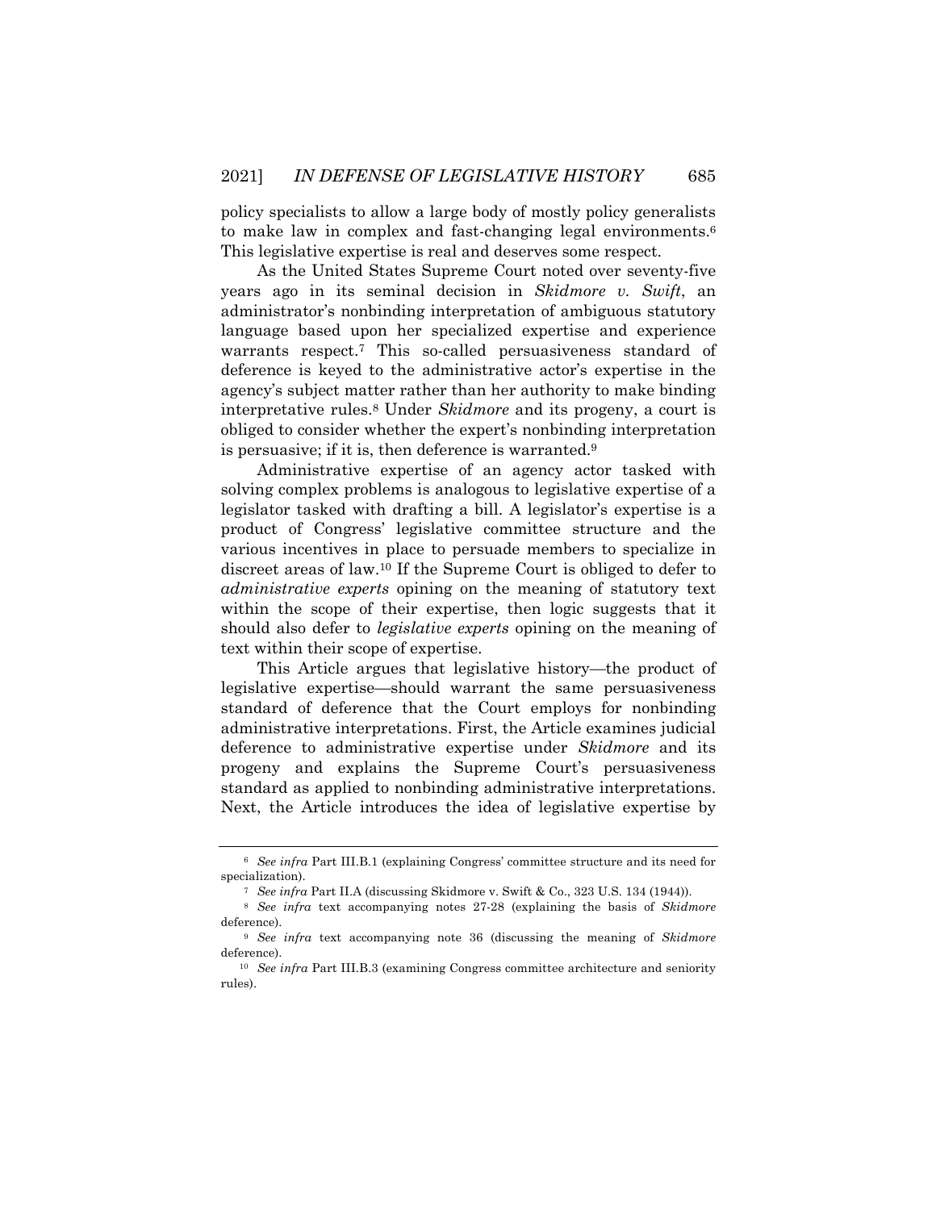policy specialists to allow a large body of mostly policy generalists to make law in complex and fast-changing legal environments.[6] This legislative expertise is real and deserves some respect.

As the United States Supreme Court noted over seventy-five years ago in its seminal decision in *Skidmore v. Swift*, an administrator's nonbinding interpretation of ambiguous statutory language based upon her specialized expertise and experience warrants respect.[7] This so-called persuasiveness standard of deference is keyed to the administrative actor's expertise in the agency's subject matter rather than her authority to make binding interpretative rules.[8] Under *Skidmore* and its progeny, a court is obliged to consider whether the expert's nonbinding interpretation is persuasive; if it is, then deference is warranted.[9]

Administrative expertise of an agency actor tasked with solving complex problems is analogous to legislative expertise of a legislator tasked with drafting a bill. A legislator's expertise is a product of Congress' legislative committee structure and the various incentives in place to persuade members to specialize in discreet areas of law.[10] If the Supreme Court is obliged to defer to *administrative experts* opining on the meaning of statutory text within the scope of their expertise, then logic suggests that it should also defer to *legislative experts* opining on the meaning of text within their scope of expertise.

This Article argues that legislative history—the product of legislative expertise—should warrant the same persuasiveness standard of deference that the Court employs for nonbinding administrative interpretations. First, the Article examines judicial deference to administrative expertise under *Skidmore* and its progeny and explains the Supreme Court's persuasiveness standard as applied to nonbinding administrative interpretations. Next, the Article introduces the idea of legislative expertise by

---

[6] *See infra* Part III.B.1 (explaining Congress' committee structure and its need for specialization).

[7] *See infra* Part II.A (discussing Skidmore v. Swift & Co., 323 U.S. 134 (1944)).

[8] *See infra* text accompanying notes 27-28 (explaining the basis of *Skidmore* deference).

[9] *See infra* text accompanying note 36 (discussing the meaning of *Skidmore* deference).

[10] *See infra* Part III.B.3 (examining Congress committee architecture and seniority rules).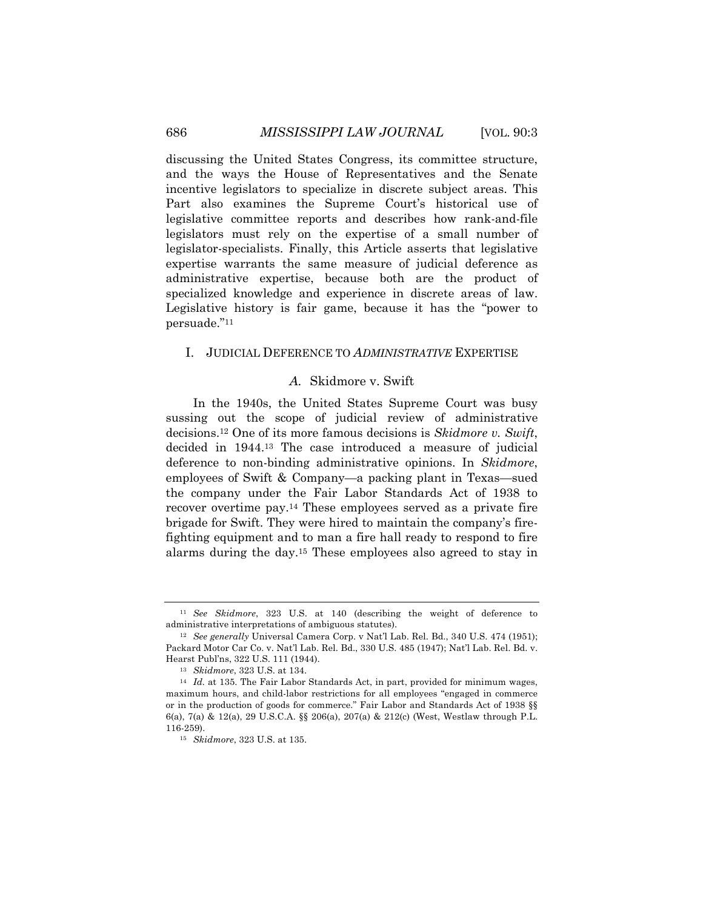discussing the United States Congress, its committee structure, and the ways the House of Representatives and the Senate incentive legislators to specialize in discrete subject areas. This Part also examines the Supreme Court's historical use of legislative committee reports and describes how rank-and-file legislators must rely on the expertise of a small number of legislator-specialists. Finally, this Article asserts that legislative expertise warrants the same measure of judicial deference as administrative expertise, because both are the product of specialized knowledge and experience in discrete areas of law. Legislative history is fair game, because it has the "power to persuade."[11]

## I. JUDICIAL DEFERENCE TO *ADMINISTRATIVE* EXPERTISE

### *A.* Skidmore v. Swift

In the 1940s, the United States Supreme Court was busy sussing out the scope of judicial review of administrative decisions.[12] One of its more famous decisions is *Skidmore v. Swift*, decided in 1944.[13] The case introduced a measure of judicial deference to non-binding administrative opinions. In *Skidmore*, employees of Swift & Company—a packing plant in Texas—sued the company under the Fair Labor Standards Act of 1938 to recover overtime pay.[14] These employees served as a private fire brigade for Swift. They were hired to maintain the company's fire-fighting equipment and to man a fire hall ready to respond to fire alarms during the day.[15] These employees also agreed to stay in

---

[11] *See Skidmore*, 323 U.S. at 140 (describing the weight of deference to administrative interpretations of ambiguous statutes).

[12] *See generally* Universal Camera Corp. v Nat'l Lab. Rel. Bd., 340 U.S. 474 (1951); Packard Motor Car Co. v. Nat'l Lab. Rel. Bd., 330 U.S. 485 (1947); Nat'l Lab. Rel. Bd. v. Hearst Publ'ns, 322 U.S. 111 (1944).

[13] *Skidmore*, 323 U.S. at 134.

[14] *Id.* at 135. The Fair Labor Standards Act, in part, provided for minimum wages, maximum hours, and child-labor restrictions for all employees "engaged in commerce or in the production of goods for commerce." Fair Labor and Standards Act of 1938 §§ 6(a), 7(a) & 12(a), 29 U.S.C.A. §§ 206(a), 207(a) & 212(c) (West, Westlaw through P.L. 116-259).

[15] *Skidmore*, 323 U.S. at 135.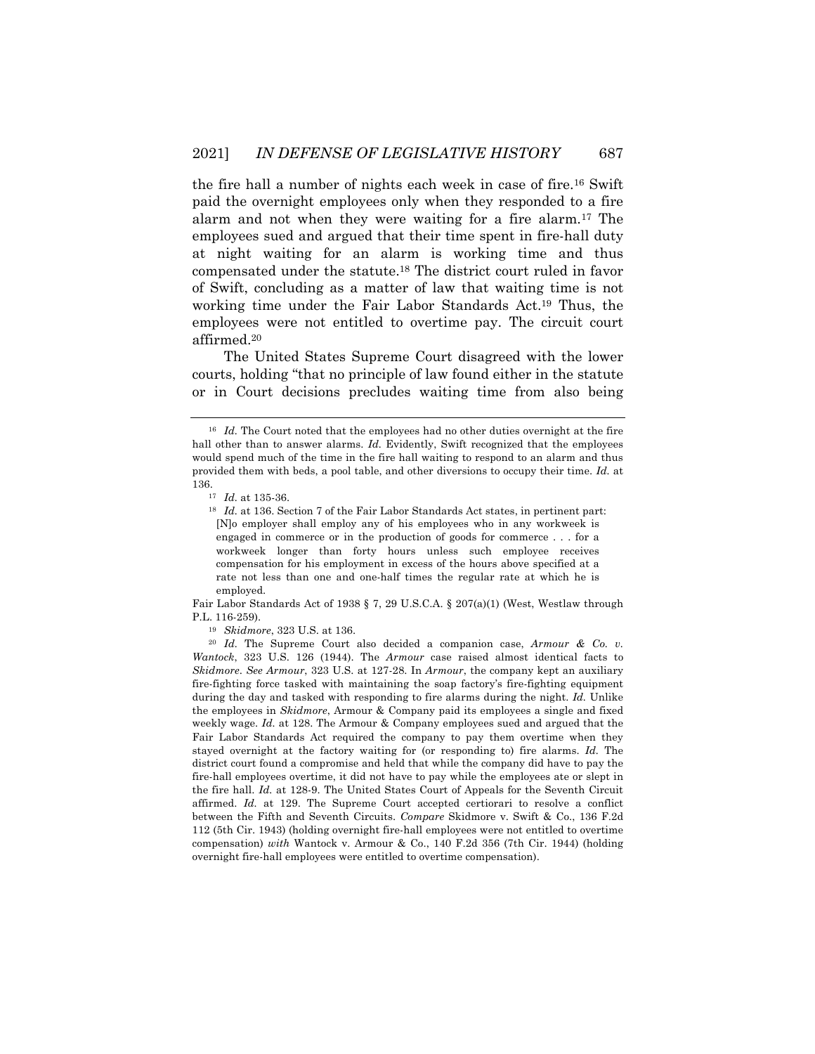the fire hall a number of nights each week in case of fire.[16] Swift paid the overnight employees only when they responded to a fire alarm and not when they were waiting for a fire alarm.[17] The employees sued and argued that their time spent in fire-hall duty at night waiting for an alarm is working time and thus compensated under the statute.[18] The district court ruled in favor of Swift, concluding as a matter of law that waiting time is not working time under the Fair Labor Standards Act.[19] Thus, the employees were not entitled to overtime pay. The circuit court affirmed.[20]

The United States Supreme Court disagreed with the lower courts, holding "that no principle of law found either in the statute or in Court decisions precludes waiting time from also being

---

[16] *Id.* The Court noted that the employees had no other duties overnight at the fire hall other than to answer alarms. *Id.* Evidently, Swift recognized that the employees would spend much of the time in the fire hall waiting to respond to an alarm and thus provided them with beds, a pool table, and other diversions to occupy their time. *Id.* at 136.

[17] *Id.* at 135-36.

[18] *Id.* at 136. Section 7 of the Fair Labor Standards Act states, in pertinent part:

> [N]o employer shall employ any of his employees who in any workweek is engaged in commerce or in the production of goods for commerce . . . for a workweek longer than forty hours unless such employee receives compensation for his employment in excess of the hours above specified at a rate not less than one and one-half times the regular rate at which he is employed.

Fair Labor Standards Act of 1938 § 7, 29 U.S.C.A. § 207(a)(1) (West, Westlaw through P.L. 116-259).

[19] *Skidmore*, 323 U.S. at 136.

[20] *Id.* The Supreme Court also decided a companion case, *Armour & Co. v. Wantock*, 323 U.S. 126 (1944). The *Armour* case raised almost identical facts to *Skidmore*. *See Armour*, 323 U.S. at 127-28. In *Armour*, the company kept an auxiliary fire-fighting force tasked with maintaining the soap factory's fire-fighting equipment during the day and tasked with responding to fire alarms during the night. *Id.* Unlike the employees in *Skidmore*, Armour & Company paid its employees a single and fixed weekly wage. *Id.* at 128. The Armour & Company employees sued and argued that the Fair Labor Standards Act required the company to pay them overtime when they stayed overnight at the factory waiting for (or responding to) fire alarms. *Id.* The district court found a compromise and held that while the company did have to pay the fire-hall employees overtime, it did not have to pay while the employees ate or slept in the fire hall. *Id.* at 128-9. The United States Court of Appeals for the Seventh Circuit affirmed. *Id.* at 129. The Supreme Court accepted certiorari to resolve a conflict between the Fifth and Seventh Circuits. *Compare* Skidmore v. Swift & Co., 136 F.2d 112 (5th Cir. 1943) (holding overnight fire-hall employees were not entitled to overtime compensation) *with* Wantock v. Armour & Co., 140 F.2d 356 (7th Cir. 1944) (holding overnight fire-hall employees were entitled to overtime compensation).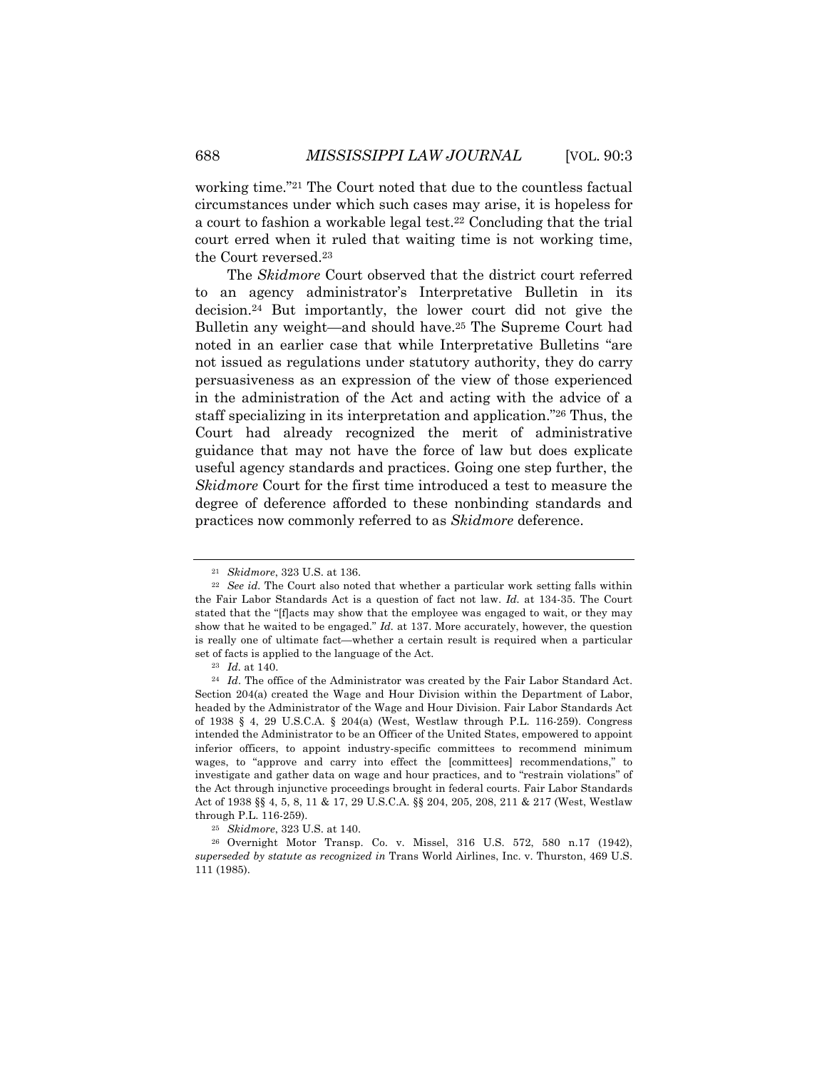working time."[21] The Court noted that due to the countless factual circumstances under which such cases may arise, it is hopeless for a court to fashion a workable legal test.[22] Concluding that the trial court erred when it ruled that waiting time is not working time, the Court reversed.[23]

The *Skidmore* Court observed that the district court referred to an agency administrator's Interpretative Bulletin in its decision.[24] But importantly, the lower court did not give the Bulletin any weight—and should have.[25] The Supreme Court had noted in an earlier case that while Interpretative Bulletins "are not issued as regulations under statutory authority, they do carry persuasiveness as an expression of the view of those experienced in the administration of the Act and acting with the advice of a staff specializing in its interpretation and application."[26] Thus, the Court had already recognized the merit of administrative guidance that may not have the force of law but does explicate useful agency standards and practices. Going one step further, the *Skidmore* Court for the first time introduced a test to measure the degree of deference afforded to these nonbinding standards and practices now commonly referred to as *Skidmore* deference.

---

[21] *Skidmore*, 323 U.S. at 136.

[22] *See id.* The Court also noted that whether a particular work setting falls within the Fair Labor Standards Act is a question of fact not law. *Id.* at 134-35. The Court stated that the "[f]acts may show that the employee was engaged to wait, or they may show that he waited to be engaged." *Id.* at 137. More accurately, however, the question is really one of ultimate fact—whether a certain result is required when a particular set of facts is applied to the language of the Act.

[23] *Id.* at 140.

[24] *Id*. The office of the Administrator was created by the Fair Labor Standard Act. Section 204(a) created the Wage and Hour Division within the Department of Labor, headed by the Administrator of the Wage and Hour Division. Fair Labor Standards Act of 1938 § 4, 29 U.S.C.A. § 204(a) (West, Westlaw through P.L. 116-259). Congress intended the Administrator to be an Officer of the United States, empowered to appoint inferior officers, to appoint industry-specific committees to recommend minimum wages, to "approve and carry into effect the [committees] recommendations," to investigate and gather data on wage and hour practices, and to "restrain violations" of the Act through injunctive proceedings brought in federal courts. Fair Labor Standards Act of 1938 §§ 4, 5, 8, 11 & 17, 29 U.S.C.A. §§ 204, 205, 208, 211 & 217 (West, Westlaw through P.L. 116-259).

[25] *Skidmore*, 323 U.S. at 140.

[26] Overnight Motor Transp. Co. v. Missel, 316 U.S. 572, 580 n.17 (1942), *superseded by statute as recognized in* Trans World Airlines, Inc. v. Thurston, 469 U.S. 111 (1985).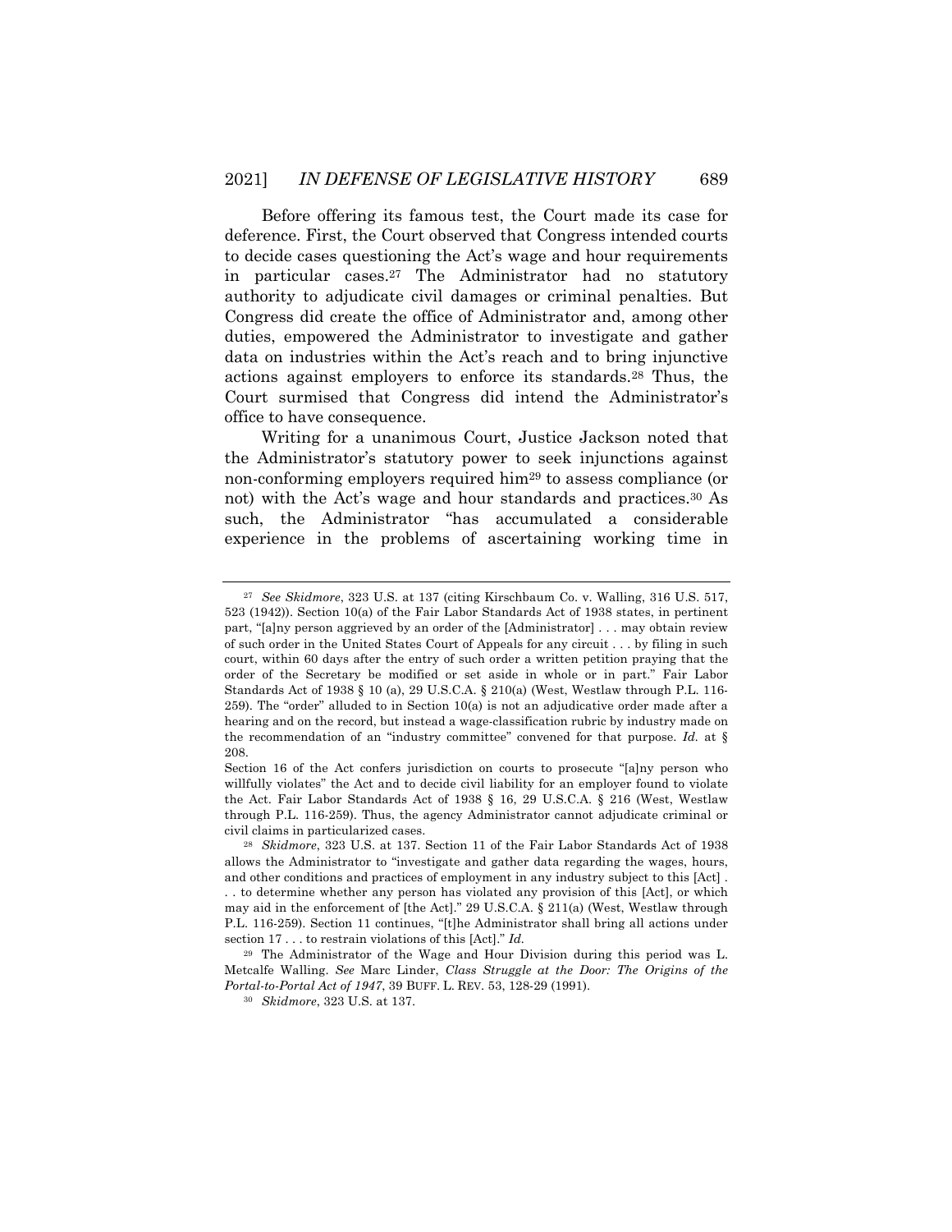Before offering its famous test, the Court made its case for deference. First, the Court observed that Congress intended courts to decide cases questioning the Act's wage and hour requirements in particular cases.[27] The Administrator had no statutory authority to adjudicate civil damages or criminal penalties. But Congress did create the office of Administrator and, among other duties, empowered the Administrator to investigate and gather data on industries within the Act's reach and to bring injunctive actions against employers to enforce its standards.[28] Thus, the Court surmised that Congress did intend the Administrator's office to have consequence.

Writing for a unanimous Court, Justice Jackson noted that the Administrator's statutory power to seek injunctions against non-conforming employers required him[29] to assess compliance (or not) with the Act's wage and hour standards and practices.[30] As such, the Administrator "has accumulated a considerable experience in the problems of ascertaining working time in

---

[27] *See Skidmore*, 323 U.S. at 137 (citing Kirschbaum Co. v. Walling, 316 U.S. 517, 523 (1942)). Section 10(a) of the Fair Labor Standards Act of 1938 states, in pertinent part, "[a]ny person aggrieved by an order of the [Administrator] . . . may obtain review of such order in the United States Court of Appeals for any circuit . . . by filing in such court, within 60 days after the entry of such order a written petition praying that the order of the Secretary be modified or set aside in whole or in part." Fair Labor Standards Act of 1938 § 10 (a), 29 U.S.C.A. § 210(a) (West, Westlaw through P.L. 116-259). The "order" alluded to in Section 10(a) is not an adjudicative order made after a hearing and on the record, but instead a wage-classification rubric by industry made on the recommendation of an "industry committee" convened for that purpose. *Id.* at § 208.

Section 16 of the Act confers jurisdiction on courts to prosecute "[a]ny person who willfully violates" the Act and to decide civil liability for an employer found to violate the Act. Fair Labor Standards Act of 1938 § 16, 29 U.S.C.A. § 216 (West, Westlaw through P.L. 116-259). Thus, the agency Administrator cannot adjudicate criminal or civil claims in particularized cases.

[28] *Skidmore*, 323 U.S. at 137. Section 11 of the Fair Labor Standards Act of 1938 allows the Administrator to "investigate and gather data regarding the wages, hours, and other conditions and practices of employment in any industry subject to this [Act] . . . to determine whether any person has violated any provision of this [Act], or which may aid in the enforcement of [the Act]." 29 U.S.C.A. § 211(a) (West, Westlaw through P.L. 116-259). Section 11 continues, "[t]he Administrator shall bring all actions under section 17 . . . to restrain violations of this [Act]." *Id.*

[29] The Administrator of the Wage and Hour Division during this period was L. Metcalfe Walling. *See* Marc Linder, *Class Struggle at the Door: The Origins of the Portal-to-Portal Act of 1947*, 39 BUFF. L. REV. 53, 128-29 (1991).

[30] *Skidmore*, 323 U.S. at 137.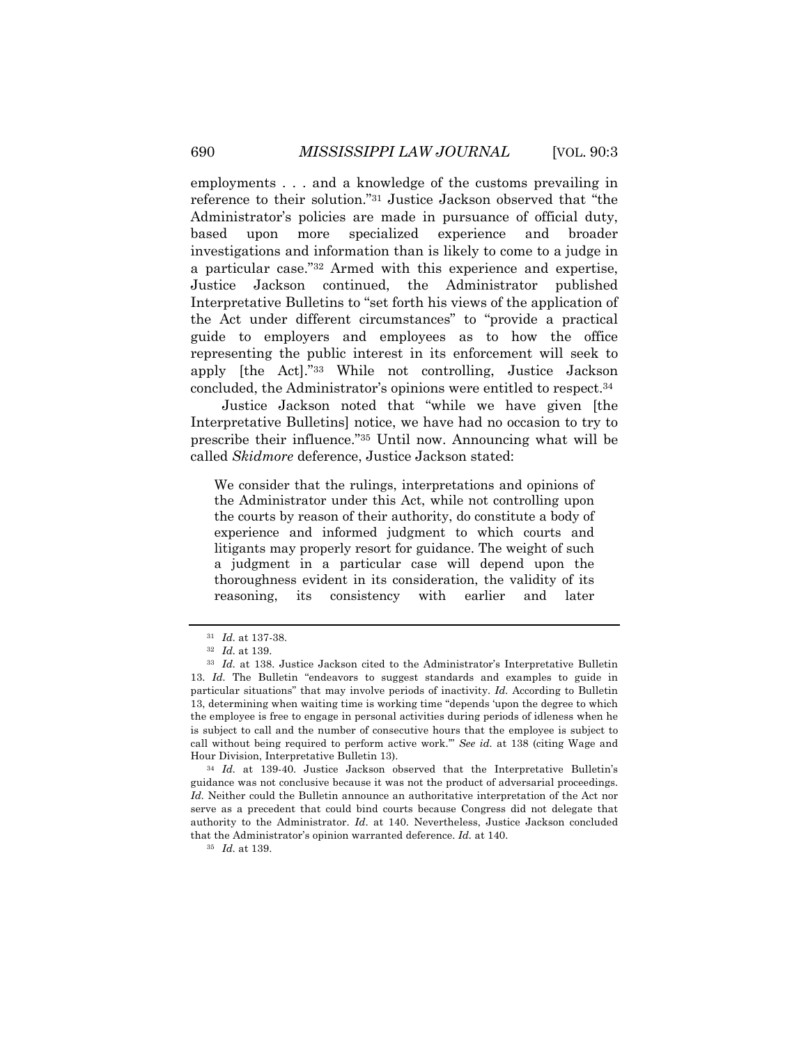employments . . . and a knowledge of the customs prevailing in reference to their solution."[31] Justice Jackson observed that "the Administrator's policies are made in pursuance of official duty, based upon more specialized experience and broader investigations and information than is likely to come to a judge in a particular case."[32] Armed with this experience and expertise, Justice Jackson continued, the Administrator published Interpretative Bulletins to "set forth his views of the application of the Act under different circumstances" to "provide a practical guide to employers and employees as to how the office representing the public interest in its enforcement will seek to apply [the Act]."[33] While not controlling, Justice Jackson concluded, the Administrator's opinions were entitled to respect.[34]

Justice Jackson noted that "while we have given [the Interpretative Bulletins] notice, we have had no occasion to try to prescribe their influence."[35] Until now. Announcing what will be called *Skidmore* deference, Justice Jackson stated:

> We consider that the rulings, interpretations and opinions of the Administrator under this Act, while not controlling upon the courts by reason of their authority, do constitute a body of experience and informed judgment to which courts and litigants may properly resort for guidance. The weight of such a judgment in a particular case will depend upon the thoroughness evident in its consideration, the validity of its reasoning, its consistency with earlier and later

---

[31] *Id.* at 137-38.

[32] *Id.* at 139.

[33] *Id.* at 138. Justice Jackson cited to the Administrator's Interpretative Bulletin 13. *Id.* The Bulletin "endeavors to suggest standards and examples to guide in particular situations" that may involve periods of inactivity. *Id.* According to Bulletin 13, determining when waiting time is working time "depends 'upon the degree to which the employee is free to engage in personal activities during periods of idleness when he is subject to call and the number of consecutive hours that the employee is subject to call without being required to perform active work.'" *See id.* at 138 (citing Wage and Hour Division, Interpretative Bulletin 13).

[34] *Id.* at 139-40. Justice Jackson observed that the Interpretative Bulletin's guidance was not conclusive because it was not the product of adversarial proceedings. *Id.* Neither could the Bulletin announce an authoritative interpretation of the Act nor serve as a precedent that could bind courts because Congress did not delegate that authority to the Administrator. *Id.* at 140. Nevertheless, Justice Jackson concluded that the Administrator's opinion warranted deference. *Id.* at 140.

[35] *Id.* at 139.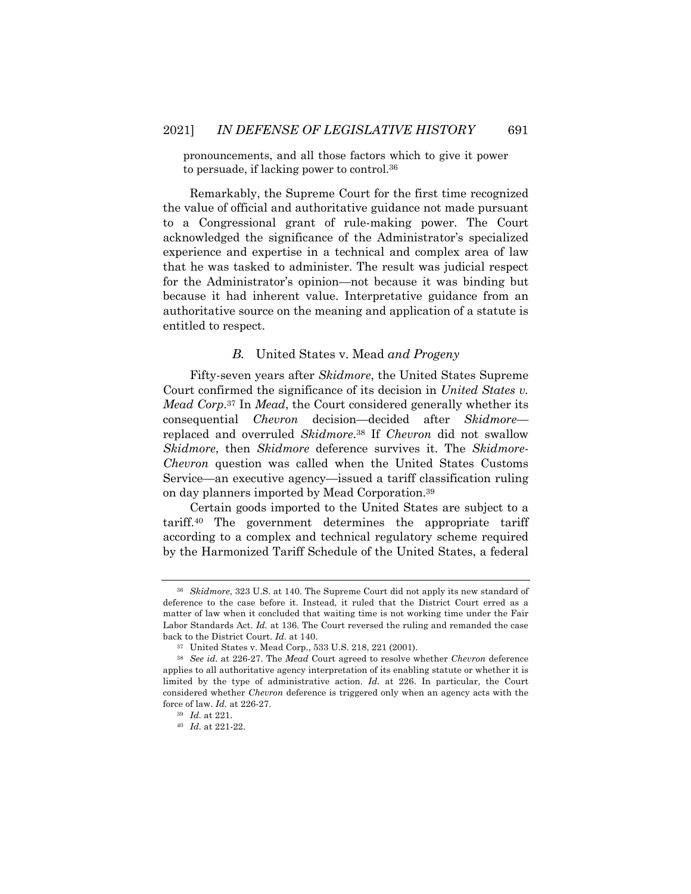pronouncements, and all those factors which to give it power to persuade, if lacking power to control.[36]

Remarkably, the Supreme Court for the first time recognized the value of official and authoritative guidance not made pursuant to a Congressional grant of rule-making power. The Court acknowledged the significance of the Administrator's specialized experience and expertise in a technical and complex area of law that he was tasked to administer. The result was judicial respect for the Administrator's opinion—not because it was binding but because it had inherent value. Interpretative guidance from an authoritative source on the meaning and application of a statute is entitled to respect.

### *B.* United States v. Mead *and Progeny*

Fifty-seven years after *Skidmore*, the United States Supreme Court confirmed the significance of its decision in *United States v. Mead Corp*.[37] In *Mead*, the Court considered generally whether its consequential *Chevron* decision—decided after *Skidmore*—replaced and overruled *Skidmore*.[38] If *Chevron* did not swallow *Skidmore*, then *Skidmore* deference survives it. The *Skidmore-Chevron* question was called when the United States Customs Service—an executive agency—issued a tariff classification ruling on day planners imported by Mead Corporation.[39]

Certain goods imported to the United States are subject to a tariff.[40] The government determines the appropriate tariff according to a complex and technical regulatory scheme required by the Harmonized Tariff Schedule of the United States, a federal

---

[36] *Skidmore*, 323 U.S. at 140. The Supreme Court did not apply its new standard of deference to the case before it. Instead, it ruled that the District Court erred as a matter of law when it concluded that waiting time is not working time under the Fair Labor Standards Act. *Id.* at 136. The Court reversed the ruling and remanded the case back to the District Court. *Id.* at 140.

[37] United States v. Mead Corp., 533 U.S. 218, 221 (2001).

[38] *See id.* at 226-27. The *Mead* Court agreed to resolve whether *Chevron* deference applies to all authoritative agency interpretation of its enabling statute or whether it is limited by the type of administrative action. *Id.* at 226. In particular, the Court considered whether *Chevron* deference is triggered only when an agency acts with the force of law. *Id.* at 226-27.

[39] *Id.* at 221.

[40] *Id.* at 221-22.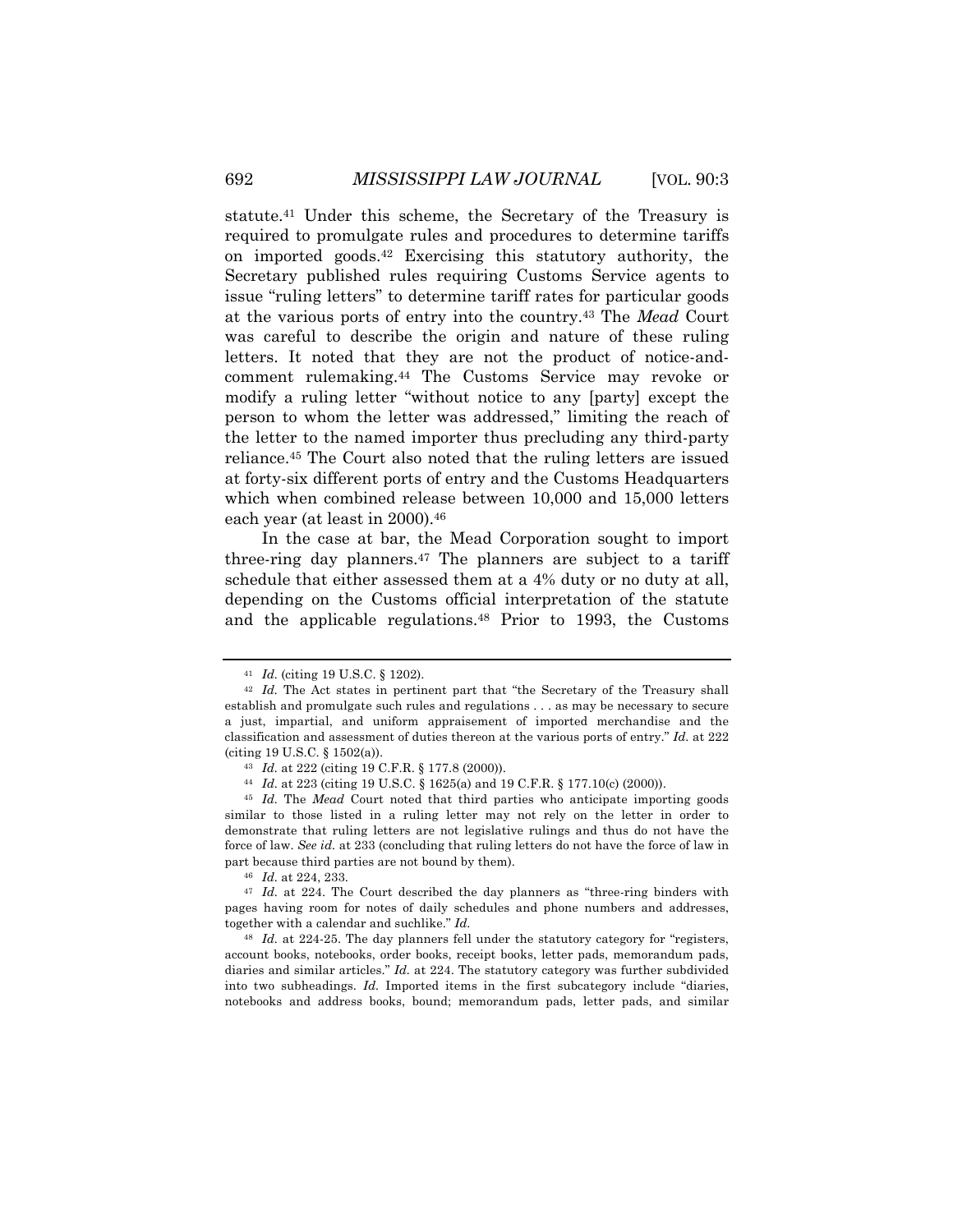statute.[41] Under this scheme, the Secretary of the Treasury is required to promulgate rules and procedures to determine tariffs on imported goods.[42] Exercising this statutory authority, the Secretary published rules requiring Customs Service agents to issue "ruling letters" to determine tariff rates for particular goods at the various ports of entry into the country.[43] The *Mead* Court was careful to describe the origin and nature of these ruling letters. It noted that they are not the product of notice-and-comment rulemaking.[44] The Customs Service may revoke or modify a ruling letter "without notice to any [party] except the person to whom the letter was addressed," limiting the reach of the letter to the named importer thus precluding any third-party reliance.[45] The Court also noted that the ruling letters are issued at forty-six different ports of entry and the Customs Headquarters which when combined release between 10,000 and 15,000 letters each year (at least in 2000).[46]

In the case at bar, the Mead Corporation sought to import three-ring day planners.[47] The planners are subject to a tariff schedule that either assessed them at a 4% duty or no duty at all, depending on the Customs official interpretation of the statute and the applicable regulations.[48] Prior to 1993, the Customs

---

[41] *Id.* (citing 19 U.S.C. § 1202).

[42] *Id.* The Act states in pertinent part that "the Secretary of the Treasury shall establish and promulgate such rules and regulations . . . as may be necessary to secure a just, impartial, and uniform appraisement of imported merchandise and the classification and assessment of duties thereon at the various ports of entry." *Id.* at 222 (citing 19 U.S.C. § 1502(a)).

[43] *Id.* at 222 (citing 19 C.F.R. § 177.8 (2000)).

[44] *Id.* at 223 (citing 19 U.S.C. § 1625(a) and 19 C.F.R. § 177.10(c) (2000)).

[45] *Id.* The *Mead* Court noted that third parties who anticipate importing goods similar to those listed in a ruling letter may not rely on the letter in order to demonstrate that ruling letters are not legislative rulings and thus do not have the force of law. *See id.* at 233 (concluding that ruling letters do not have the force of law in part because third parties are not bound by them).

[46] *Id.* at 224, 233.

[47] *Id.* at 224. The Court described the day planners as "three-ring binders with pages having room for notes of daily schedules and phone numbers and addresses, together with a calendar and suchlike." *Id.*

[48] *Id.* at 224-25. The day planners fell under the statutory category for "registers, account books, notebooks, order books, receipt books, letter pads, memorandum pads, diaries and similar articles." *Id.* at 224. The statutory category was further subdivided into two subheadings. *Id.* Imported items in the first subcategory include "diaries, notebooks and address books, bound; memorandum pads, letter pads, and similar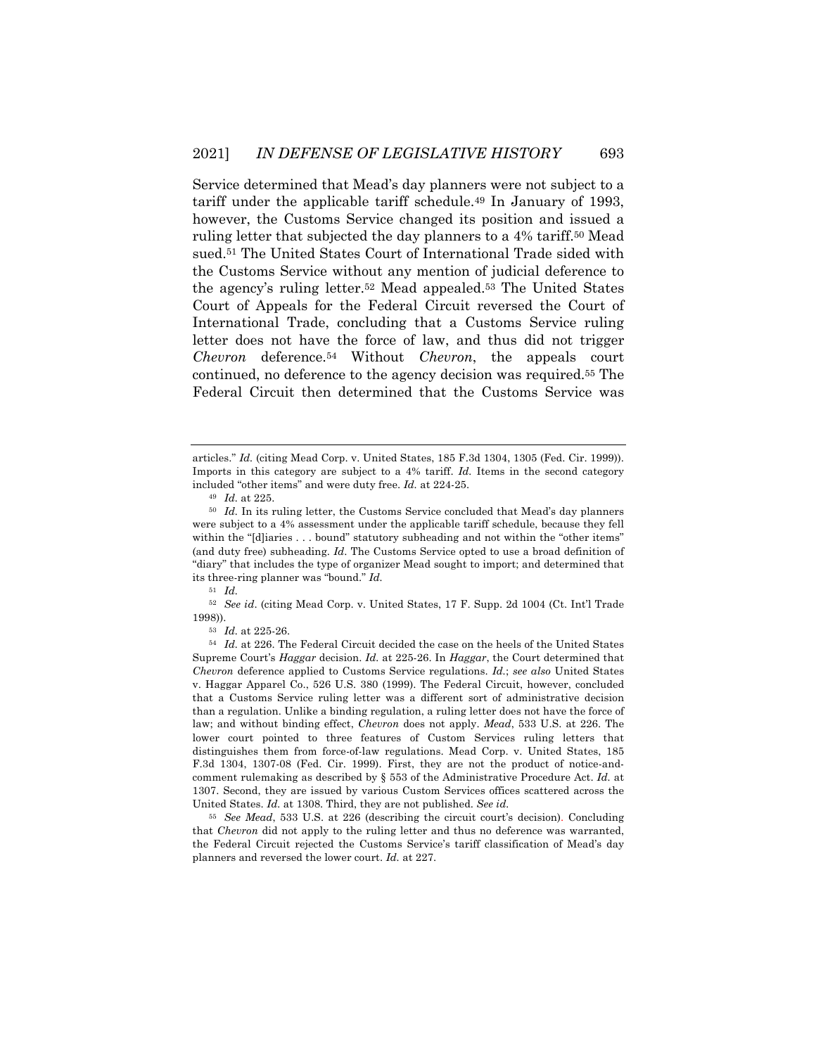Service determined that Mead's day planners were not subject to a tariff under the applicable tariff schedule.[49] In January of 1993, however, the Customs Service changed its position and issued a ruling letter that subjected the day planners to a 4% tariff.[50] Mead sued.[51] The United States Court of International Trade sided with the Customs Service without any mention of judicial deference to the agency's ruling letter.[52] Mead appealed.[53] The United States Court of Appeals for the Federal Circuit reversed the Court of International Trade, concluding that a Customs Service ruling letter does not have the force of law, and thus did not trigger *Chevron* deference.[54] Without *Chevron*, the appeals court continued, no deference to the agency decision was required.[55] The Federal Circuit then determined that the Customs Service was

---

articles." *Id.* (citing Mead Corp. v. United States, 185 F.3d 1304, 1305 (Fed. Cir. 1999)). Imports in this category are subject to a 4% tariff. *Id.* Items in the second category included "other items" and were duty free. *Id.* at 224-25.

[49] *Id.* at 225.

[50] *Id.* In its ruling letter, the Customs Service concluded that Mead's day planners were subject to a 4% assessment under the applicable tariff schedule, because they fell within the "[d]iaries . . . bound" statutory subheading and not within the "other items" (and duty free) subheading. *Id*. The Customs Service opted to use a broad definition of "diary" that includes the type of organizer Mead sought to import; and determined that its three-ring planner was "bound." *Id.*

[51] *Id.*

[52] *See id*. (citing Mead Corp. v. United States, 17 F. Supp. 2d 1004 (Ct. Int'l Trade 1998)).

[53] *Id.* at 225-26.

[54] *Id.* at 226. The Federal Circuit decided the case on the heels of the United States Supreme Court's *Haggar* decision. *Id.* at 225-26. In *Haggar*, the Court determined that *Chevron* deference applied to Customs Service regulations. *Id.*; *see also* United States v. Haggar Apparel Co., 526 U.S. 380 (1999). The Federal Circuit, however, concluded that a Customs Service ruling letter was a different sort of administrative decision than a regulation. Unlike a binding regulation, a ruling letter does not have the force of law; and without binding effect, *Chevron* does not apply. *Mead*, 533 U.S. at 226. The lower court pointed to three features of Custom Services ruling letters that distinguishes them from force-of-law regulations. Mead Corp. v. United States, 185 F.3d 1304, 1307-08 (Fed. Cir. 1999). First, they are not the product of notice-and-comment rulemaking as described by § 553 of the Administrative Procedure Act. *Id.* at 1307. Second, they are issued by various Custom Services offices scattered across the United States. *Id.* at 1308. Third, they are not published. *See id.*

[55] *See Mead*, 533 U.S. at 226 (describing the circuit court's decision). Concluding that *Chevron* did not apply to the ruling letter and thus no deference was warranted, the Federal Circuit rejected the Customs Service's tariff classification of Mead's day planners and reversed the lower court. *Id.* at 227.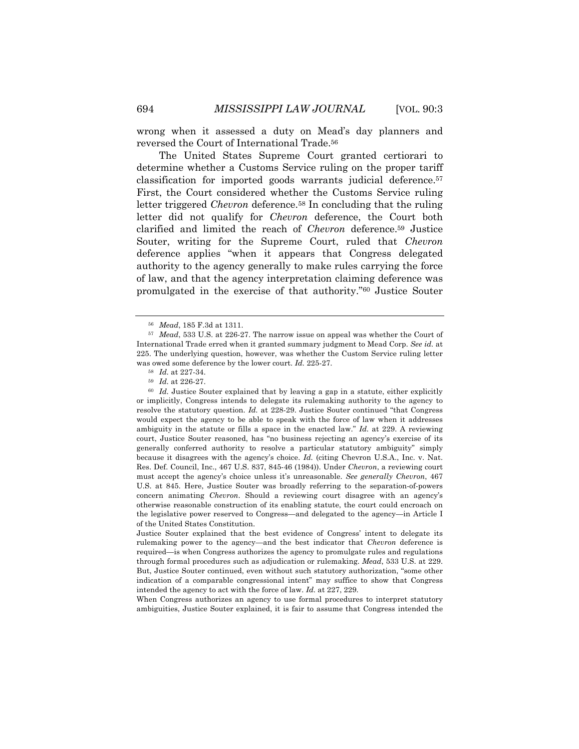wrong when it assessed a duty on Mead's day planners and reversed the Court of International Trade.[56]

The United States Supreme Court granted certiorari to determine whether a Customs Service ruling on the proper tariff classification for imported goods warrants judicial deference.[57] First, the Court considered whether the Customs Service ruling letter triggered *Chevron* deference.[58] In concluding that the ruling letter did not qualify for *Chevron* deference, the Court both clarified and limited the reach of *Chevron* deference.[59] Justice Souter, writing for the Supreme Court, ruled that *Chevron* deference applies "when it appears that Congress delegated authority to the agency generally to make rules carrying the force of law, and that the agency interpretation claiming deference was promulgated in the exercise of that authority."[60] Justice Souter

---

[56] *Mead*, 185 F.3d at 1311.

[57] *Mead*, 533 U.S. at 226-27. The narrow issue on appeal was whether the Court of International Trade erred when it granted summary judgment to Mead Corp. *See id.* at 225. The underlying question, however, was whether the Custom Service ruling letter was owed some deference by the lower court. *Id.* 225-27.

[58] *Id.* at 227-34.

[59] *Id.* at 226-27.

[60] *Id.* Justice Souter explained that by leaving a gap in a statute, either explicitly or implicitly, Congress intends to delegate its rulemaking authority to the agency to resolve the statutory question. *Id.* at 228-29. Justice Souter continued "that Congress would expect the agency to be able to speak with the force of law when it addresses ambiguity in the statute or fills a space in the enacted law." *Id.* at 229. A reviewing court, Justice Souter reasoned, has "no business rejecting an agency's exercise of its generally conferred authority to resolve a particular statutory ambiguity" simply because it disagrees with the agency's choice. *Id.* (citing Chevron U.S.A., Inc. v. Nat. Res. Def. Council, Inc., 467 U.S. 837, 845-46 (1984)). Under *Chevron*, a reviewing court must accept the agency's choice unless it's unreasonable. *See generally Chevron*, 467 U.S. at 845. Here, Justice Souter was broadly referring to the separation-of-powers concern animating *Chevron*. Should a reviewing court disagree with an agency's otherwise reasonable construction of its enabling statute, the court could encroach on the legislative power reserved to Congress—and delegated to the agency—in Article I of the United States Constitution.

Justice Souter explained that the best evidence of Congress' intent to delegate its rulemaking power to the agency—and the best indicator that *Chevron* deference is required—is when Congress authorizes the agency to promulgate rules and regulations through formal procedures such as adjudication or rulemaking. *Mead*, 533 U.S. at 229. But, Justice Souter continued, even without such statutory authorization, "some other indication of a comparable congressional intent" may suffice to show that Congress intended the agency to act with the force of law. *Id.* at 227, 229.

When Congress authorizes an agency to use formal procedures to interpret statutory ambiguities, Justice Souter explained, it is fair to assume that Congress intended the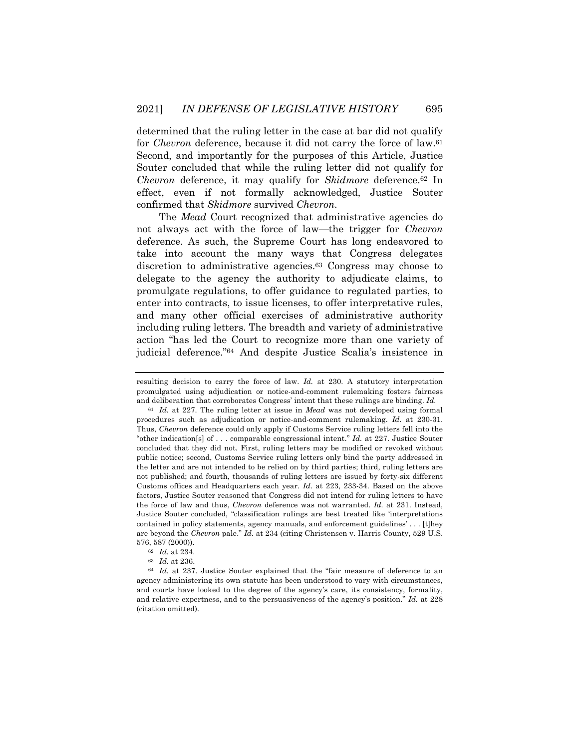determined that the ruling letter in the case at bar did not qualify for *Chevron* deference, because it did not carry the force of law.[61] Second, and importantly for the purposes of this Article, Justice Souter concluded that while the ruling letter did not qualify for *Chevron* deference, it may qualify for *Skidmore* deference.[62] In effect, even if not formally acknowledged, Justice Souter confirmed that *Skidmore* survived *Chevron*.

The *Mead* Court recognized that administrative agencies do not always act with the force of law—the trigger for *Chevron* deference. As such, the Supreme Court has long endeavored to take into account the many ways that Congress delegates discretion to administrative agencies.[63] Congress may choose to delegate to the agency the authority to adjudicate claims, to promulgate regulations, to offer guidance to regulated parties, to enter into contracts, to issue licenses, to offer interpretative rules, and many other official exercises of administrative authority including ruling letters. The breadth and variety of administrative action "has led the Court to recognize more than one variety of judicial deference."[64] And despite Justice Scalia's insistence in

---

resulting decision to carry the force of law. *Id.* at 230. A statutory interpretation promulgated using adjudication or notice-and-comment rulemaking fosters fairness and deliberation that corroborates Congress' intent that these rulings are binding. *Id.*

[61] *Id.* at 227. The ruling letter at issue in *Mead* was not developed using formal procedures such as adjudication or notice-and-comment rulemaking. *Id.* at 230-31. Thus, *Chevron* deference could only apply if Customs Service ruling letters fell into the "other indication[s] of . . . comparable congressional intent." *Id.* at 227. Justice Souter concluded that they did not. First, ruling letters may be modified or revoked without public notice; second, Customs Service ruling letters only bind the party addressed in the letter and are not intended to be relied on by third parties; third, ruling letters are not published; and fourth, thousands of ruling letters are issued by forty-six different Customs offices and Headquarters each year. *Id*. at 223, 233-34. Based on the above factors, Justice Souter reasoned that Congress did not intend for ruling letters to have the force of law and thus, *Chevron* deference was not warranted. *Id.* at 231. Instead, Justice Souter concluded, "classification rulings are best treated like 'interpretations contained in policy statements, agency manuals, and enforcement guidelines' . . . [t]hey are beyond the *Chevron* pale." *Id.* at 234 (citing Christensen v. Harris County, 529 U.S. 576, 587 (2000)).

[62] *Id.* at 234.

[63] *Id.* at 236.

[64] *Id.* at 237. Justice Souter explained that the "fair measure of deference to an agency administering its own statute has been understood to vary with circumstances, and courts have looked to the degree of the agency's care, its consistency, formality, and relative expertness, and to the persuasiveness of the agency's position." *Id.* at 228 (citation omitted).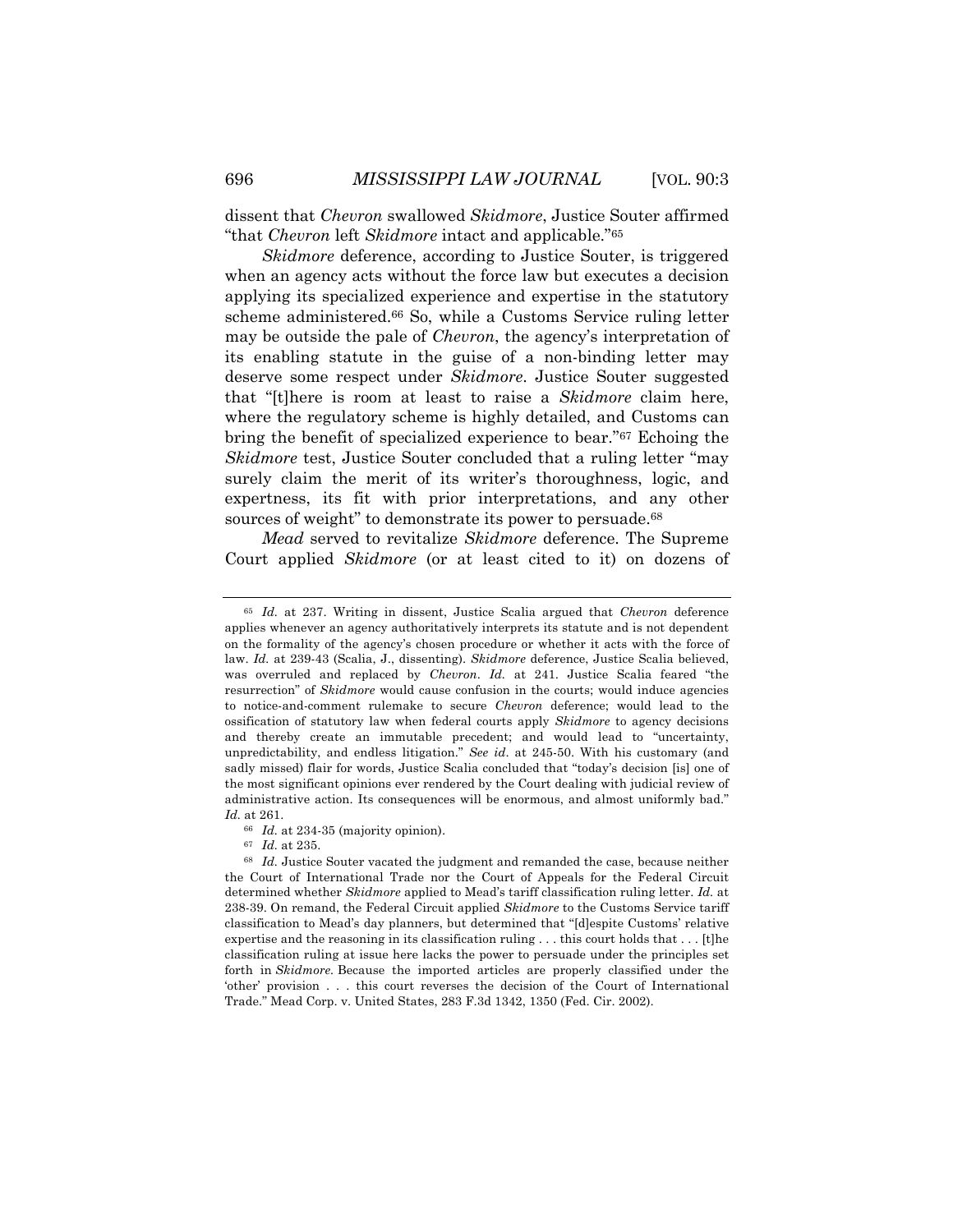dissent that *Chevron* swallowed *Skidmore*, Justice Souter affirmed "that *Chevron* left *Skidmore* intact and applicable."[65]

*Skidmore* deference, according to Justice Souter, is triggered when an agency acts without the force law but executes a decision applying its specialized experience and expertise in the statutory scheme administered.[66] So, while a Customs Service ruling letter may be outside the pale of *Chevron*, the agency's interpretation of its enabling statute in the guise of a non-binding letter may deserve some respect under *Skidmore*. Justice Souter suggested that "[t]here is room at least to raise a *Skidmore* claim here, where the regulatory scheme is highly detailed, and Customs can bring the benefit of specialized experience to bear."[67] Echoing the *Skidmore* test, Justice Souter concluded that a ruling letter "may surely claim the merit of its writer's thoroughness, logic, and expertness, its fit with prior interpretations, and any other sources of weight" to demonstrate its power to persuade.[68]

*Mead* served to revitalize *Skidmore* deference. The Supreme Court applied *Skidmore* (or at least cited to it) on dozens of

---

[65] *Id.* at 237. Writing in dissent, Justice Scalia argued that *Chevron* deference applies whenever an agency authoritatively interprets its statute and is not dependent on the formality of the agency's chosen procedure or whether it acts with the force of law. *Id.* at 239-43 (Scalia, J., dissenting). *Skidmore* deference, Justice Scalia believed, was overruled and replaced by *Chevron*. *Id.* at 241. Justice Scalia feared "the resurrection" of *Skidmore* would cause confusion in the courts; would induce agencies to notice-and-comment rulemake to secure *Chevron* deference; would lead to the ossification of statutory law when federal courts apply *Skidmore* to agency decisions and thereby create an immutable precedent; and would lead to "uncertainty, unpredictability, and endless litigation." *See id.* at 245-50. With his customary (and sadly missed) flair for words, Justice Scalia concluded that "today's decision [is] one of the most significant opinions ever rendered by the Court dealing with judicial review of administrative action. Its consequences will be enormous, and almost uniformly bad." *Id.* at 261.

[66] *Id.* at 234-35 (majority opinion).

[67] *Id.* at 235.

[68] *Id.* Justice Souter vacated the judgment and remanded the case, because neither the Court of International Trade nor the Court of Appeals for the Federal Circuit determined whether *Skidmore* applied to Mead's tariff classification ruling letter. *Id.* at 238-39. On remand, the Federal Circuit applied *Skidmore* to the Customs Service tariff classification to Mead's day planners, but determined that "[d]espite Customs' relative expertise and the reasoning in its classification ruling . . . this court holds that . . . [t]he classification ruling at issue here lacks the power to persuade under the principles set forth in *Skidmore*. Because the imported articles are properly classified under the 'other' provision . . . this court reverses the decision of the Court of International Trade." Mead Corp. v. United States, 283 F.3d 1342, 1350 (Fed. Cir. 2002).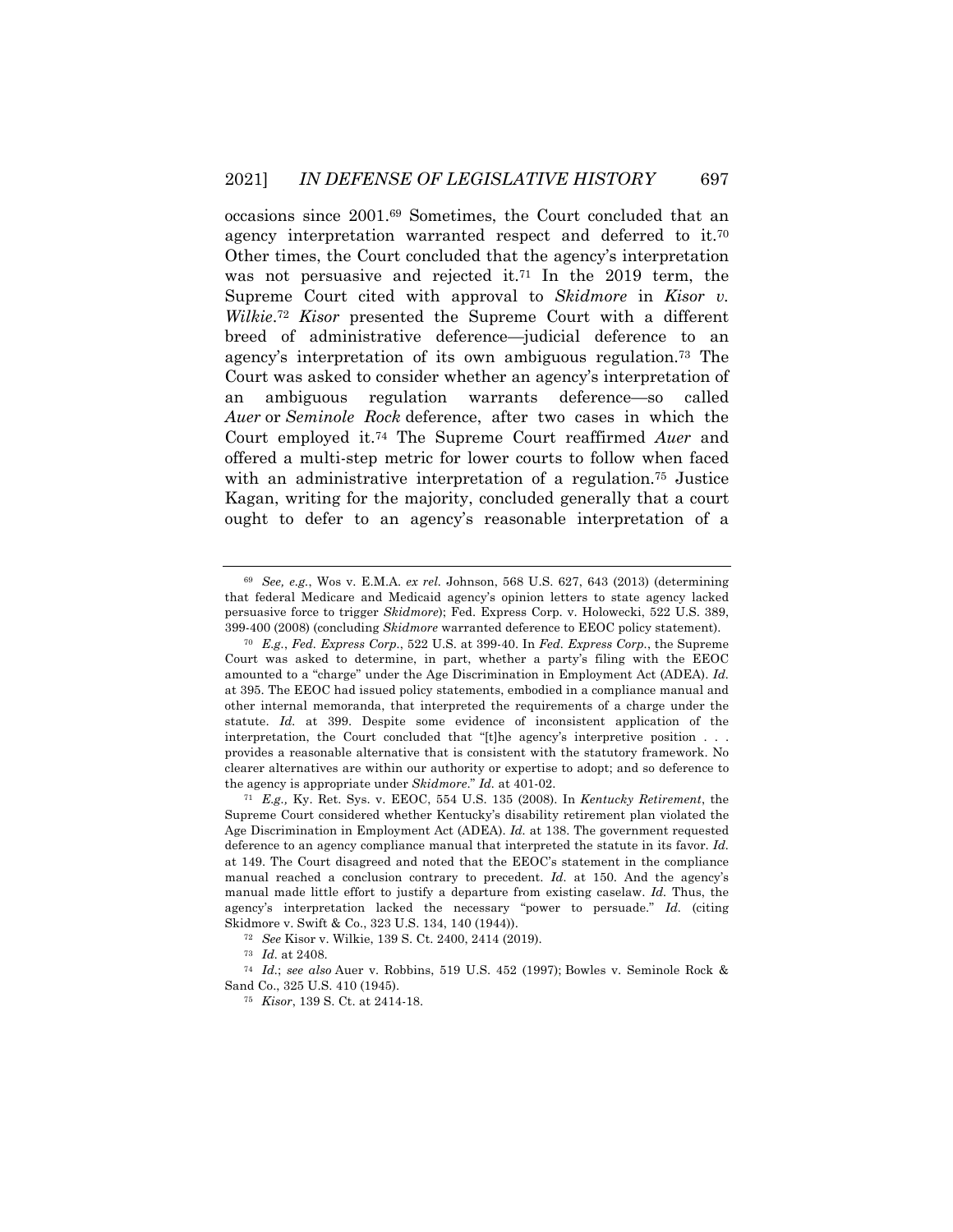occasions since 2001.[69] Sometimes, the Court concluded that an agency interpretation warranted respect and deferred to it.[70] Other times, the Court concluded that the agency's interpretation was not persuasive and rejected it.[71] In the 2019 term, the Supreme Court cited with approval to *Skidmore* in *Kisor v. Wilkie*.[72] *Kisor* presented the Supreme Court with a different breed of administrative deference—judicial deference to an agency's interpretation of its own ambiguous regulation.[73] The Court was asked to consider whether an agency's interpretation of an ambiguous regulation warrants deference—so called *Auer* or *Seminole Rock* deference, after two cases in which the Court employed it.[74] The Supreme Court reaffirmed *Auer* and offered a multi-step metric for lower courts to follow when faced with an administrative interpretation of a regulation.[75] Justice Kagan, writing for the majority, concluded generally that a court ought to defer to an agency's reasonable interpretation of a

---

[69] *See, e.g.*, Wos v. E.M.A. *ex rel.* Johnson, 568 U.S. 627, 643 (2013) (determining that federal Medicare and Medicaid agency's opinion letters to state agency lacked persuasive force to trigger *Skidmore*); Fed. Express Corp. v. Holowecki, 522 U.S. 389, 399-400 (2008) (concluding *Skidmore* warranted deference to EEOC policy statement).

[70] *E.g.*, *Fed. Express Corp.*, 522 U.S. at 399-40. In *Fed. Express Corp.*, the Supreme Court was asked to determine, in part, whether a party's filing with the EEOC amounted to a "charge" under the Age Discrimination in Employment Act (ADEA). *Id.* at 395. The EEOC had issued policy statements, embodied in a compliance manual and other internal memoranda, that interpreted the requirements of a charge under the statute. *Id.* at 399. Despite some evidence of inconsistent application of the interpretation, the Court concluded that "[t]he agency's interpretive position . . . provides a reasonable alternative that is consistent with the statutory framework. No clearer alternatives are within our authority or expertise to adopt; and so deference to the agency is appropriate under *Skidmore*." *Id.* at 401-02.

[71] *E.g.,* Ky. Ret. Sys. v. EEOC, 554 U.S. 135 (2008). In *Kentucky Retirement*, the Supreme Court considered whether Kentucky's disability retirement plan violated the Age Discrimination in Employment Act (ADEA). *Id.* at 138. The government requested deference to an agency compliance manual that interpreted the statute in its favor. *Id.* at 149. The Court disagreed and noted that the EEOC's statement in the compliance manual reached a conclusion contrary to precedent. *Id.* at 150. And the agency's manual made little effort to justify a departure from existing caselaw. *Id.* Thus, the agency's interpretation lacked the necessary "power to persuade." *Id.* (citing Skidmore v. Swift & Co., 323 U.S. 134, 140 (1944)).

[72] *See* Kisor v. Wilkie, 139 S. Ct. 2400, 2414 (2019).

[73] *Id.* at 2408.

[74] *Id.*; *see also* Auer v. Robbins, 519 U.S. 452 (1997); Bowles v. Seminole Rock & Sand Co., 325 U.S. 410 (1945).

[75] *Kisor*, 139 S. Ct. at 2414-18.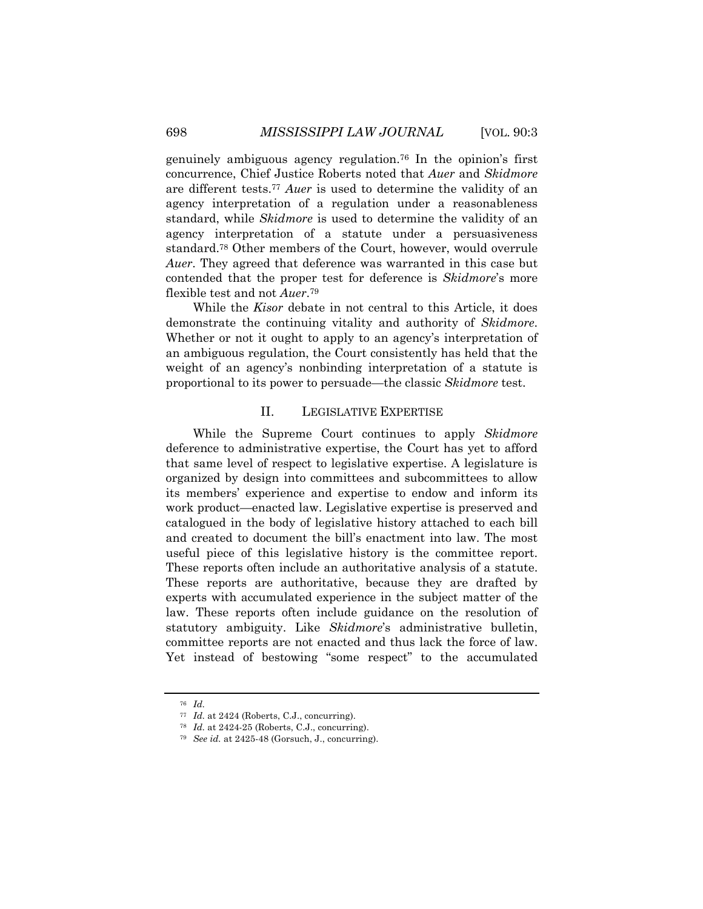genuinely ambiguous agency regulation.[76] In the opinion's first concurrence, Chief Justice Roberts noted that *Auer* and *Skidmore* are different tests.[77] *Auer* is used to determine the validity of an agency interpretation of a regulation under a reasonableness standard, while *Skidmore* is used to determine the validity of an agency interpretation of a statute under a persuasiveness standard.[78] Other members of the Court, however, would overrule *Auer*. They agreed that deference was warranted in this case but contended that the proper test for deference is *Skidmore*'s more flexible test and not *Auer*.[79]

While the *Kisor* debate in not central to this Article, it does demonstrate the continuing vitality and authority of *Skidmore*. Whether or not it ought to apply to an agency's interpretation of an ambiguous regulation, the Court consistently has held that the weight of an agency's nonbinding interpretation of a statute is proportional to its power to persuade—the classic *Skidmore* test.

## II. LEGISLATIVE EXPERTISE

While the Supreme Court continues to apply *Skidmore* deference to administrative expertise, the Court has yet to afford that same level of respect to legislative expertise. A legislature is organized by design into committees and subcommittees to allow its members' experience and expertise to endow and inform its work product—enacted law. Legislative expertise is preserved and catalogued in the body of legislative history attached to each bill and created to document the bill's enactment into law. The most useful piece of this legislative history is the committee report. These reports often include an authoritative analysis of a statute. These reports are authoritative, because they are drafted by experts with accumulated experience in the subject matter of the law. These reports often include guidance on the resolution of statutory ambiguity. Like *Skidmore*'s administrative bulletin, committee reports are not enacted and thus lack the force of law. Yet instead of bestowing "some respect" to the accumulated

---

[76] *Id.*

[77] *Id.* at 2424 (Roberts, C.J., concurring).

[78] *Id.* at 2424-25 (Roberts, C.J., concurring).

[79] *See id.* at 2425-48 (Gorsuch, J., concurring).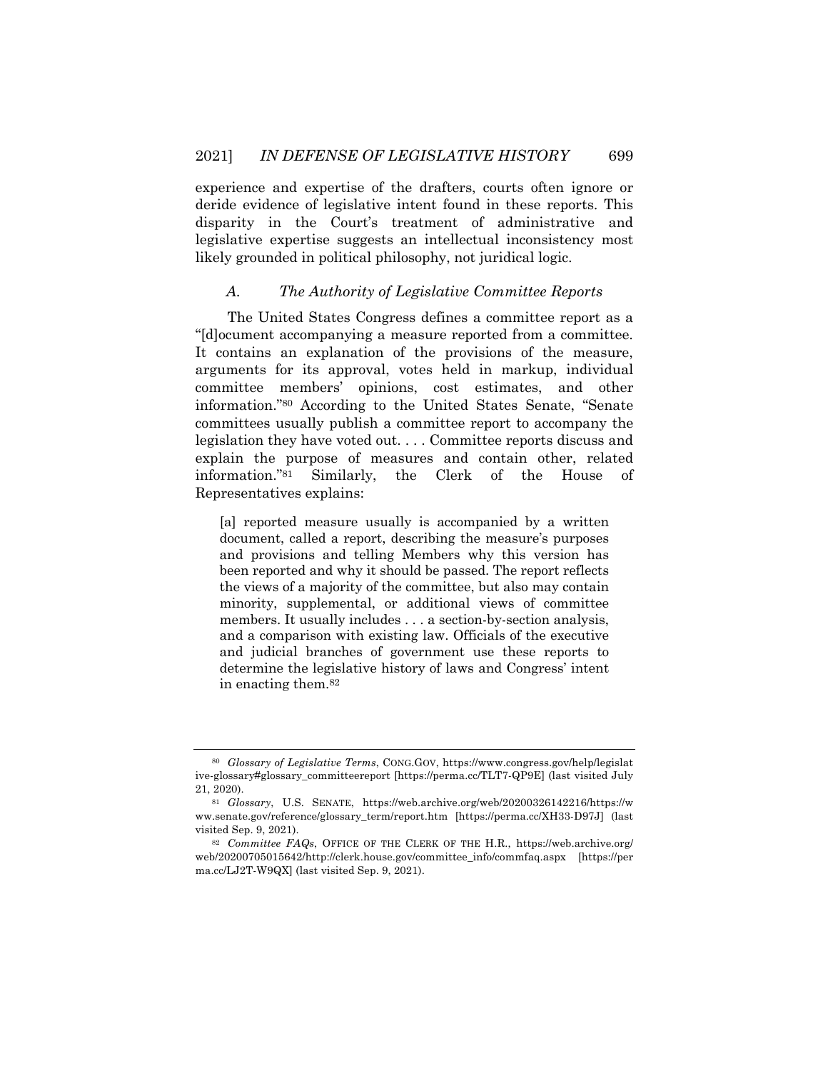experience and expertise of the drafters, courts often ignore or deride evidence of legislative intent found in these reports. This disparity in the Court's treatment of administrative and legislative expertise suggests an intellectual inconsistency most likely grounded in political philosophy, not juridical logic.

### *A. The Authority of Legislative Committee Reports*

The United States Congress defines a committee report as a "[d]ocument accompanying a measure reported from a committee. It contains an explanation of the provisions of the measure, arguments for its approval, votes held in markup, individual committee members' opinions, cost estimates, and other information."[80] According to the United States Senate, "Senate committees usually publish a committee report to accompany the legislation they have voted out. . . . Committee reports discuss and explain the purpose of measures and contain other, related information."[81] Similarly, the Clerk of the House of Representatives explains:

> [a] reported measure usually is accompanied by a written document, called a report, describing the measure's purposes and provisions and telling Members why this version has been reported and why it should be passed. The report reflects the views of a majority of the committee, but also may contain minority, supplemental, or additional views of committee members. It usually includes . . . a section-by-section analysis, and a comparison with existing law. Officials of the executive and judicial branches of government use these reports to determine the legislative history of laws and Congress' intent in enacting them.[82]

---

[80] *Glossary of Legislative Terms*, CONG.GOV, https://www.congress.gov/help/legislative-glossary#glossary_committeereport [https://perma.cc/TLT7-QP9E] (last visited July 21, 2020).

[81] *Glossary*, U.S. SENATE, https://web.archive.org/web/20200326142216/https://www.senate.gov/reference/glossary_term/report.htm [https://perma.cc/XH33-D97J] (last visited Sep. 9, 2021).

[82] *Committee FAQs*, OFFICE OF THE CLERK OF THE H.R., https://web.archive.org/web/20200705015642/http://clerk.house.gov/committee_info/commfaq.aspx [https://perma.cc/LJ2T-W9QX] (last visited Sep. 9, 2021).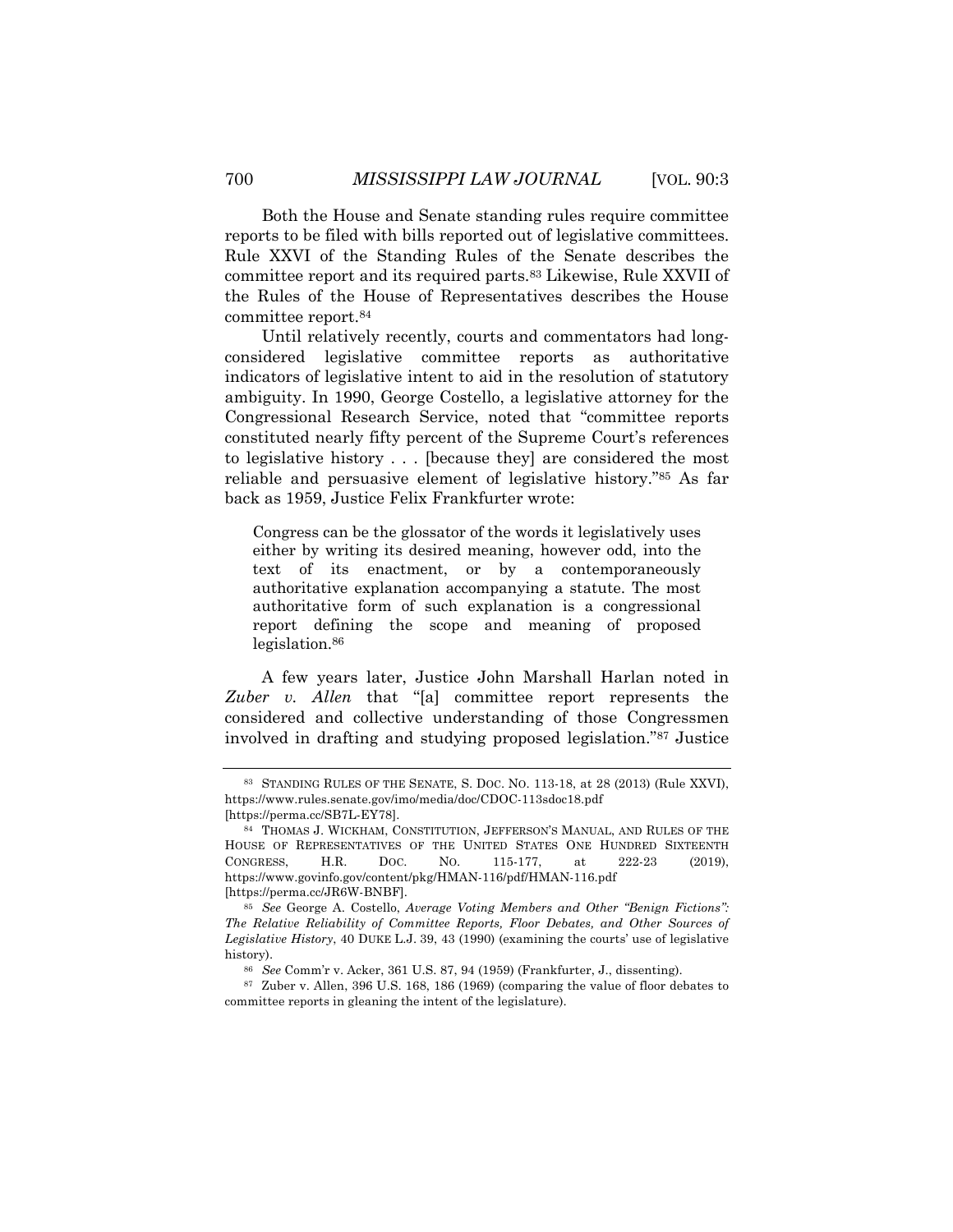Both the House and Senate standing rules require committee reports to be filed with bills reported out of legislative committees. Rule XXVI of the Standing Rules of the Senate describes the committee report and its required parts.[83] Likewise, Rule XXVII of the Rules of the House of Representatives describes the House committee report.[84]

Until relatively recently, courts and commentators had long-considered legislative committee reports as authoritative indicators of legislative intent to aid in the resolution of statutory ambiguity. In 1990, George Costello, a legislative attorney for the Congressional Research Service, noted that "committee reports constituted nearly fifty percent of the Supreme Court's references to legislative history . . . [because they] are considered the most reliable and persuasive element of legislative history."[85] As far back as 1959, Justice Felix Frankfurter wrote:

> Congress can be the glossator of the words it legislatively uses either by writing its desired meaning, however odd, into the text of its enactment, or by a contemporaneously authoritative explanation accompanying a statute. The most authoritative form of such explanation is a congressional report defining the scope and meaning of proposed legislation.[86]

A few years later, Justice John Marshall Harlan noted in *Zuber v. Allen* that "[a] committee report represents the considered and collective understanding of those Congressmen involved in drafting and studying proposed legislation."[87] Justice

---

[83] STANDING RULES OF THE SENATE, S. DOC. NO. 113-18, at 28 (2013) (Rule XXVI), https://www.rules.senate.gov/imo/media/doc/CDOC-113sdoc18.pdf [https://perma.cc/SB7L-EY78].

[84] THOMAS J. WICKHAM, CONSTITUTION, JEFFERSON'S MANUAL, AND RULES OF THE HOUSE OF REPRESENTATIVES OF THE UNITED STATES ONE HUNDRED SIXTEENTH CONGRESS, H.R. DOC. NO. 115-177, at 222-23 (2019), https://www.govinfo.gov/content/pkg/HMAN-116/pdf/HMAN-116.pdf [https://perma.cc/JR6W-BNBF].

[85] *See* George A. Costello, *Average Voting Members and Other "Benign Fictions": The Relative Reliability of Committee Reports, Floor Debates, and Other Sources of Legislative History*, 40 DUKE L.J. 39, 43 (1990) (examining the courts' use of legislative history).

[86] *See* Comm'r v. Acker, 361 U.S. 87, 94 (1959) (Frankfurter, J., dissenting).

[87] Zuber v. Allen, 396 U.S. 168, 186 (1969) (comparing the value of floor debates to committee reports in gleaning the intent of the legislature).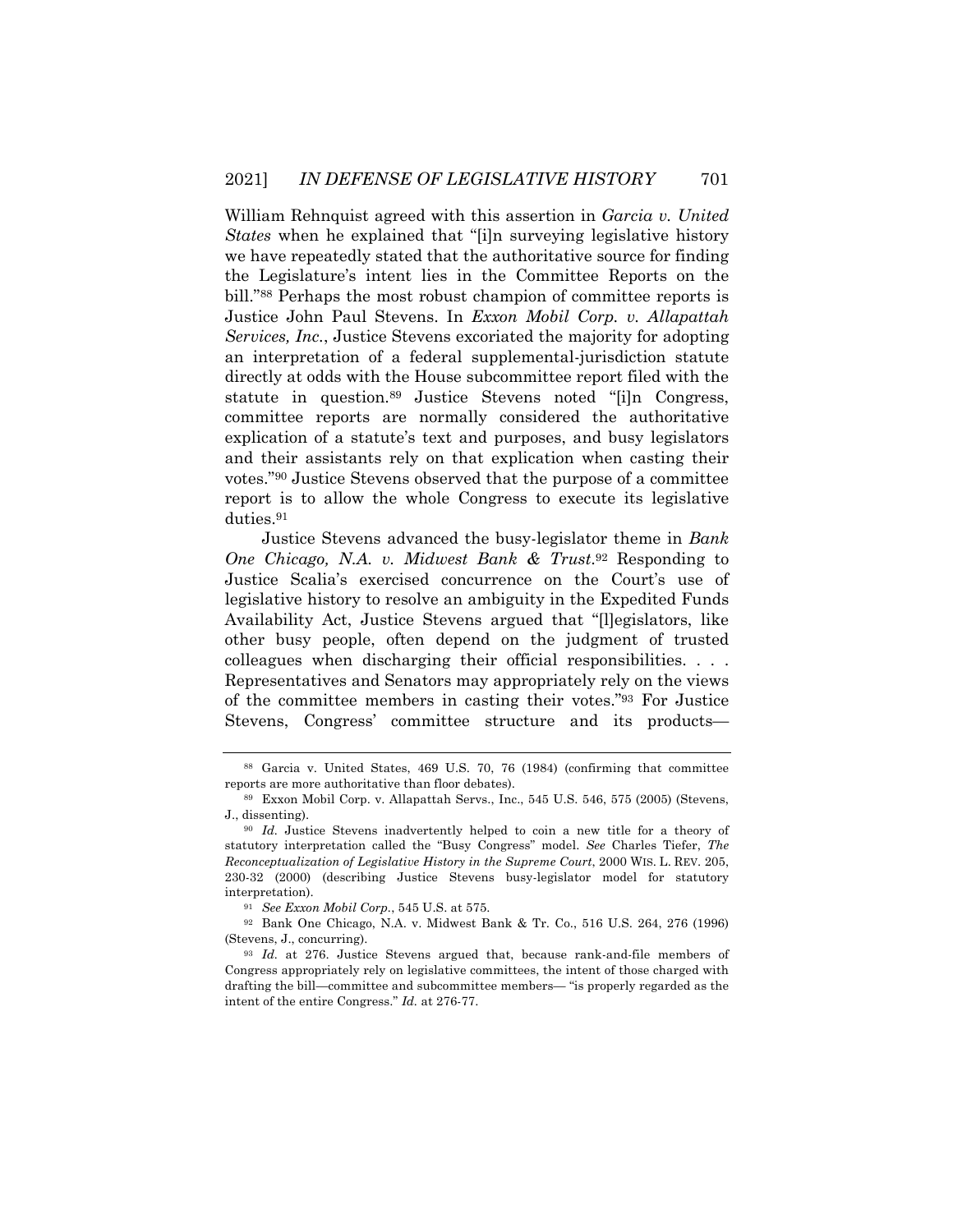William Rehnquist agreed with this assertion in *Garcia v. United States* when he explained that "[i]n surveying legislative history we have repeatedly stated that the authoritative source for finding the Legislature's intent lies in the Committee Reports on the bill."[88] Perhaps the most robust champion of committee reports is Justice John Paul Stevens. In *Exxon Mobil Corp. v. Allapattah Services, Inc.*, Justice Stevens excoriated the majority for adopting an interpretation of a federal supplemental-jurisdiction statute directly at odds with the House subcommittee report filed with the statute in question.[89] Justice Stevens noted "[i]n Congress, committee reports are normally considered the authoritative explication of a statute's text and purposes, and busy legislators and their assistants rely on that explication when casting their votes."[90] Justice Stevens observed that the purpose of a committee report is to allow the whole Congress to execute its legislative duties.[91]

Justice Stevens advanced the busy-legislator theme in *Bank One Chicago, N.A. v. Midwest Bank & Trust*.[92] Responding to Justice Scalia's exercised concurrence on the Court's use of legislative history to resolve an ambiguity in the Expedited Funds Availability Act, Justice Stevens argued that "[l]egislators, like other busy people, often depend on the judgment of trusted colleagues when discharging their official responsibilities. . . . Representatives and Senators may appropriately rely on the views of the committee members in casting their votes."[93] For Justice Stevens, Congress' committee structure and its products—

---

[88] Garcia v. United States, 469 U.S. 70, 76 (1984) (confirming that committee reports are more authoritative than floor debates).

[89] Exxon Mobil Corp. v. Allapattah Servs., Inc., 545 U.S. 546, 575 (2005) (Stevens, J., dissenting).

[90] *Id.* Justice Stevens inadvertently helped to coin a new title for a theory of statutory interpretation called the "Busy Congress" model. *See* Charles Tiefer, *The Reconceptualization of Legislative History in the Supreme Court*, 2000 WIS. L. REV. 205, 230-32 (2000) (describing Justice Stevens busy-legislator model for statutory interpretation).

[91] *See Exxon Mobil Corp.*, 545 U.S. at 575.

[92] Bank One Chicago, N.A. v. Midwest Bank & Tr. Co., 516 U.S. 264, 276 (1996) (Stevens, J., concurring).

[93] *Id.* at 276. Justice Stevens argued that, because rank-and-file members of Congress appropriately rely on legislative committees, the intent of those charged with drafting the bill—committee and subcommittee members— "is properly regarded as the intent of the entire Congress." *Id.* at 276-77.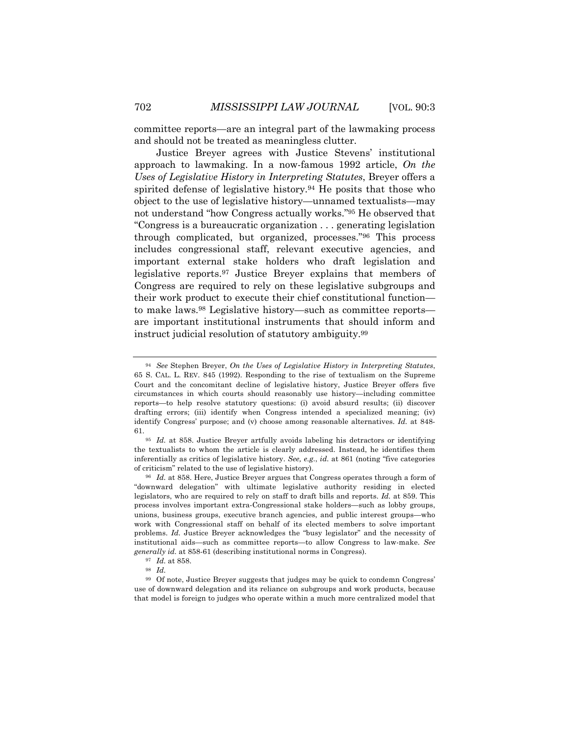committee reports—are an integral part of the lawmaking process and should not be treated as meaningless clutter.

Justice Breyer agrees with Justice Stevens' institutional approach to lawmaking. In a now-famous 1992 article, *On the Uses of Legislative History in Interpreting Statutes*, Breyer offers a spirited defense of legislative history.[94] He posits that those who object to the use of legislative history—unnamed textualists—may not understand "how Congress actually works."[95] He observed that "Congress is a bureaucratic organization . . . generating legislation through complicated, but organized, processes."[96] This process includes congressional staff, relevant executive agencies, and important external stake holders who draft legislation and legislative reports.[97] Justice Breyer explains that members of Congress are required to rely on these legislative subgroups and their work product to execute their chief constitutional function—to make laws.[98] Legislative history—such as committee reports—are important institutional instruments that should inform and instruct judicial resolution of statutory ambiguity.[99]

---

[94] *See* Stephen Breyer, *On the Uses of Legislative History in Interpreting Statutes*, 65 S. CAL. L. REV. 845 (1992). Responding to the rise of textualism on the Supreme Court and the concomitant decline of legislative history, Justice Breyer offers five circumstances in which courts should reasonably use history—including committee reports—to help resolve statutory questions: (i) avoid absurd results; (ii) discover drafting errors; (iii) identify when Congress intended a specialized meaning; (iv) identify Congress' purpose; and (v) choose among reasonable alternatives. *Id.* at 848-61.

[95] *Id.* at 858. Justice Breyer artfully avoids labeling his detractors or identifying the textualists to whom the article is clearly addressed. Instead, he identifies them inferentially as critics of legislative history. *See, e.g.*, *id.* at 861 (noting "five categories of criticism" related to the use of legislative history).

[96] *Id.* at 858. Here, Justice Breyer argues that Congress operates through a form of "downward delegation" with ultimate legislative authority residing in elected legislators, who are required to rely on staff to draft bills and reports. *Id.* at 859. This process involves important extra-Congressional stake holders—such as lobby groups, unions, business groups, executive branch agencies, and public interest groups—who work with Congressional staff on behalf of its elected members to solve important problems. *Id.* Justice Breyer acknowledges the "busy legislator" and the necessity of institutional aids—such as committee reports—to allow Congress to law-make. *See generally id.* at 858-61 (describing institutional norms in Congress).

[97] *Id.* at 858.

[98] *Id.*

[99] Of note, Justice Breyer suggests that judges may be quick to condemn Congress' use of downward delegation and its reliance on subgroups and work products, because that model is foreign to judges who operate within a much more centralized model that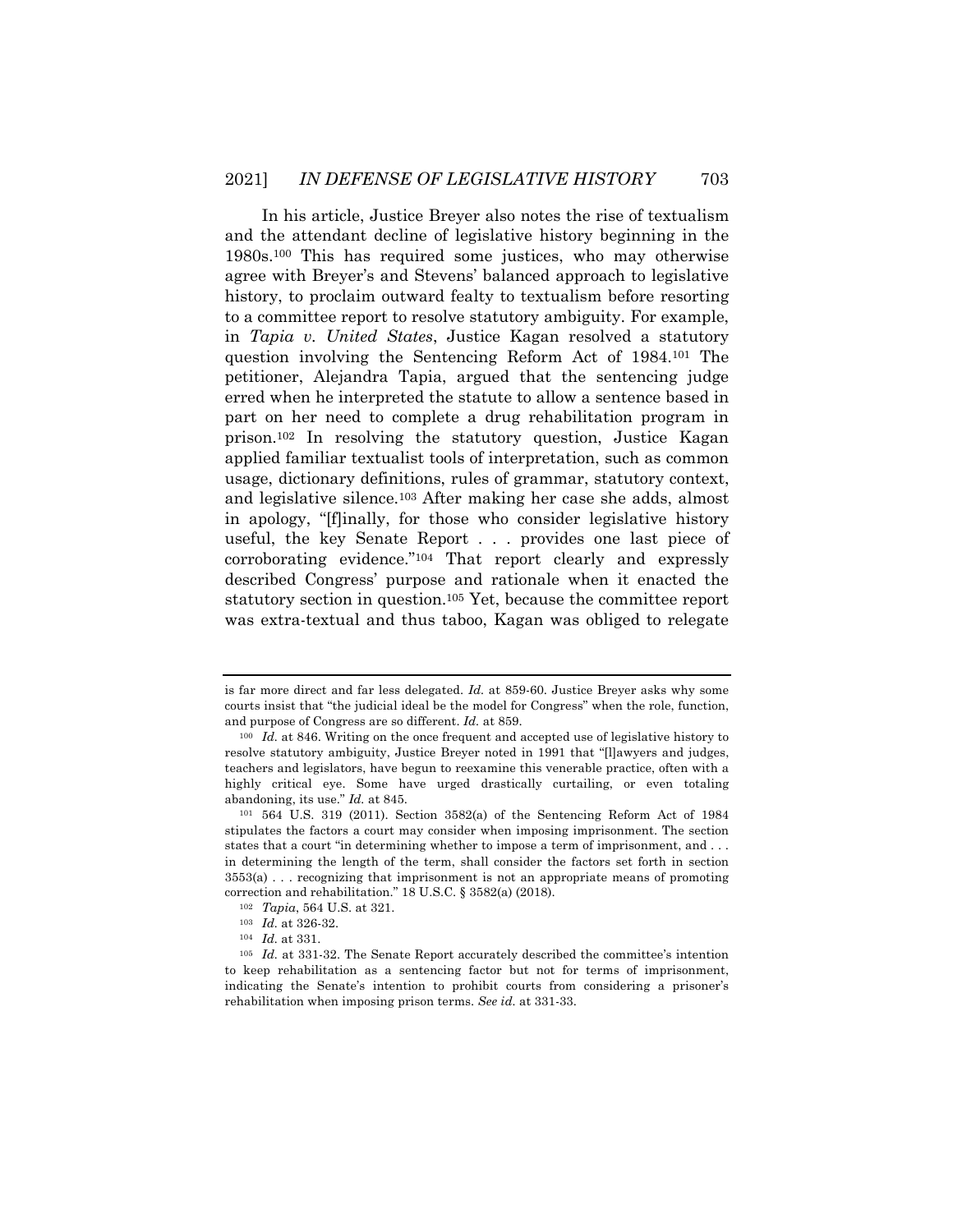In his article, Justice Breyer also notes the rise of textualism and the attendant decline of legislative history beginning in the 1980s.[100] This has required some justices, who may otherwise agree with Breyer's and Stevens' balanced approach to legislative history, to proclaim outward fealty to textualism before resorting to a committee report to resolve statutory ambiguity. For example, in *Tapia v. United States*, Justice Kagan resolved a statutory question involving the Sentencing Reform Act of 1984.[101] The petitioner, Alejandra Tapia, argued that the sentencing judge erred when he interpreted the statute to allow a sentence based in part on her need to complete a drug rehabilitation program in prison.[102] In resolving the statutory question, Justice Kagan applied familiar textualist tools of interpretation, such as common usage, dictionary definitions, rules of grammar, statutory context, and legislative silence.[103] After making her case she adds, almost in apology, "[f]inally, for those who consider legislative history useful, the key Senate Report . . . provides one last piece of corroborating evidence."[104] That report clearly and expressly described Congress' purpose and rationale when it enacted the statutory section in question.[105] Yet, because the committee report was extra-textual and thus taboo, Kagan was obliged to relegate

---

is far more direct and far less delegated. *Id.* at 859-60. Justice Breyer asks why some courts insist that "the judicial ideal be the model for Congress" when the role, function, and purpose of Congress are so different. *Id.* at 859.

[100] *Id.* at 846. Writing on the once frequent and accepted use of legislative history to resolve statutory ambiguity, Justice Breyer noted in 1991 that "[l]awyers and judges, teachers and legislators, have begun to reexamine this venerable practice, often with a highly critical eye. Some have urged drastically curtailing, or even totaling abandoning, its use." *Id.* at 845.

[101] 564 U.S. 319 (2011). Section 3582(a) of the Sentencing Reform Act of 1984 stipulates the factors a court may consider when imposing imprisonment. The section states that a court "in determining whether to impose a term of imprisonment, and . . . in determining the length of the term, shall consider the factors set forth in section 3553(a) . . . recognizing that imprisonment is not an appropriate means of promoting correction and rehabilitation." 18 U.S.C. § 3582(a) (2018).

[102] *Tapia*, 564 U.S. at 321.

[103] *Id.* at 326-32.

[104] *Id.* at 331.

[105] *Id.* at 331-32. The Senate Report accurately described the committee's intention to keep rehabilitation as a sentencing factor but not for terms of imprisonment, indicating the Senate's intention to prohibit courts from considering a prisoner's rehabilitation when imposing prison terms. *See id.* at 331-33.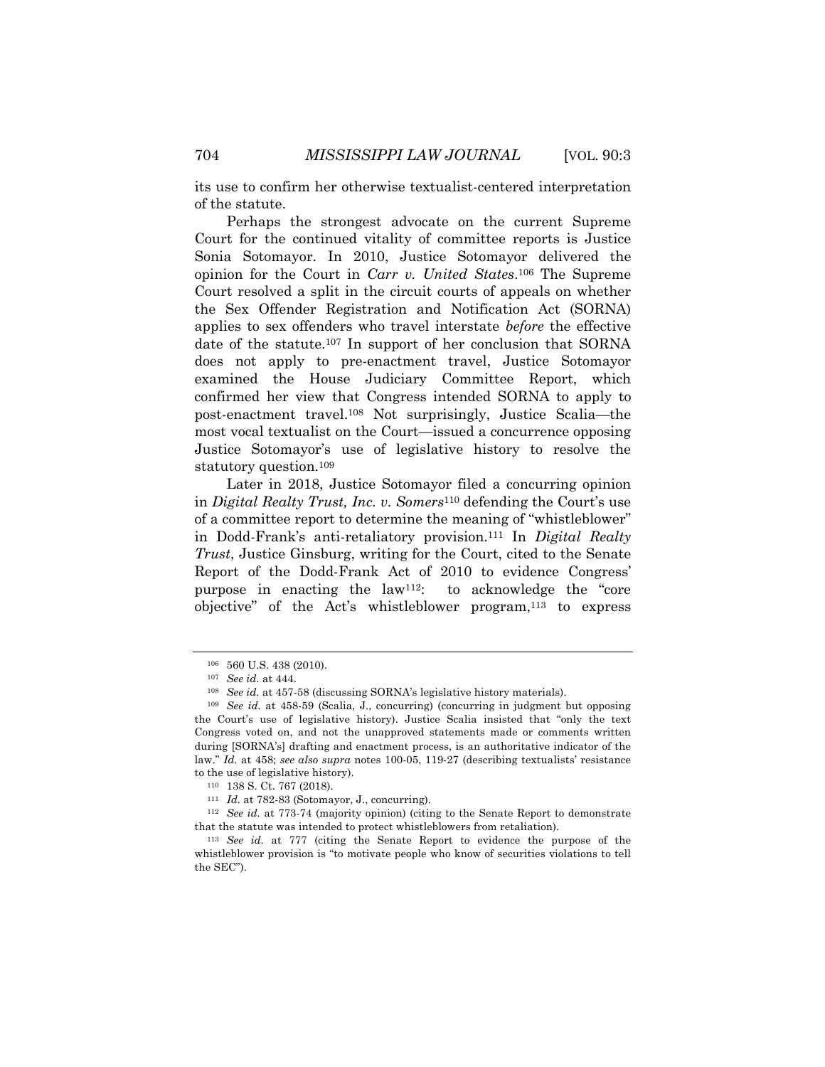its use to confirm her otherwise textualist-centered interpretation of the statute.

Perhaps the strongest advocate on the current Supreme Court for the continued vitality of committee reports is Justice Sonia Sotomayor. In 2010, Justice Sotomayor delivered the opinion for the Court in *Carr v. United States*.[106] The Supreme Court resolved a split in the circuit courts of appeals on whether the Sex Offender Registration and Notification Act (SORNA) applies to sex offenders who travel interstate *before* the effective date of the statute.[107] In support of her conclusion that SORNA does not apply to pre-enactment travel, Justice Sotomayor examined the House Judiciary Committee Report, which confirmed her view that Congress intended SORNA to apply to post-enactment travel.[108] Not surprisingly, Justice Scalia—the most vocal textualist on the Court—issued a concurrence opposing Justice Sotomayor's use of legislative history to resolve the statutory question.[109]

Later in 2018, Justice Sotomayor filed a concurring opinion in *Digital Realty Trust, Inc. v. Somers*[110] defending the Court's use of a committee report to determine the meaning of "whistleblower" in Dodd-Frank's anti-retaliatory provision.[111] In *Digital Realty Trust*, Justice Ginsburg, writing for the Court, cited to the Senate Report of the Dodd-Frank Act of 2010 to evidence Congress' purpose in enacting the law[112]: to acknowledge the "core objective" of the Act's whistleblower program,[113] to express

---

[106] 560 U.S. 438 (2010).

[107] *See id.* at 444.

[108] *See id.* at 457-58 (discussing SORNA's legislative history materials).

[109] *See id.* at 458-59 (Scalia, J., concurring) (concurring in judgment but opposing the Court's use of legislative history). Justice Scalia insisted that "only the text Congress voted on, and not the unapproved statements made or comments written during [SORNA's] drafting and enactment process, is an authoritative indicator of the law." *Id.* at 458; *see also supra* notes 100-05, 119-27 (describing textualists' resistance to the use of legislative history).

[110] 138 S. Ct. 767 (2018).

[111] *Id.* at 782-83 (Sotomayor, J., concurring).

[112] *See id.* at 773-74 (majority opinion) (citing to the Senate Report to demonstrate that the statute was intended to protect whistleblowers from retaliation).

[113] *See id.* at 777 (citing the Senate Report to evidence the purpose of the whistleblower provision is "to motivate people who know of securities violations to tell the SEC").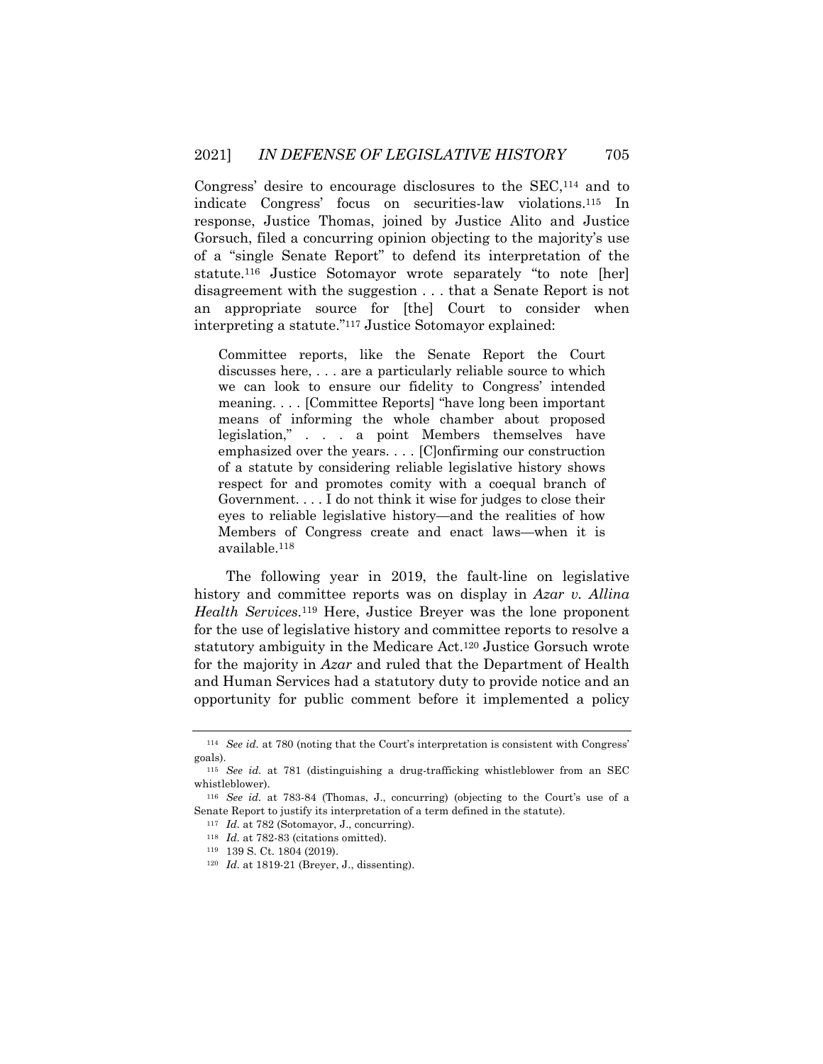Congress' desire to encourage disclosures to the SEC,[114] and to indicate Congress' focus on securities-law violations.[115] In response, Justice Thomas, joined by Justice Alito and Justice Gorsuch, filed a concurring opinion objecting to the majority's use of a "single Senate Report" to defend its interpretation of the statute.[116] Justice Sotomayor wrote separately "to note [her] disagreement with the suggestion . . . that a Senate Report is not an appropriate source for [the] Court to consider when interpreting a statute."[117] Justice Sotomayor explained:

> Committee reports, like the Senate Report the Court discusses here, . . . are a particularly reliable source to which we can look to ensure our fidelity to Congress' intended meaning. . . . [Committee Reports] "have long been important means of informing the whole chamber about proposed legislation," . . . a point Members themselves have emphasized over the years. . . . [C]onfirming our construction of a statute by considering reliable legislative history shows respect for and promotes comity with a coequal branch of Government. . . . I do not think it wise for judges to close their eyes to reliable legislative history—and the realities of how Members of Congress create and enact laws—when it is available.[118]

The following year in 2019, the fault-line on legislative history and committee reports was on display in *Azar v. Allina Health Services*.[119] Here, Justice Breyer was the lone proponent for the use of legislative history and committee reports to resolve a statutory ambiguity in the Medicare Act.[120] Justice Gorsuch wrote for the majority in *Azar* and ruled that the Department of Health and Human Services had a statutory duty to provide notice and an opportunity for public comment before it implemented a policy

---

[114] *See id.* at 780 (noting that the Court's interpretation is consistent with Congress' goals).

[115] *See id.* at 781 (distinguishing a drug-trafficking whistleblower from an SEC whistleblower).

[116] *See id.* at 783-84 (Thomas, J., concurring) (objecting to the Court's use of a Senate Report to justify its interpretation of a term defined in the statute).

[117] *Id.* at 782 (Sotomayor, J., concurring).

[118] *Id.* at 782-83 (citations omitted).

[119] 139 S. Ct. 1804 (2019).

[120] *Id.* at 1819-21 (Breyer, J., dissenting).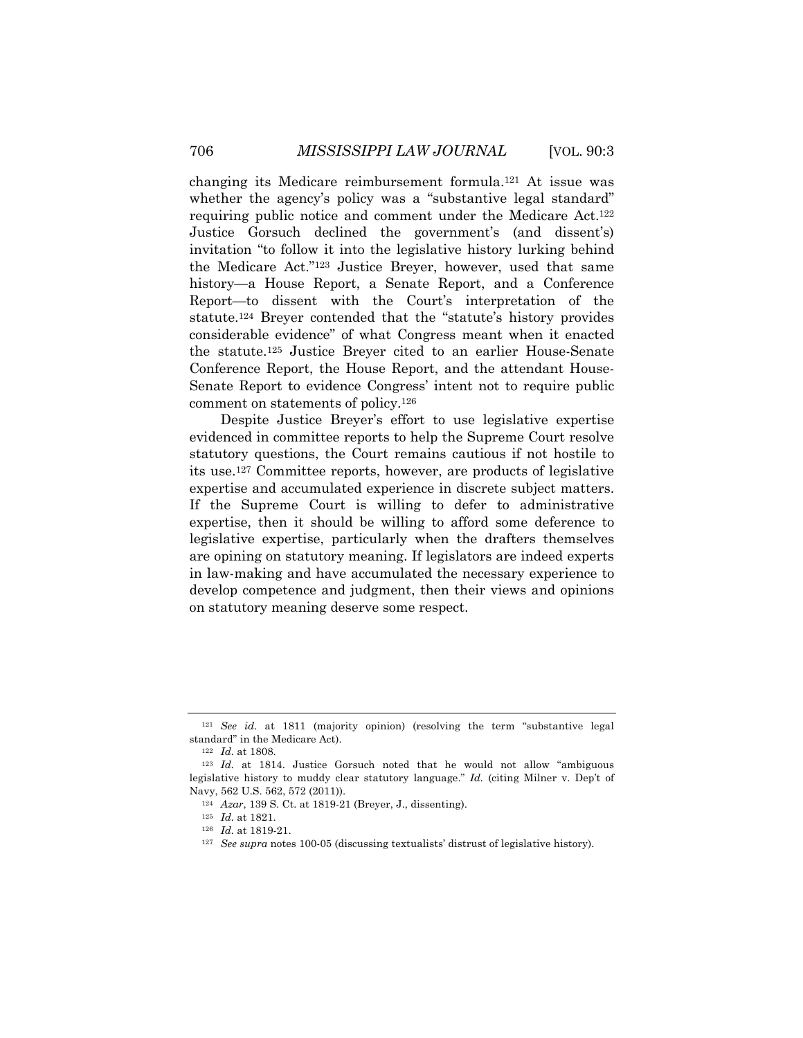changing its Medicare reimbursement formula.[121] At issue was whether the agency's policy was a "substantive legal standard" requiring public notice and comment under the Medicare Act.[122] Justice Gorsuch declined the government's (and dissent's) invitation "to follow it into the legislative history lurking behind the Medicare Act."[123] Justice Breyer, however, used that same history—a House Report, a Senate Report, and a Conference Report—to dissent with the Court's interpretation of the statute.[124] Breyer contended that the "statute's history provides considerable evidence" of what Congress meant when it enacted the statute.[125] Justice Breyer cited to an earlier House-Senate Conference Report, the House Report, and the attendant House-Senate Report to evidence Congress' intent not to require public comment on statements of policy.[126]

Despite Justice Breyer's effort to use legislative expertise evidenced in committee reports to help the Supreme Court resolve statutory questions, the Court remains cautious if not hostile to its use.[127] Committee reports, however, are products of legislative expertise and accumulated experience in discrete subject matters. If the Supreme Court is willing to defer to administrative expertise, then it should be willing to afford some deference to legislative expertise, particularly when the drafters themselves are opining on statutory meaning. If legislators are indeed experts in law-making and have accumulated the necessary experience to develop competence and judgment, then their views and opinions on statutory meaning deserve some respect.

---

[121] *See id.* at 1811 (majority opinion) (resolving the term "substantive legal standard" in the Medicare Act).

[122] *Id.* at 1808.

[123] *Id.* at 1814. Justice Gorsuch noted that he would not allow "ambiguous legislative history to muddy clear statutory language." *Id.* (citing Milner v. Dep't of Navy, 562 U.S. 562, 572 (2011)).

[124] *Azar*, 139 S. Ct. at 1819-21 (Breyer, J., dissenting).

[125] *Id.* at 1821.

[126] *Id.* at 1819-21.

[127] *See supra* notes 100-05 (discussing textualists' distrust of legislative history).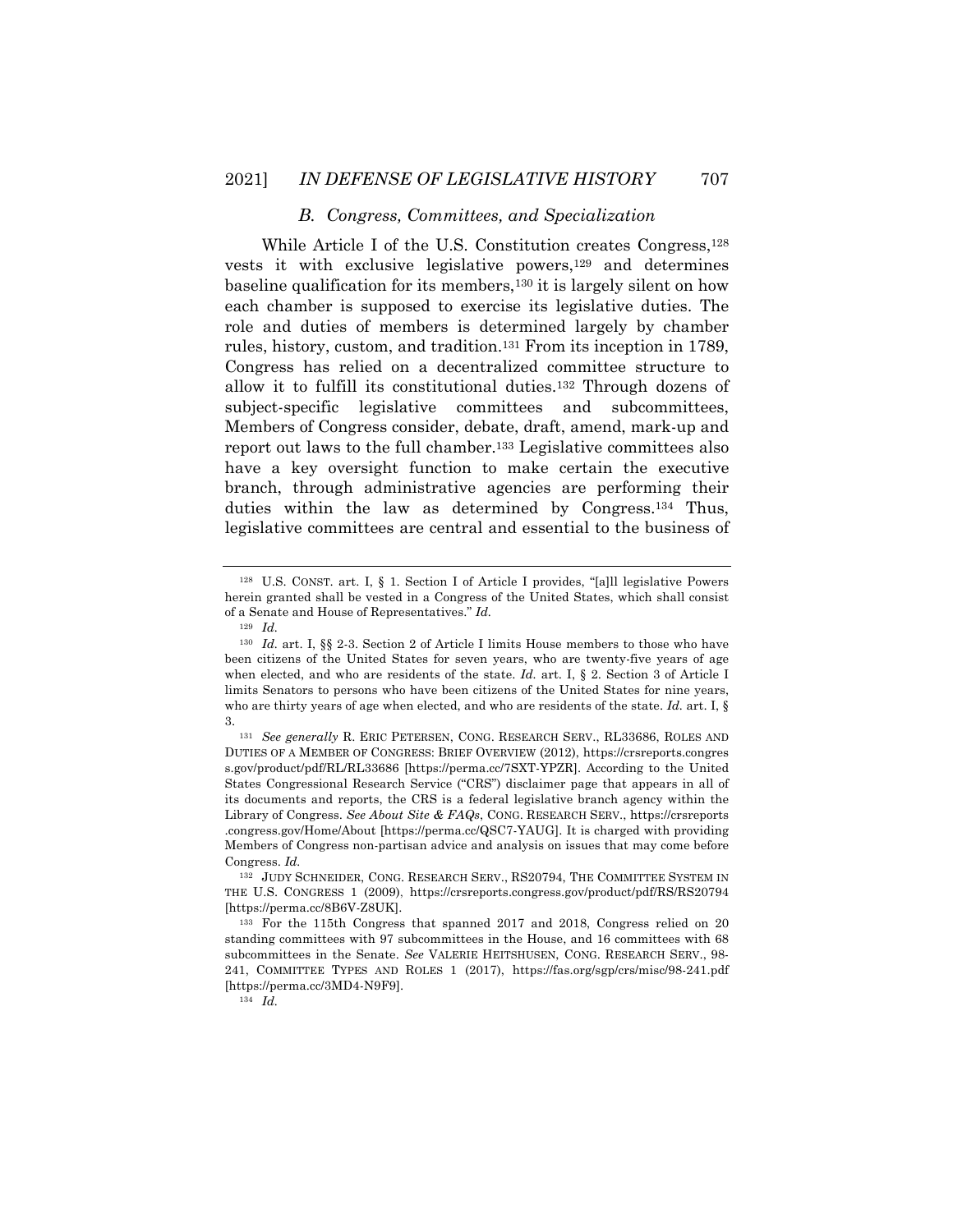### *B. Congress, Committees, and Specialization*

While Article I of the U.S. Constitution creates Congress,[128] vests it with exclusive legislative powers,[129] and determines baseline qualification for its members,[130] it is largely silent on how each chamber is supposed to exercise its legislative duties. The role and duties of members is determined largely by chamber rules, history, custom, and tradition.[131] From its inception in 1789, Congress has relied on a decentralized committee structure to allow it to fulfill its constitutional duties.[132] Through dozens of subject-specific legislative committees and subcommittees, Members of Congress consider, debate, draft, amend, mark-up and report out laws to the full chamber.[133] Legislative committees also have a key oversight function to make certain the executive branch, through administrative agencies are performing their duties within the law as determined by Congress.[134] Thus, legislative committees are central and essential to the business of

---

[128] U.S. CONST. art. I, § 1. Section I of Article I provides, "[a]ll legislative Powers herein granted shall be vested in a Congress of the United States, which shall consist of a Senate and House of Representatives." *Id.*

[129] *Id.*

[130] *Id.* art. I, §§ 2-3. Section 2 of Article I limits House members to those who have been citizens of the United States for seven years, who are twenty-five years of age when elected, and who are residents of the state. *Id.* art. I, § 2. Section 3 of Article I limits Senators to persons who have been citizens of the United States for nine years, who are thirty years of age when elected, and who are residents of the state. *Id.* art. I, § 3.

[131] *See generally* R. ERIC PETERSEN, CONG. RESEARCH SERV., RL33686, ROLES AND DUTIES OF A MEMBER OF CONGRESS: BRIEF OVERVIEW (2012), https://crsreports.congress.gov/product/pdf/RL/RL33686 [https://perma.cc/7SXT-YPZR]. According to the United States Congressional Research Service ("CRS") disclaimer page that appears in all of its documents and reports, the CRS is a federal legislative branch agency within the Library of Congress. *See About Site & FAQs*, CONG. RESEARCH SERV., https://crsreports.congress.gov/Home/About [https://perma.cc/QSC7-YAUG]. It is charged with providing Members of Congress non-partisan advice and analysis on issues that may come before Congress. *Id.*

[132] JUDY SCHNEIDER, CONG. RESEARCH SERV., RS20794, THE COMMITTEE SYSTEM IN THE U.S. CONGRESS 1 (2009), https://crsreports.congress.gov/product/pdf/RS/RS20794 [https://perma.cc/8B6V-Z8UK].

[133] For the 115th Congress that spanned 2017 and 2018, Congress relied on 20 standing committees with 97 subcommittees in the House, and 16 committees with 68 subcommittees in the Senate. *See* VALERIE HEITSHUSEN, CONG. RESEARCH SERV., 98-241, COMMITTEE TYPES AND ROLES 1 (2017), https://fas.org/sgp/crs/misc/98-241.pdf [https://perma.cc/3MD4-N9F9].

[134] *Id.*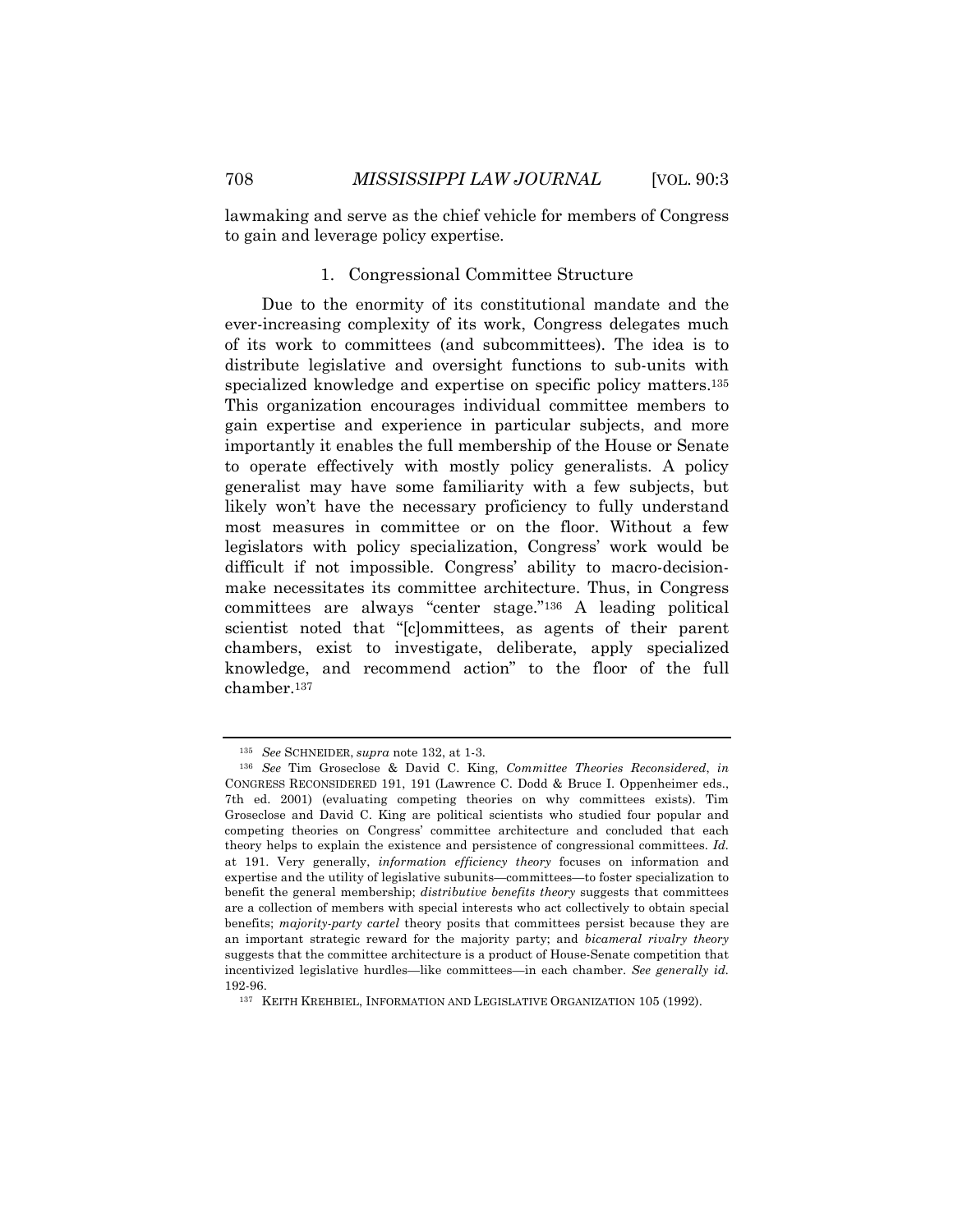lawmaking and serve as the chief vehicle for members of Congress to gain and leverage policy expertise.

### 1. Congressional Committee Structure

Due to the enormity of its constitutional mandate and the ever-increasing complexity of its work, Congress delegates much of its work to committees (and subcommittees). The idea is to distribute legislative and oversight functions to sub-units with specialized knowledge and expertise on specific policy matters.[135] This organization encourages individual committee members to gain expertise and experience in particular subjects, and more importantly it enables the full membership of the House or Senate to operate effectively with mostly policy generalists. A policy generalist may have some familiarity with a few subjects, but likely won't have the necessary proficiency to fully understand most measures in committee or on the floor. Without a few legislators with policy specialization, Congress' work would be difficult if not impossible. Congress' ability to macro-decision-make necessitates its committee architecture. Thus, in Congress committees are always "center stage."[136] A leading political scientist noted that "[c]ommittees, as agents of their parent chambers, exist to investigate, deliberate, apply specialized knowledge, and recommend action" to the floor of the full chamber.[137]

---

[135] *See* SCHNEIDER, *supra* note 132, at 1-3.

[136] *See* Tim Groseclose & David C. King, *Committee Theories Reconsidered*, *in* CONGRESS RECONSIDERED 191, 191 (Lawrence C. Dodd & Bruce I. Oppenheimer eds., 7th ed. 2001) (evaluating competing theories on why committees exists). Tim Groseclose and David C. King are political scientists who studied four popular and competing theories on Congress' committee architecture and concluded that each theory helps to explain the existence and persistence of congressional committees. *Id.* at 191. Very generally, *information efficiency theory* focuses on information and expertise and the utility of legislative subunits—committees—to foster specialization to benefit the general membership; *distributive benefits theory* suggests that committees are a collection of members with special interests who act collectively to obtain special benefits; *majority-party cartel* theory posits that committees persist because they are an important strategic reward for the majority party; and *bicameral rivalry theory* suggests that the committee architecture is a product of House-Senate competition that incentivized legislative hurdles—like committees—in each chamber. *See generally id.* 192-96.

[137] KEITH KREHBIEL, INFORMATION AND LEGISLATIVE ORGANIZATION 105 (1992).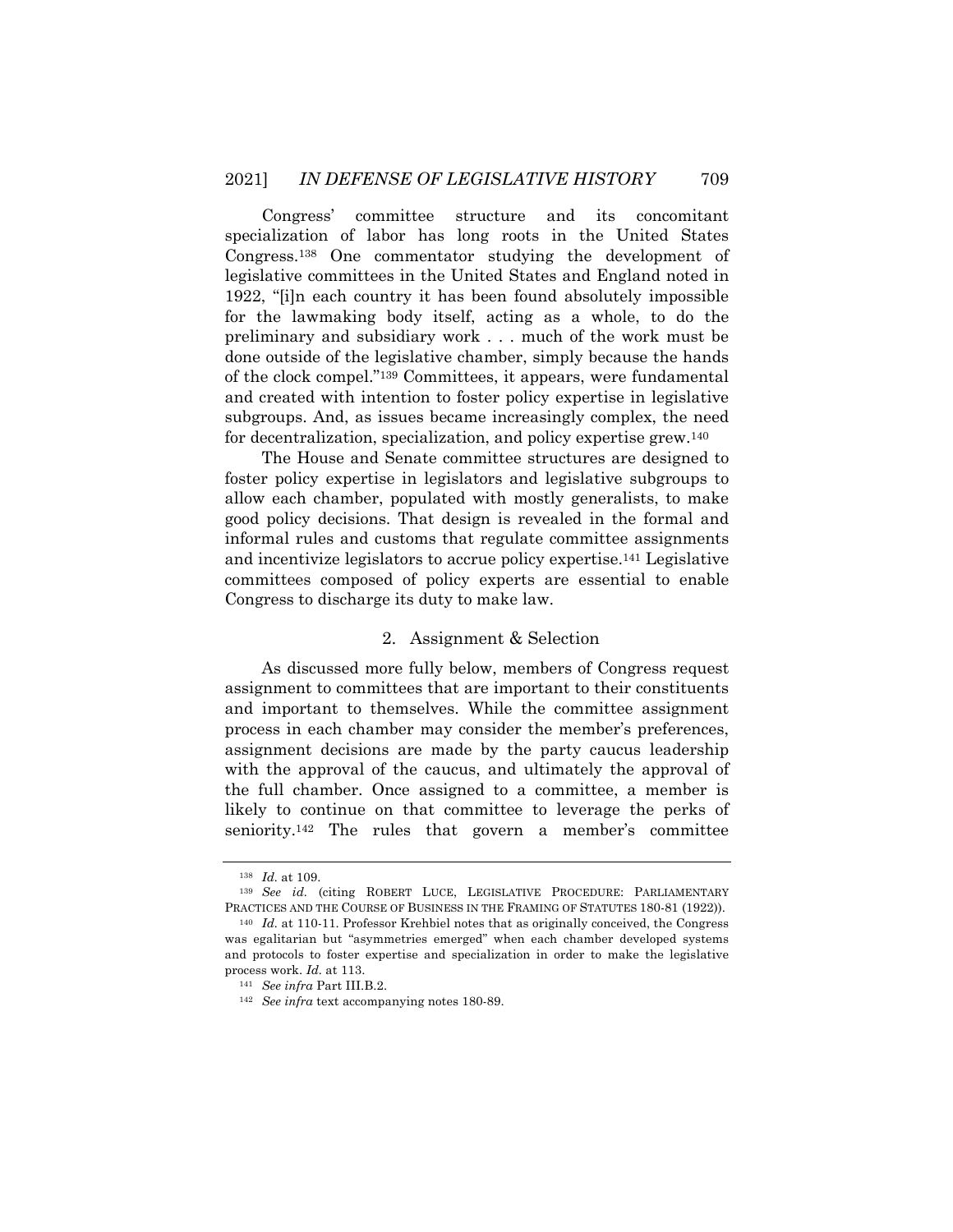Congress' committee structure and its concomitant specialization of labor has long roots in the United States Congress.[138] One commentator studying the development of legislative committees in the United States and England noted in 1922, "[i]n each country it has been found absolutely impossible for the lawmaking body itself, acting as a whole, to do the preliminary and subsidiary work . . . much of the work must be done outside of the legislative chamber, simply because the hands of the clock compel."[139] Committees, it appears, were fundamental and created with intention to foster policy expertise in legislative subgroups. And, as issues became increasingly complex, the need for decentralization, specialization, and policy expertise grew.[140]

The House and Senate committee structures are designed to foster policy expertise in legislators and legislative subgroups to allow each chamber, populated with mostly generalists, to make good policy decisions. That design is revealed in the formal and informal rules and customs that regulate committee assignments and incentivize legislators to accrue policy expertise.[141] Legislative committees composed of policy experts are essential to enable Congress to discharge its duty to make law.

### 2. Assignment & Selection

As discussed more fully below, members of Congress request assignment to committees that are important to their constituents and important to themselves. While the committee assignment process in each chamber may consider the member's preferences, assignment decisions are made by the party caucus leadership with the approval of the caucus, and ultimately the approval of the full chamber. Once assigned to a committee, a member is likely to continue on that committee to leverage the perks of seniority.[142] The rules that govern a member's committee

---

[138] *Id.* at 109.

[139] *See id.* (citing ROBERT LUCE, LEGISLATIVE PROCEDURE: PARLIAMENTARY PRACTICES AND THE COURSE OF BUSINESS IN THE FRAMING OF STATUTES 180-81 (1922)).

[140] *Id.* at 110-11. Professor Krehbiel notes that as originally conceived, the Congress was egalitarian but "asymmetries emerged" when each chamber developed systems and protocols to foster expertise and specialization in order to make the legislative process work. *Id.* at 113.

[141] *See infra* Part III.B.2.

[142] *See infra* text accompanying notes 180-89.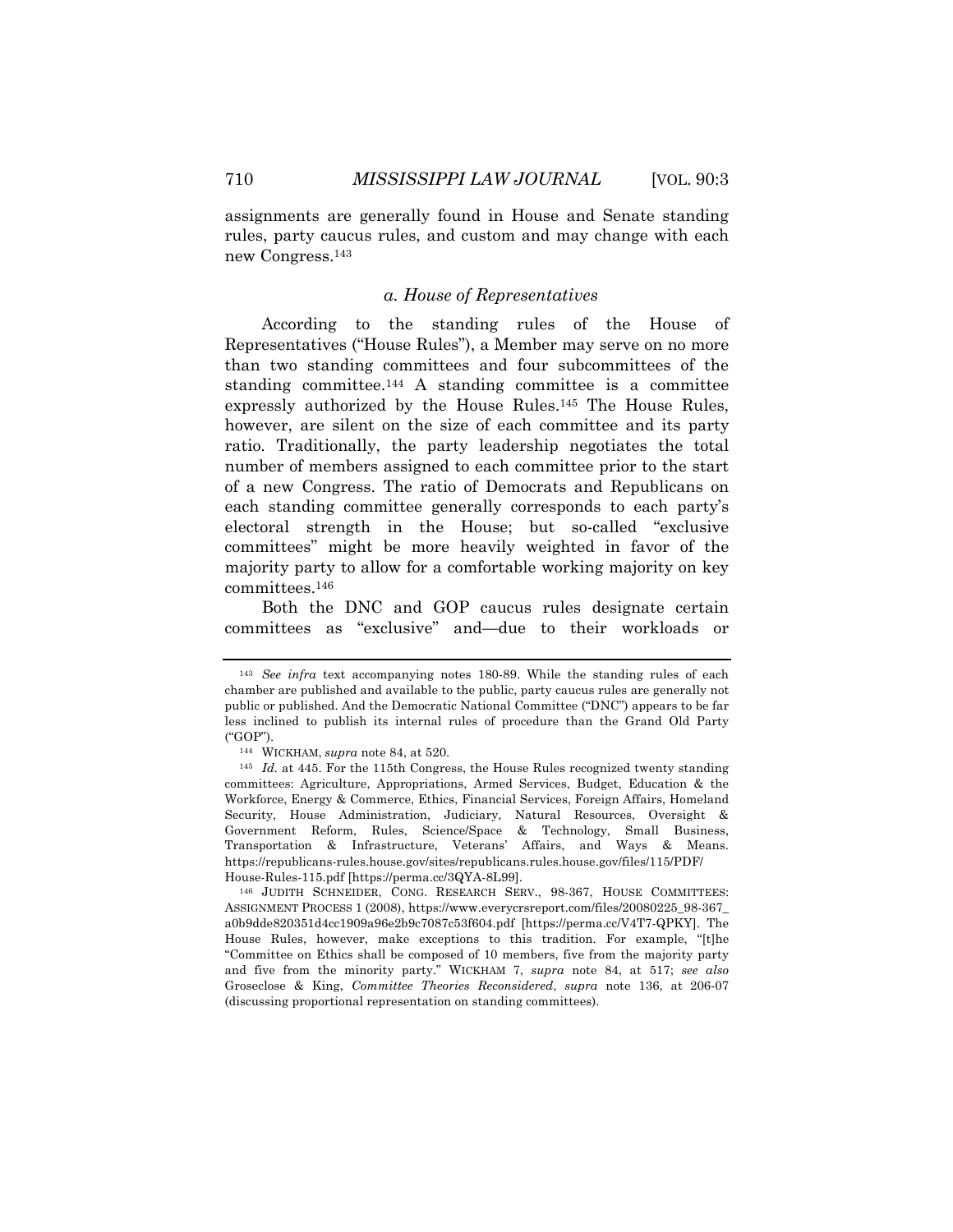assignments are generally found in House and Senate standing rules, party caucus rules, and custom and may change with each new Congress.[143]

### *a. House of Representatives*

According to the standing rules of the House of Representatives ("House Rules"), a Member may serve on no more than two standing committees and four subcommittees of the standing committee.[144] A standing committee is a committee expressly authorized by the House Rules.[145] The House Rules, however, are silent on the size of each committee and its party ratio. Traditionally, the party leadership negotiates the total number of members assigned to each committee prior to the start of a new Congress. The ratio of Democrats and Republicans on each standing committee generally corresponds to each party's electoral strength in the House; but so-called "exclusive committees" might be more heavily weighted in favor of the majority party to allow for a comfortable working majority on key committees.[146]

Both the DNC and GOP caucus rules designate certain committees as "exclusive" and—due to their workloads or

---

[143] *See infra* text accompanying notes 180-89. While the standing rules of each chamber are published and available to the public, party caucus rules are generally not public or published. And the Democratic National Committee ("DNC") appears to be far less inclined to publish its internal rules of procedure than the Grand Old Party ("GOP").

[144] WICKHAM, *supra* note 84, at 520.

[145] *Id.* at 445. For the 115th Congress, the House Rules recognized twenty standing committees: Agriculture, Appropriations, Armed Services, Budget, Education & the Workforce, Energy & Commerce, Ethics, Financial Services, Foreign Affairs, Homeland Security, House Administration, Judiciary, Natural Resources, Oversight & Government Reform, Rules, Science/Space & Technology, Small Business, Transportation & Infrastructure, Veterans' Affairs, and Ways & Means. https://republicans-rules.house.gov/sites/republicans.rules.house.gov/files/115/PDF/House-Rules-115.pdf [https://perma.cc/3QYA-8L99].

[146] JUDITH SCHNEIDER, CONG. RESEARCH SERV., 98-367, HOUSE COMMITTEES: ASSIGNMENT PROCESS 1 (2008), https://www.everycrsreport.com/files/20080225_98-367_a0b9dde820351d4cc1909a96e2b9c7087c53f604.pdf [https://perma.cc/V4T7-QPKY]. The House Rules, however, make exceptions to this tradition. For example, "[t]he "Committee on Ethics shall be composed of 10 members, five from the majority party and five from the minority party." WICKHAM 7, *supra* note 84, at 517; *see also* Groseclose & King, *Committee Theories Reconsidered*, *supra* note 136, at 206-07 (discussing proportional representation on standing committees).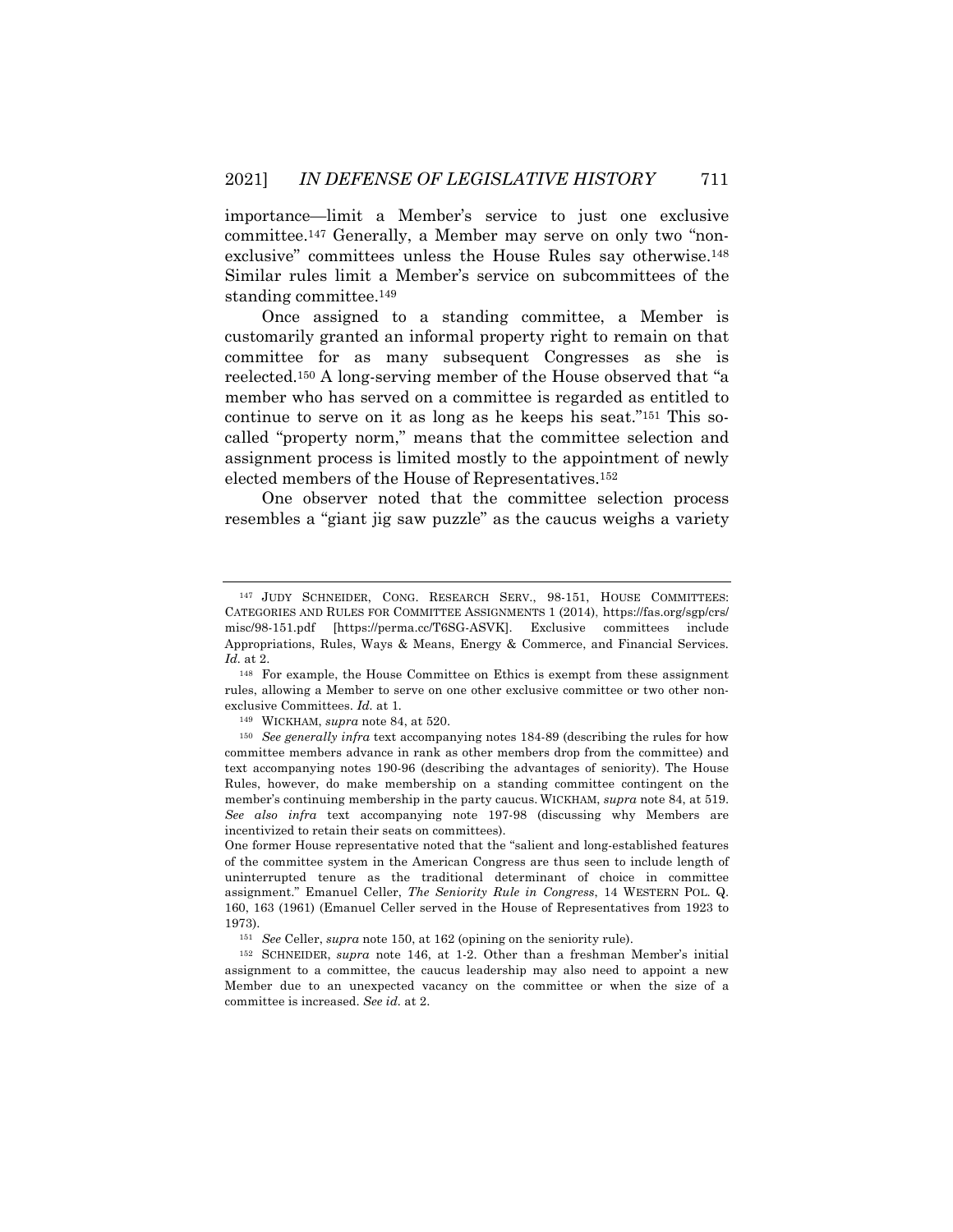importance—limit a Member's service to just one exclusive committee.[147] Generally, a Member may serve on only two "non-exclusive" committees unless the House Rules say otherwise.[148] Similar rules limit a Member's service on subcommittees of the standing committee.[149]

Once assigned to a standing committee, a Member is customarily granted an informal property right to remain on that committee for as many subsequent Congresses as she is reelected.[150] A long-serving member of the House observed that "a member who has served on a committee is regarded as entitled to continue to serve on it as long as he keeps his seat."[151] This so-called "property norm," means that the committee selection and assignment process is limited mostly to the appointment of newly elected members of the House of Representatives.[152]

One observer noted that the committee selection process resembles a "giant jig saw puzzle" as the caucus weighs a variety

---

[147] JUDY SCHNEIDER, CONG. RESEARCH SERV., 98-151, HOUSE COMMITTEES: CATEGORIES AND RULES FOR COMMITTEE ASSIGNMENTS 1 (2014), https://fas.org/sgp/crs/misc/98-151.pdf [https://perma.cc/T6SG-ASVK]. Exclusive committees include Appropriations, Rules, Ways & Means, Energy & Commerce, and Financial Services. *Id.* at 2.

[148] For example, the House Committee on Ethics is exempt from these assignment rules, allowing a Member to serve on one other exclusive committee or two other non-exclusive Committees. *Id.* at 1.

[149] WICKHAM, *supra* note 84, at 520.

[150] *See generally infra* text accompanying notes 184-89 (describing the rules for how committee members advance in rank as other members drop from the committee) and text accompanying notes 190-96 (describing the advantages of seniority). The House Rules, however, do make membership on a standing committee contingent on the member's continuing membership in the party caucus. WICKHAM, *supra* note 84, at 519. *See also infra* text accompanying note 197-98 (discussing why Members are incentivized to retain their seats on committees).

One former House representative noted that the "salient and long-established features of the committee system in the American Congress are thus seen to include length of uninterrupted tenure as the traditional determinant of choice in committee assignment." Emanuel Celler, *The Seniority Rule in Congress*, 14 WESTERN POL. Q. 160, 163 (1961) (Emanuel Celler served in the House of Representatives from 1923 to 1973).

[151] *See* Celler, *supra* note 150, at 162 (opining on the seniority rule).

[152] SCHNEIDER, *supra* note 146, at 1-2. Other than a freshman Member's initial assignment to a committee, the caucus leadership may also need to appoint a new Member due to an unexpected vacancy on the committee or when the size of a committee is increased. *See id.* at 2.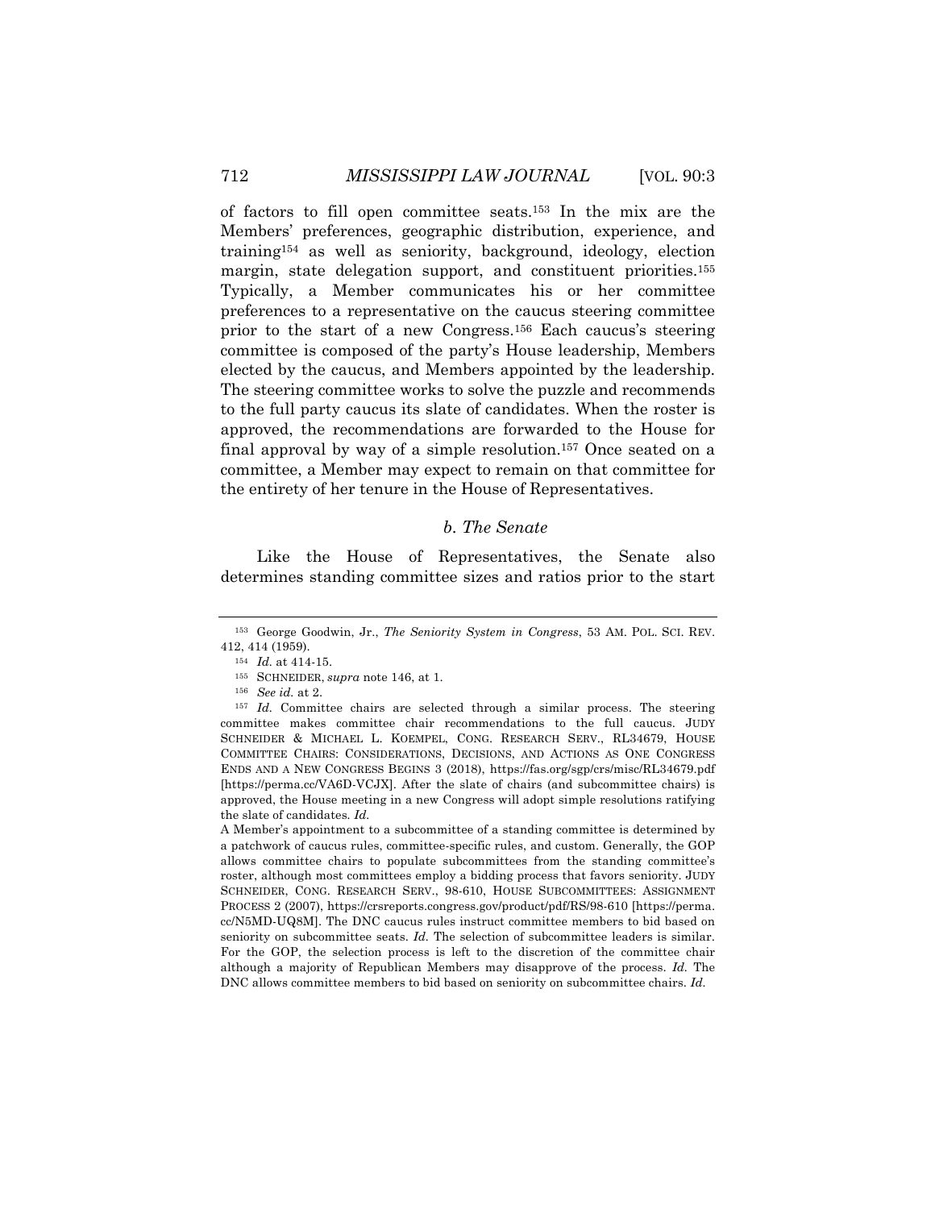of factors to fill open committee seats.[153] In the mix are the Members' preferences, geographic distribution, experience, and training[154] as well as seniority, background, ideology, election margin, state delegation support, and constituent priorities.[155] Typically, a Member communicates his or her committee preferences to a representative on the caucus steering committee prior to the start of a new Congress.[156] Each caucus's steering committee is composed of the party's House leadership, Members elected by the caucus, and Members appointed by the leadership. The steering committee works to solve the puzzle and recommends to the full party caucus its slate of candidates. When the roster is approved, the recommendations are forwarded to the House for final approval by way of a simple resolution.[157] Once seated on a committee, a Member may expect to remain on that committee for the entirety of her tenure in the House of Representatives.

### *b. The Senate*

Like the House of Representatives, the Senate also determines standing committee sizes and ratios prior to the start

---

[153] George Goodwin, Jr., *The Seniority System in Congress*, 53 AM. POL. SCI. REV. 412, 414 (1959).

[154] *Id.* at 414-15.

[155] SCHNEIDER, *supra* note 146, at 1.

[156] *See id.* at 2.

[157] *Id.* Committee chairs are selected through a similar process. The steering committee makes committee chair recommendations to the full caucus. JUDY SCHNEIDER & MICHAEL L. KOEMPEL, CONG. RESEARCH SERV., RL34679, HOUSE COMMITTEE CHAIRS: CONSIDERATIONS, DECISIONS, AND ACTIONS AS ONE CONGRESS ENDS AND A NEW CONGRESS BEGINS 3 (2018), https://fas.org/sgp/crs/misc/RL34679.pdf [https://perma.cc/VA6D-VCJX]. After the slate of chairs (and subcommittee chairs) is approved, the House meeting in a new Congress will adopt simple resolutions ratifying the slate of candidates. *Id.*

A Member's appointment to a subcommittee of a standing committee is determined by a patchwork of caucus rules, committee-specific rules, and custom. Generally, the GOP allows committee chairs to populate subcommittees from the standing committee's roster, although most committees employ a bidding process that favors seniority. JUDY SCHNEIDER, CONG. RESEARCH SERV., 98-610, HOUSE SUBCOMMITTEES: ASSIGNMENT PROCESS 2 (2007), https://crsreports.congress.gov/product/pdf/RS/98-610 [https://perma.cc/N5MD-UQ8M]. The DNC caucus rules instruct committee members to bid based on seniority on subcommittee seats. *Id.* The selection of subcommittee leaders is similar. For the GOP, the selection process is left to the discretion of the committee chair although a majority of Republican Members may disapprove of the process. *Id.* The DNC allows committee members to bid based on seniority on subcommittee chairs. *Id.*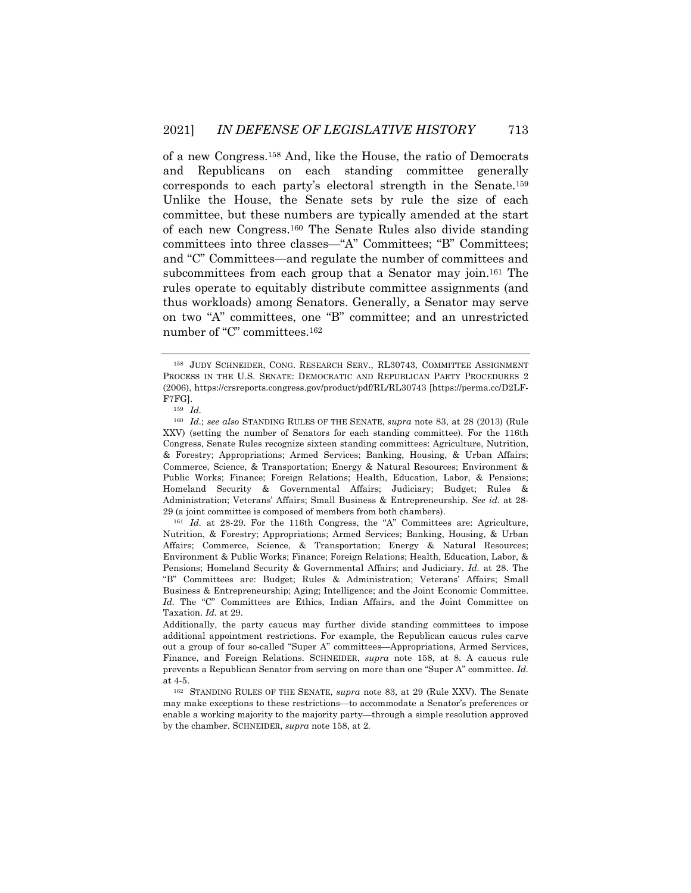of a new Congress.[158] And, like the House, the ratio of Democrats and Republicans on each standing committee generally corresponds to each party's electoral strength in the Senate.[159] Unlike the House, the Senate sets by rule the size of each committee, but these numbers are typically amended at the start of each new Congress.[160] The Senate Rules also divide standing committees into three classes—"A" Committees; "B" Committees; and "C" Committees—and regulate the number of committees and subcommittees from each group that a Senator may join.[161] The rules operate to equitably distribute committee assignments (and thus workloads) among Senators. Generally, a Senator may serve on two "A" committees, one "B" committee; and an unrestricted number of "C" committees.[162]

---

[158] JUDY SCHNEIDER, CONG. RESEARCH SERV., RL30743, COMMITTEE ASSIGNMENT PROCESS IN THE U.S. SENATE: DEMOCRATIC AND REPUBLICAN PARTY PROCEDURES 2 (2006), https://crsreports.congress.gov/product/pdf/RL/RL30743 [https://perma.cc/D2LF-F7FG].

[159] *Id.*

[160] *Id.*; *see also* STANDING RULES OF THE SENATE, *supra* note 83, at 28 (2013) (Rule XXV) (setting the number of Senators for each standing committee). For the 116th Congress, Senate Rules recognize sixteen standing committees: Agriculture, Nutrition, & Forestry; Appropriations; Armed Services; Banking, Housing, & Urban Affairs; Commerce, Science, & Transportation; Energy & Natural Resources; Environment & Public Works; Finance; Foreign Relations; Health, Education, Labor, & Pensions; Homeland Security & Governmental Affairs; Judiciary; Budget; Rules & Administration; Veterans' Affairs; Small Business & Entrepreneurship. *See id.* at 28-29 (a joint committee is composed of members from both chambers).

[161] *Id.* at 28-29. For the 116th Congress, the "A" Committees are: Agriculture, Nutrition, & Forestry; Appropriations; Armed Services; Banking, Housing, & Urban Affairs; Commerce, Science, & Transportation; Energy & Natural Resources; Environment & Public Works; Finance; Foreign Relations; Health, Education, Labor, & Pensions; Homeland Security & Governmental Affairs; and Judiciary. *Id.* at 28. The "B" Committees are: Budget; Rules & Administration; Veterans' Affairs; Small Business & Entrepreneurship; Aging; Intelligence; and the Joint Economic Committee. *Id.* The "C" Committees are Ethics, Indian Affairs, and the Joint Committee on Taxation. *Id.* at 29.

Additionally, the party caucus may further divide standing committees to impose additional appointment restrictions. For example, the Republican caucus rules carve out a group of four so-called "Super A" committees—Appropriations, Armed Services, Finance, and Foreign Relations. SCHNEIDER, *supra* note 158, at 8. A caucus rule prevents a Republican Senator from serving on more than one "Super A" committee. *Id.* at 4-5.

[162] STANDING RULES OF THE SENATE, *supra* note 83, at 29 (Rule XXV). The Senate may make exceptions to these restrictions—to accommodate a Senator's preferences or enable a working majority to the majority party—through a simple resolution approved by the chamber. SCHNEIDER, *supra* note 158, at 2.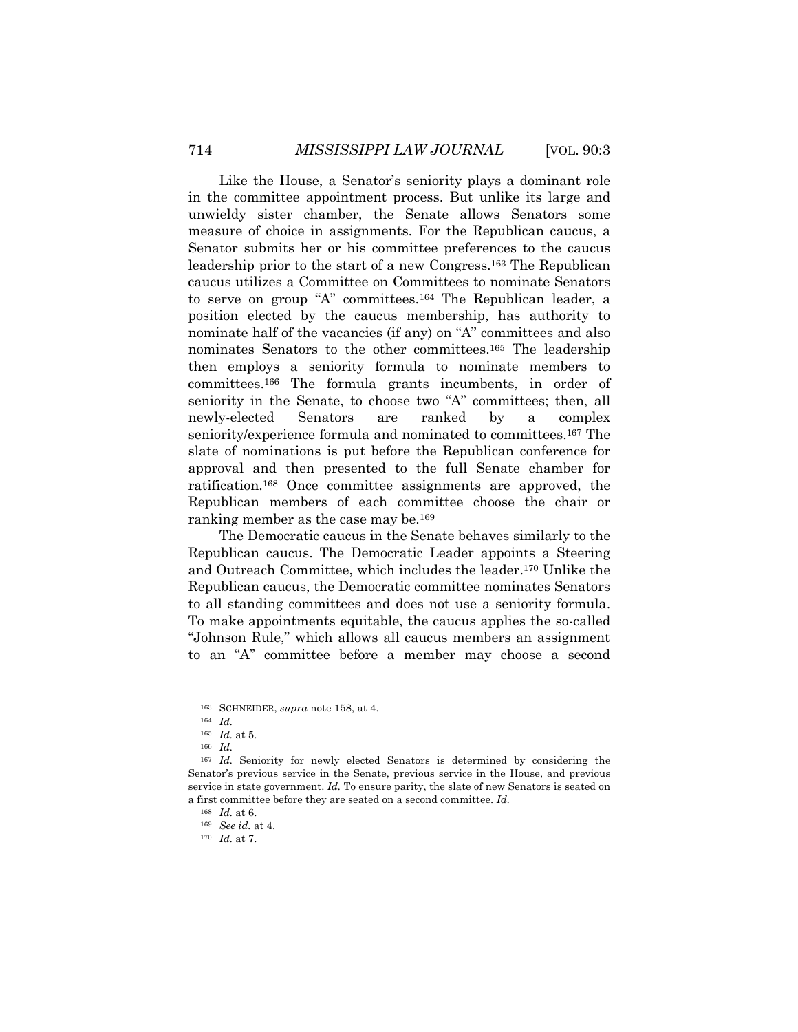Like the House, a Senator's seniority plays a dominant role in the committee appointment process. But unlike its large and unwieldy sister chamber, the Senate allows Senators some measure of choice in assignments. For the Republican caucus, a Senator submits her or his committee preferences to the caucus leadership prior to the start of a new Congress.[163] The Republican caucus utilizes a Committee on Committees to nominate Senators to serve on group "A" committees.[164] The Republican leader, a position elected by the caucus membership, has authority to nominate half of the vacancies (if any) on "A" committees and also nominates Senators to the other committees.[165] The leadership then employs a seniority formula to nominate members to committees.[166] The formula grants incumbents, in order of seniority in the Senate, to choose two "A" committees; then, all newly-elected Senators are ranked by a complex seniority/experience formula and nominated to committees.[167] The slate of nominations is put before the Republican conference for approval and then presented to the full Senate chamber for ratification.[168] Once committee assignments are approved, the Republican members of each committee choose the chair or ranking member as the case may be.[169]

The Democratic caucus in the Senate behaves similarly to the Republican caucus. The Democratic Leader appoints a Steering and Outreach Committee, which includes the leader.[170] Unlike the Republican caucus, the Democratic committee nominates Senators to all standing committees and does not use a seniority formula. To make appointments equitable, the caucus applies the so-called "Johnson Rule," which allows all caucus members an assignment to an "A" committee before a member may choose a second

---

[163] SCHNEIDER, *supra* note 158, at 4.

[164] *Id.*

[165] *Id.* at 5.

[166] *Id.*

[167] *Id.* Seniority for newly elected Senators is determined by considering the Senator's previous service in the Senate, previous service in the House, and previous service in state government. *Id.* To ensure parity, the slate of new Senators is seated on a first committee before they are seated on a second committee. *Id.*

[168] *Id.* at 6.

[169] *See id.* at 4.

[170] *Id.* at 7.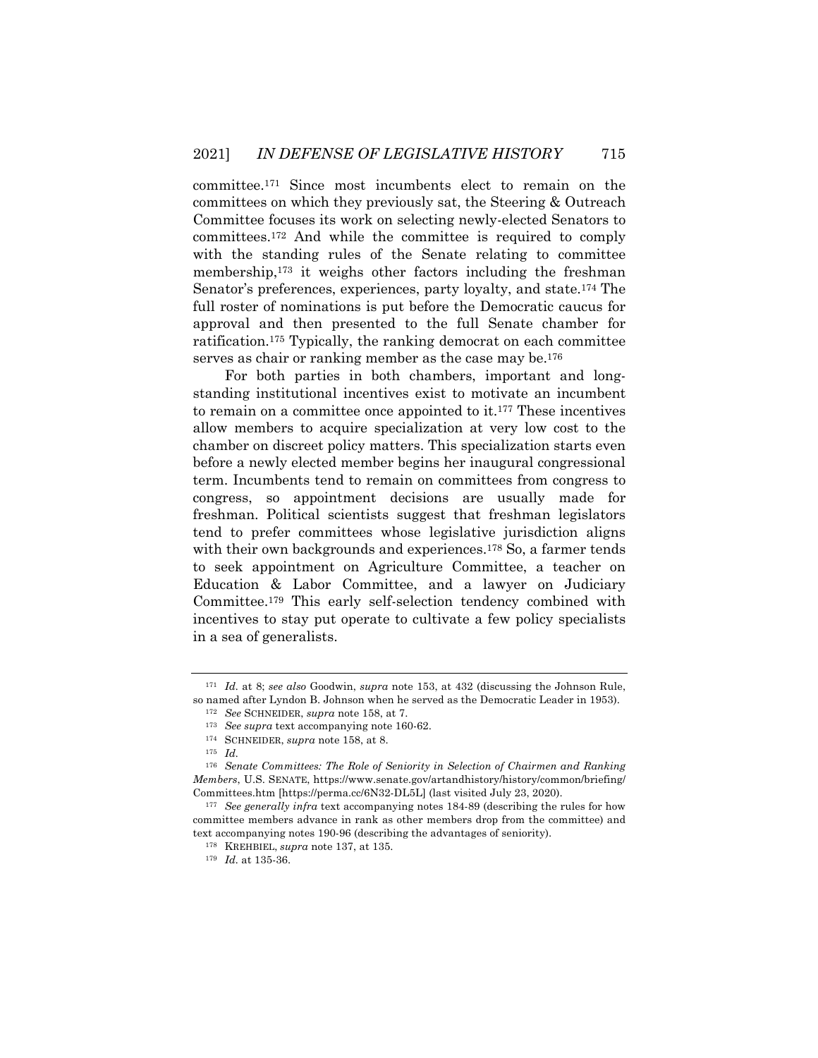committee.[171] Since most incumbents elect to remain on the committees on which they previously sat, the Steering & Outreach Committee focuses its work on selecting newly-elected Senators to committees.[172] And while the committee is required to comply with the standing rules of the Senate relating to committee membership,[173] it weighs other factors including the freshman Senator's preferences, experiences, party loyalty, and state.[174] The full roster of nominations is put before the Democratic caucus for approval and then presented to the full Senate chamber for ratification.[175] Typically, the ranking democrat on each committee serves as chair or ranking member as the case may be.[176]

For both parties in both chambers, important and long-standing institutional incentives exist to motivate an incumbent to remain on a committee once appointed to it.[177] These incentives allow members to acquire specialization at very low cost to the chamber on discreet policy matters. This specialization starts even before a newly elected member begins her inaugural congressional term. Incumbents tend to remain on committees from congress to congress, so appointment decisions are usually made for freshman. Political scientists suggest that freshman legislators tend to prefer committees whose legislative jurisdiction aligns with their own backgrounds and experiences.[178] So, a farmer tends to seek appointment on Agriculture Committee, a teacher on Education & Labor Committee, and a lawyer on Judiciary Committee.[179] This early self-selection tendency combined with incentives to stay put operate to cultivate a few policy specialists in a sea of generalists.

---

[171] *Id.* at 8; *see also* Goodwin, *supra* note 153, at 432 (discussing the Johnson Rule, so named after Lyndon B. Johnson when he served as the Democratic Leader in 1953).

[172] *See* SCHNEIDER, *supra* note 158, at 7.

[173] *See supra* text accompanying note 160-62.

[174] SCHNEIDER, *supra* note 158, at 8.

[175] *Id.*

[176] *Senate Committees: The Role of Seniority in Selection of Chairmen and Ranking Members*, U.S. SENATE, https://www.senate.gov/artandhistory/history/common/briefing/Committees.htm [https://perma.cc/6N32-DL5L] (last visited July 23, 2020).

[177] *See generally infra* text accompanying notes 184-89 (describing the rules for how committee members advance in rank as other members drop from the committee) and text accompanying notes 190-96 (describing the advantages of seniority).

[178] KREHBIEL, *supra* note 137, at 135.

[179] *Id.* at 135-36.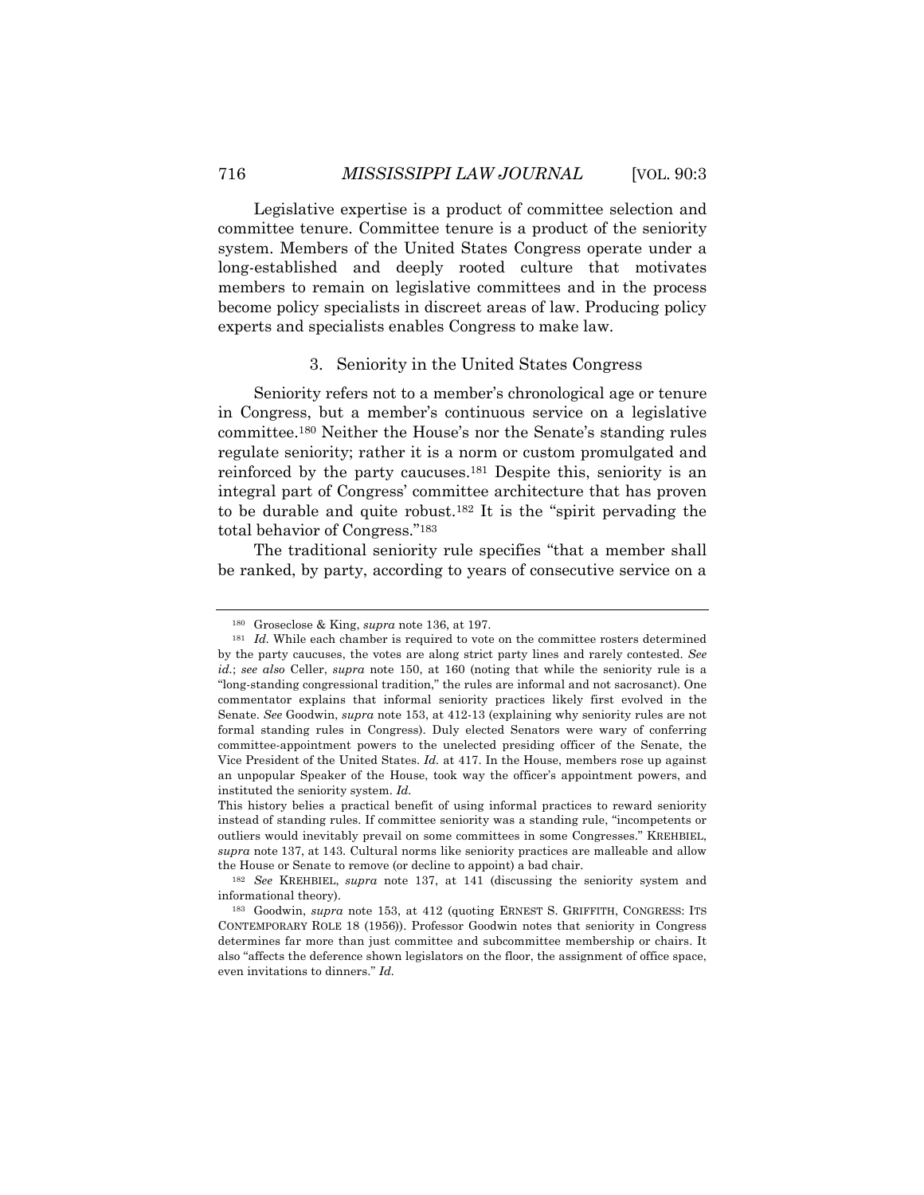Legislative expertise is a product of committee selection and committee tenure. Committee tenure is a product of the seniority system. Members of the United States Congress operate under a long-established and deeply rooted culture that motivates members to remain on legislative committees and in the process become policy specialists in discreet areas of law. Producing policy experts and specialists enables Congress to make law.

### 3. Seniority in the United States Congress

Seniority refers not to a member's chronological age or tenure in Congress, but a member's continuous service on a legislative committee.[180] Neither the House's nor the Senate's standing rules regulate seniority; rather it is a norm or custom promulgated and reinforced by the party caucuses.[181] Despite this, seniority is an integral part of Congress' committee architecture that has proven to be durable and quite robust.[182] It is the "spirit pervading the total behavior of Congress."[183]

The traditional seniority rule specifies "that a member shall be ranked, by party, according to years of consecutive service on a

---

[180] Groseclose & King, *supra* note 136, at 197.

[181] *Id.* While each chamber is required to vote on the committee rosters determined by the party caucuses, the votes are along strict party lines and rarely contested. *See id.*; *see also* Celler, *supra* note 150, at 160 (noting that while the seniority rule is a "long-standing congressional tradition," the rules are informal and not sacrosanct). One commentator explains that informal seniority practices likely first evolved in the Senate. *See* Goodwin, *supra* note 153, at 412-13 (explaining why seniority rules are not formal standing rules in Congress). Duly elected Senators were wary of conferring committee-appointment powers to the unelected presiding officer of the Senate, the Vice President of the United States. *Id.* at 417. In the House, members rose up against an unpopular Speaker of the House, took way the officer's appointment powers, and instituted the seniority system. *Id.*

This history belies a practical benefit of using informal practices to reward seniority instead of standing rules. If committee seniority was a standing rule, "incompetents or outliers would inevitably prevail on some committees in some Congresses." KREHBIEL, *supra* note 137, at 143. Cultural norms like seniority practices are malleable and allow the House or Senate to remove (or decline to appoint) a bad chair.

[182] *See* KREHBIEL, *supra* note 137, at 141 (discussing the seniority system and informational theory).

[183] Goodwin, *supra* note 153, at 412 (quoting ERNEST S. GRIFFITH, CONGRESS: ITS CONTEMPORARY ROLE 18 (1956)). Professor Goodwin notes that seniority in Congress determines far more than just committee and subcommittee membership or chairs. It also "affects the deference shown legislators on the floor, the assignment of office space, even invitations to dinners." *Id.*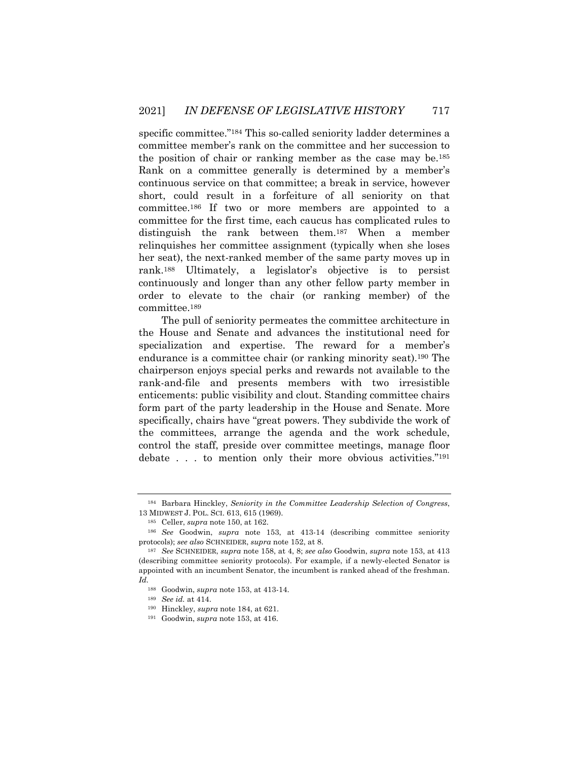specific committee."[184] This so-called seniority ladder determines a committee member's rank on the committee and her succession to the position of chair or ranking member as the case may be.[185] Rank on a committee generally is determined by a member's continuous service on that committee; a break in service, however short, could result in a forfeiture of all seniority on that committee.[186] If two or more members are appointed to a committee for the first time, each caucus has complicated rules to distinguish the rank between them.[187] When a member relinquishes her committee assignment (typically when she loses her seat), the next-ranked member of the same party moves up in rank.[188] Ultimately, a legislator's objective is to persist continuously and longer than any other fellow party member in order to elevate to the chair (or ranking member) of the committee.[189]

The pull of seniority permeates the committee architecture in the House and Senate and advances the institutional need for specialization and expertise. The reward for a member's endurance is a committee chair (or ranking minority seat).[190] The chairperson enjoys special perks and rewards not available to the rank-and-file and presents members with two irresistible enticements: public visibility and clout. Standing committee chairs form part of the party leadership in the House and Senate. More specifically, chairs have "great powers. They subdivide the work of the committees, arrange the agenda and the work schedule, control the staff, preside over committee meetings, manage floor debate . . . to mention only their more obvious activities."[191]

---

[184] Barbara Hinckley, *Seniority in the Committee Leadership Selection of Congress*, 13 MIDWEST J. POL. SCI. 613, 615 (1969).

[185] Celler, *supra* note 150, at 162.

[186] *See* Goodwin, *supra* note 153, at 413-14 (describing committee seniority protocols); *see also* SCHNEIDER, *supra* note 152, at 8.

[187] *See* SCHNEIDER, *supra* note 158, at 4, 8; *see also* Goodwin, *supra* note 153, at 413 (describing committee seniority protocols). For example, if a newly-elected Senator is appointed with an incumbent Senator, the incumbent is ranked ahead of the freshman. *Id.*

[188] Goodwin, *supra* note 153, at 413-14.

[189] *See id.* at 414.

[190] Hinckley, *supra* note 184, at 621.

[191] Goodwin, *supra* note 153, at 416.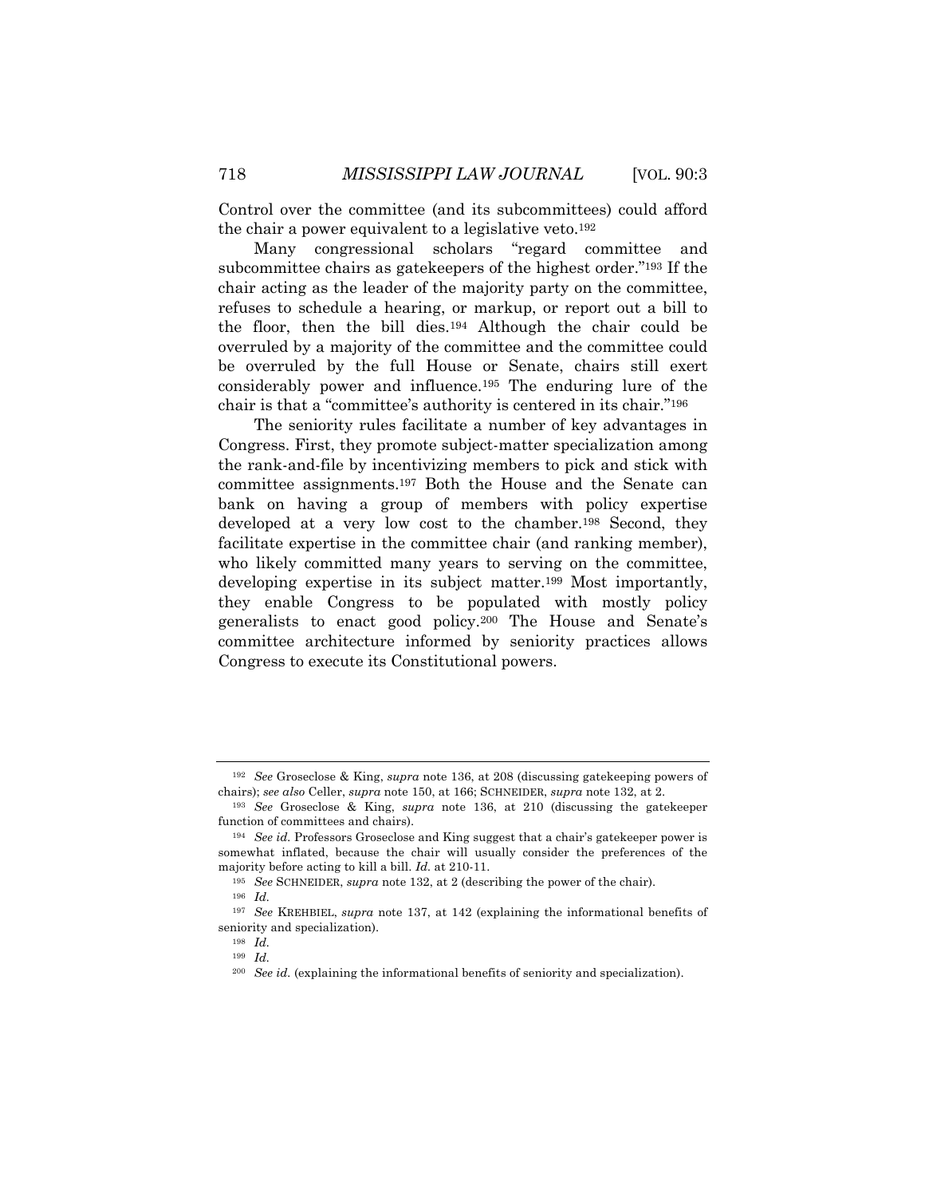Control over the committee (and its subcommittees) could afford the chair a power equivalent to a legislative veto.[192]

Many congressional scholars "regard committee and subcommittee chairs as gatekeepers of the highest order."[193] If the chair acting as the leader of the majority party on the committee, refuses to schedule a hearing, or markup, or report out a bill to the floor, then the bill dies.[194] Although the chair could be overruled by a majority of the committee and the committee could be overruled by the full House or Senate, chairs still exert considerably power and influence.[195] The enduring lure of the chair is that a "committee's authority is centered in its chair."[196]

The seniority rules facilitate a number of key advantages in Congress. First, they promote subject-matter specialization among the rank-and-file by incentivizing members to pick and stick with committee assignments.[197] Both the House and the Senate can bank on having a group of members with policy expertise developed at a very low cost to the chamber.[198] Second, they facilitate expertise in the committee chair (and ranking member), who likely committed many years to serving on the committee, developing expertise in its subject matter.[199] Most importantly, they enable Congress to be populated with mostly policy generalists to enact good policy.[200] The House and Senate's committee architecture informed by seniority practices allows Congress to execute its Constitutional powers.

---

[192] *See* Groseclose & King, *supra* note 136, at 208 (discussing gatekeeping powers of chairs); *see also* Celler, *supra* note 150, at 166; SCHNEIDER, *supra* note 132, at 2.

[193] *See* Groseclose & King, *supra* note 136, at 210 (discussing the gatekeeper function of committees and chairs).

[194] *See id.* Professors Groseclose and King suggest that a chair's gatekeeper power is somewhat inflated, because the chair will usually consider the preferences of the majority before acting to kill a bill. *Id.* at 210-11.

[195] *See* SCHNEIDER, *supra* note 132, at 2 (describing the power of the chair).

[196] *Id.*

[197] *See* KREHBIEL, *supra* note 137, at 142 (explaining the informational benefits of seniority and specialization).

[198] *Id.*

[199] *Id.*

[200] *See id.* (explaining the informational benefits of seniority and specialization).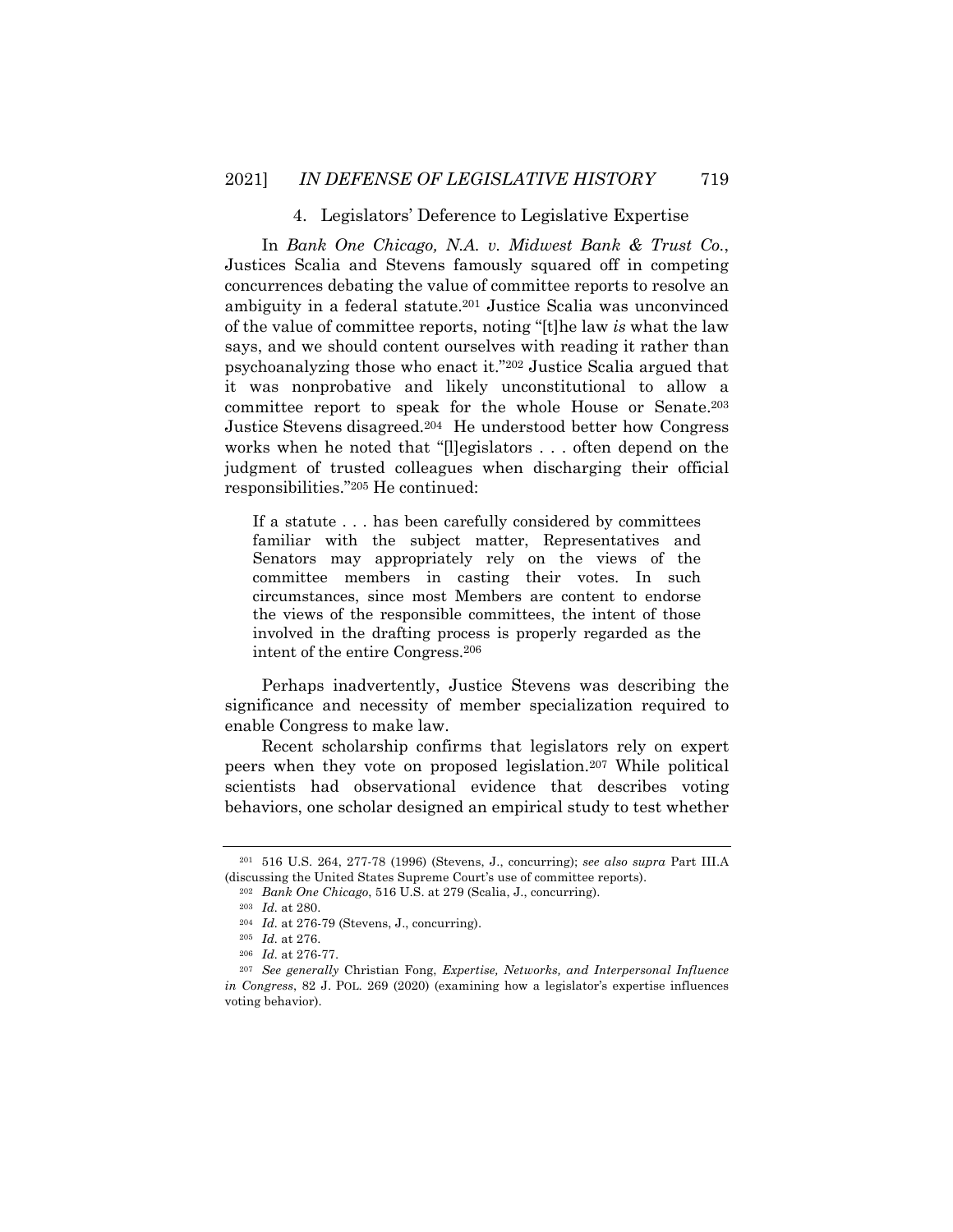#### 4. Legislators' Deference to Legislative Expertise

In *Bank One Chicago, N.A. v. Midwest Bank & Trust Co.*, Justices Scalia and Stevens famously squared off in competing concurrences debating the value of committee reports to resolve an ambiguity in a federal statute.[201] Justice Scalia was unconvinced of the value of committee reports, noting "[t]he law *is* what the law says, and we should content ourselves with reading it rather than psychoanalyzing those who enact it."[202] Justice Scalia argued that it was nonprobative and likely unconstitutional to allow a committee report to speak for the whole House or Senate.[203] Justice Stevens disagreed.[204] He understood better how Congress works when he noted that "[l]egislators . . . often depend on the judgment of trusted colleagues when discharging their official responsibilities."[205] He continued:

> If a statute . . . has been carefully considered by committees familiar with the subject matter, Representatives and Senators may appropriately rely on the views of the committee members in casting their votes. In such circumstances, since most Members are content to endorse the views of the responsible committees, the intent of those involved in the drafting process is properly regarded as the intent of the entire Congress.[206]

Perhaps inadvertently, Justice Stevens was describing the significance and necessity of member specialization required to enable Congress to make law.

Recent scholarship confirms that legislators rely on expert peers when they vote on proposed legislation.[207] While political scientists had observational evidence that describes voting behaviors, one scholar designed an empirical study to test whether

---

[201] 516 U.S. 264, 277-78 (1996) (Stevens, J., concurring); *see also supra* Part III.A (discussing the United States Supreme Court's use of committee reports).

[202] *Bank One Chicago*, 516 U.S. at 279 (Scalia, J., concurring).

[203] *Id.* at 280.

[204] *Id.* at 276-79 (Stevens, J., concurring).

[205] *Id.* at 276.

[206] *Id.* at 276-77.

[207] *See generally* Christian Fong, *Expertise, Networks, and Interpersonal Influence in Congress*, 82 J. POL. 269 (2020) (examining how a legislator's expertise influences voting behavior).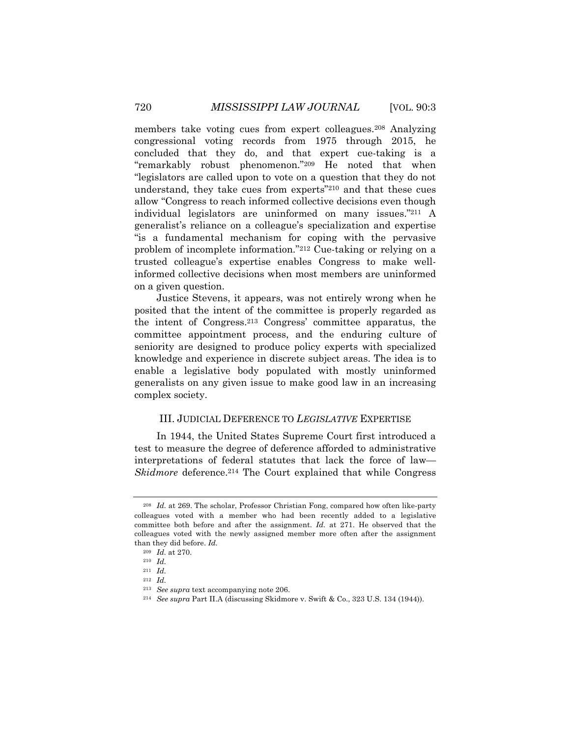members take voting cues from expert colleagues.[208] Analyzing congressional voting records from 1975 through 2015, he concluded that they do, and that expert cue-taking is a "remarkably robust phenomenon."[209] He noted that when "legislators are called upon to vote on a question that they do not understand, they take cues from experts"[210] and that these cues allow "Congress to reach informed collective decisions even though individual legislators are uninformed on many issues."[211] A generalist's reliance on a colleague's specialization and expertise "is a fundamental mechanism for coping with the pervasive problem of incomplete information."[212] Cue-taking or relying on a trusted colleague's expertise enables Congress to make well-informed collective decisions when most members are uninformed on a given question.

Justice Stevens, it appears, was not entirely wrong when he posited that the intent of the committee is properly regarded as the intent of Congress.[213] Congress' committee apparatus, the committee appointment process, and the enduring culture of seniority are designed to produce policy experts with specialized knowledge and experience in discrete subject areas. The idea is to enable a legislative body populated with mostly uninformed generalists on any given issue to make good law in an increasing complex society.

## III. JUDICIAL DEFERENCE TO *LEGISLATIVE* EXPERTISE

In 1944, the United States Supreme Court first introduced a test to measure the degree of deference afforded to administrative interpretations of federal statutes that lack the force of law—*Skidmore* deference.[214] The Court explained that while Congress

---

[208] *Id.* at 269. The scholar, Professor Christian Fong, compared how often like-party colleagues voted with a member who had been recently added to a legislative committee both before and after the assignment. *Id.* at 271. He observed that the colleagues voted with the newly assigned member more often after the assignment than they did before. *Id.*

[209] *Id.* at 270.

[210] *Id.*

[211] *Id.*

[212] *Id.*

[213] *See supra* text accompanying note 206.

[214] *See supra* Part II.A (discussing Skidmore v. Swift & Co., 323 U.S. 134 (1944)).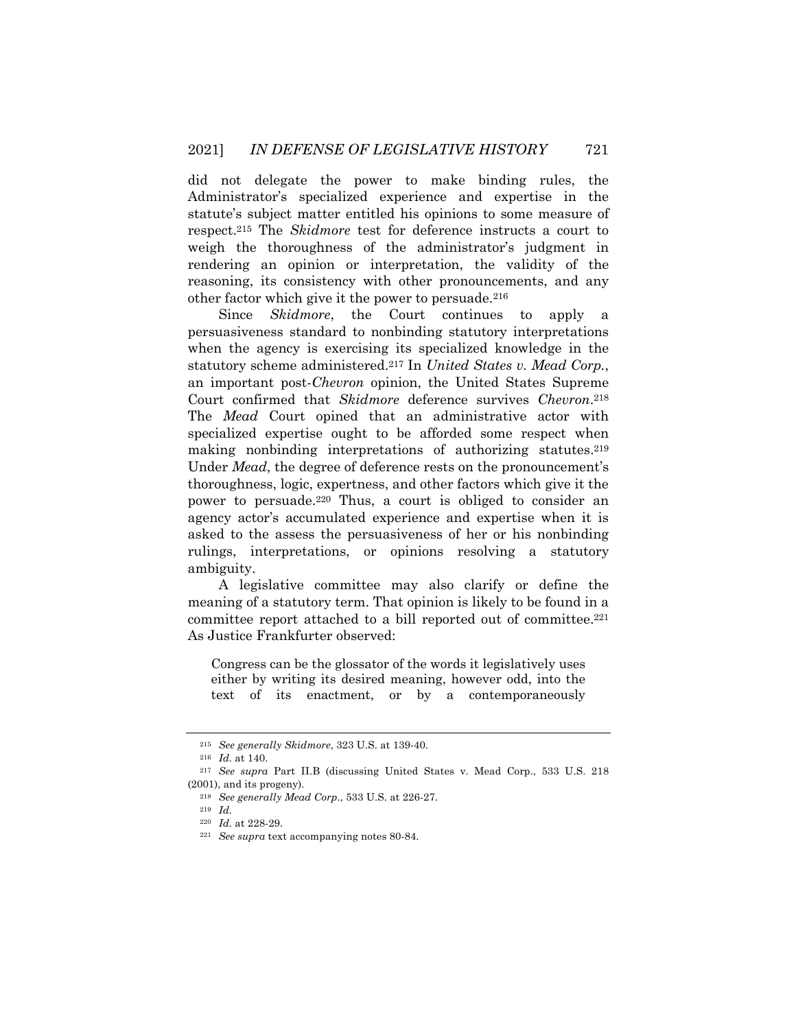did not delegate the power to make binding rules, the Administrator's specialized experience and expertise in the statute's subject matter entitled his opinions to some measure of respect.[215] The *Skidmore* test for deference instructs a court to weigh the thoroughness of the administrator's judgment in rendering an opinion or interpretation, the validity of the reasoning, its consistency with other pronouncements, and any other factor which give it the power to persuade.[216]

Since *Skidmore*, the Court continues to apply a persuasiveness standard to nonbinding statutory interpretations when the agency is exercising its specialized knowledge in the statutory scheme administered.[217] In *United States v. Mead Corp.*, an important post-*Chevron* opinion, the United States Supreme Court confirmed that *Skidmore* deference survives *Chevron*.[218] The *Mead* Court opined that an administrative actor with specialized expertise ought to be afforded some respect when making nonbinding interpretations of authorizing statutes.[219] Under *Mead*, the degree of deference rests on the pronouncement's thoroughness, logic, expertness, and other factors which give it the power to persuade.[220] Thus, a court is obliged to consider an agency actor's accumulated experience and expertise when it is asked to the assess the persuasiveness of her or his nonbinding rulings, interpretations, or opinions resolving a statutory ambiguity.

A legislative committee may also clarify or define the meaning of a statutory term. That opinion is likely to be found in a committee report attached to a bill reported out of committee.[221] As Justice Frankfurter observed:

> Congress can be the glossator of the words it legislatively uses either by writing its desired meaning, however odd, into the text of its enactment, or by a contemporaneously

---

[215] *See generally Skidmore*, 323 U.S. at 139-40.

[216] *Id.* at 140.

[217] *See supra* Part II.B (discussing United States v. Mead Corp., 533 U.S. 218 (2001), and its progeny).

[218] *See generally Mead Corp.*, 533 U.S. at 226-27.

[219] *Id.*

[220] *Id.* at 228-29.

[221] *See supra* text accompanying notes 80-84.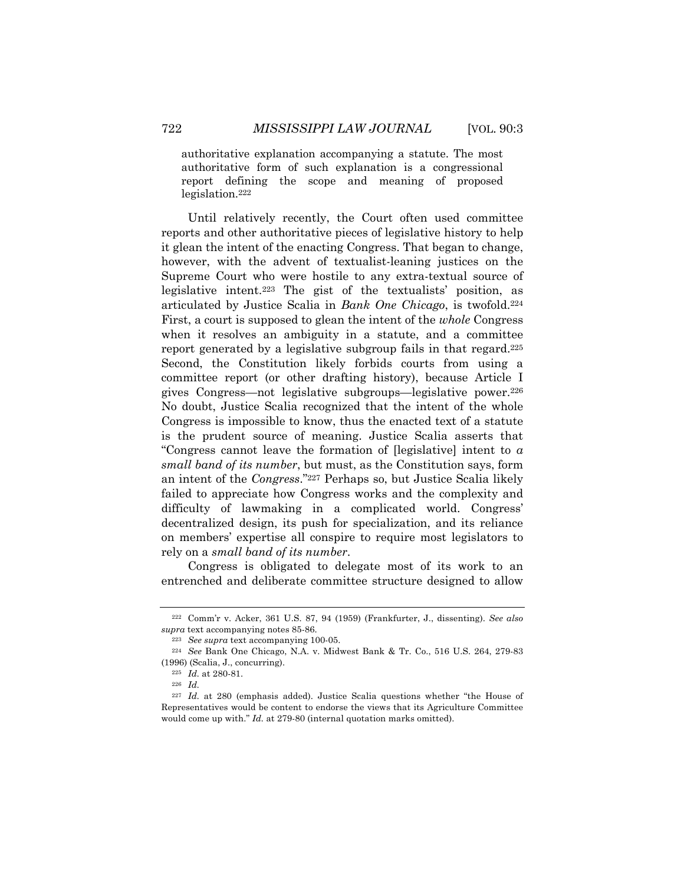> authoritative explanation accompanying a statute. The most authoritative form of such explanation is a congressional report defining the scope and meaning of proposed legislation.[222]

Until relatively recently, the Court often used committee reports and other authoritative pieces of legislative history to help it glean the intent of the enacting Congress. That began to change, however, with the advent of textualist-leaning justices on the Supreme Court who were hostile to any extra-textual source of legislative intent.[223] The gist of the textualists' position, as articulated by Justice Scalia in *Bank One Chicago*, is twofold.[224] First, a court is supposed to glean the intent of the *whole* Congress when it resolves an ambiguity in a statute, and a committee report generated by a legislative subgroup fails in that regard.[225] Second, the Constitution likely forbids courts from using a committee report (or other drafting history), because Article I gives Congress—not legislative subgroups—legislative power.[226] No doubt, Justice Scalia recognized that the intent of the whole Congress is impossible to know, thus the enacted text of a statute is the prudent source of meaning. Justice Scalia asserts that "Congress cannot leave the formation of [legislative] intent to *a small band of its number*, but must, as the Constitution says, form an intent of the *Congress*."[227] Perhaps so, but Justice Scalia likely failed to appreciate how Congress works and the complexity and difficulty of lawmaking in a complicated world. Congress' decentralized design, its push for specialization, and its reliance on members' expertise all conspire to require most legislators to rely on a *small band of its number*.

Congress is obligated to delegate most of its work to an entrenched and deliberate committee structure designed to allow

---

[222] Comm'r v. Acker, 361 U.S. 87, 94 (1959) (Frankfurter, J., dissenting). *See also supra* text accompanying notes 85-86.

[223] *See supra* text accompanying 100-05.

[224] *See* Bank One Chicago, N.A. v. Midwest Bank & Tr. Co., 516 U.S. 264, 279-83 (1996) (Scalia, J., concurring).

[225] *Id.* at 280-81.

[226] *Id.*

[227] *Id.* at 280 (emphasis added). Justice Scalia questions whether "the House of Representatives would be content to endorse the views that its Agriculture Committee would come up with." *Id.* at 279-80 (internal quotation marks omitted).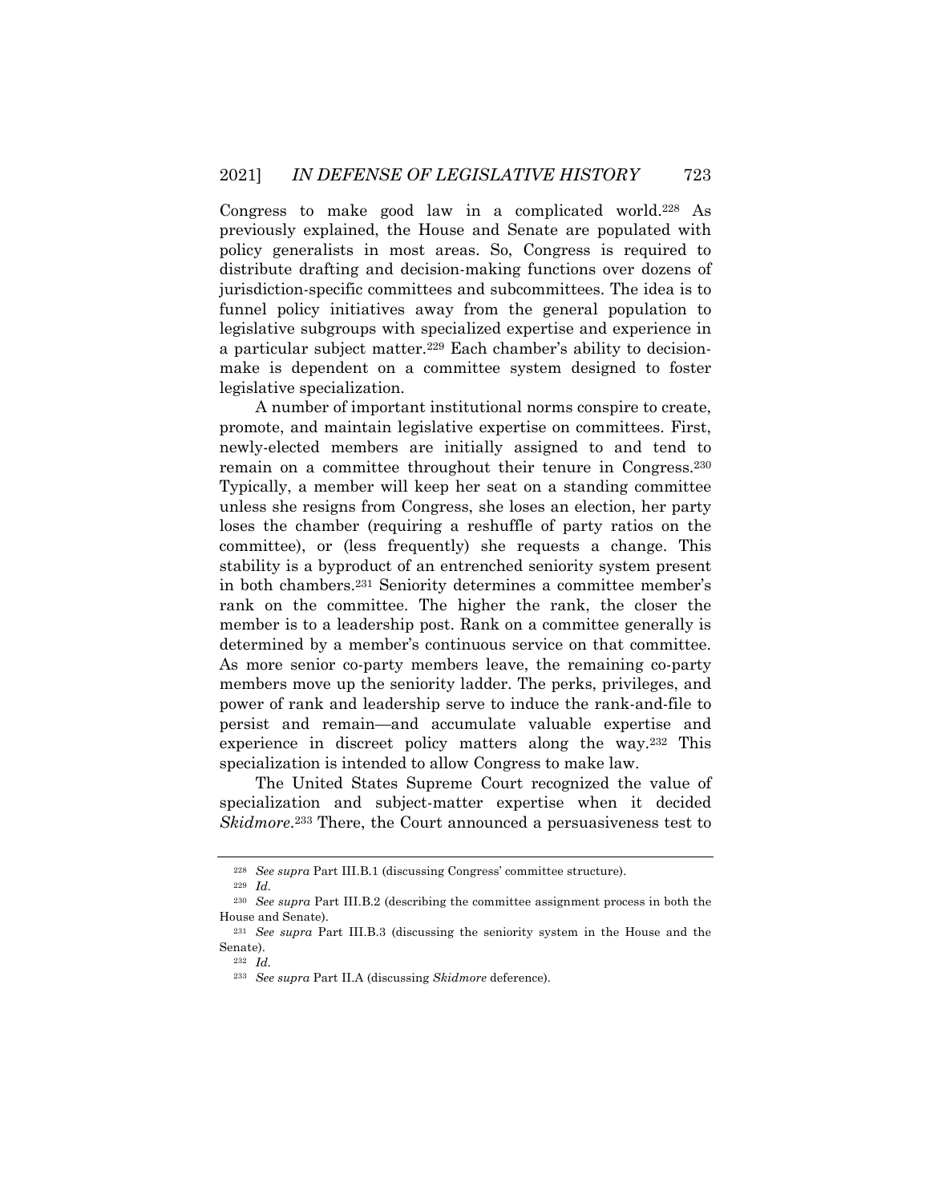Congress to make good law in a complicated world.[228] As previously explained, the House and Senate are populated with policy generalists in most areas. So, Congress is required to distribute drafting and decision-making functions over dozens of jurisdiction-specific committees and subcommittees. The idea is to funnel policy initiatives away from the general population to legislative subgroups with specialized expertise and experience in a particular subject matter.[229] Each chamber's ability to decision-make is dependent on a committee system designed to foster legislative specialization.

A number of important institutional norms conspire to create, promote, and maintain legislative expertise on committees. First, newly-elected members are initially assigned to and tend to remain on a committee throughout their tenure in Congress.[230] Typically, a member will keep her seat on a standing committee unless she resigns from Congress, she loses an election, her party loses the chamber (requiring a reshuffle of party ratios on the committee), or (less frequently) she requests a change. This stability is a byproduct of an entrenched seniority system present in both chambers.[231] Seniority determines a committee member's rank on the committee. The higher the rank, the closer the member is to a leadership post. Rank on a committee generally is determined by a member's continuous service on that committee. As more senior co-party members leave, the remaining co-party members move up the seniority ladder. The perks, privileges, and power of rank and leadership serve to induce the rank-and-file to persist and remain—and accumulate valuable expertise and experience in discreet policy matters along the way.[232] This specialization is intended to allow Congress to make law.

The United States Supreme Court recognized the value of specialization and subject-matter expertise when it decided *Skidmore*.[233] There, the Court announced a persuasiveness test to

---

[228] *See supra* Part III.B.1 (discussing Congress' committee structure).

[229] *Id.*

[230] *See supra* Part III.B.2 (describing the committee assignment process in both the House and Senate).

[231] *See supra* Part III.B.3 (discussing the seniority system in the House and the Senate).

[232] *Id.*

[233] *See supra* Part II.A (discussing *Skidmore* deference).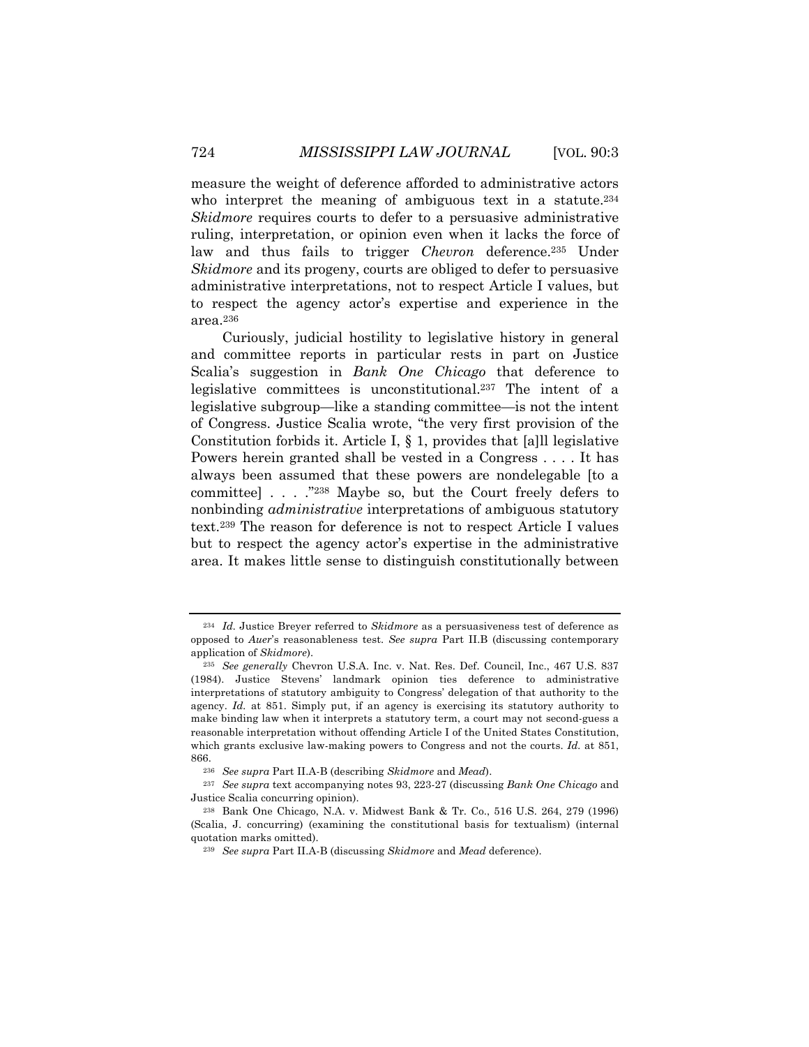measure the weight of deference afforded to administrative actors who interpret the meaning of ambiguous text in a statute.[234] *Skidmore* requires courts to defer to a persuasive administrative ruling, interpretation, or opinion even when it lacks the force of law and thus fails to trigger *Chevron* deference.[235] Under *Skidmore* and its progeny, courts are obliged to defer to persuasive administrative interpretations, not to respect Article I values, but to respect the agency actor's expertise and experience in the area.[236]

Curiously, judicial hostility to legislative history in general and committee reports in particular rests in part on Justice Scalia's suggestion in *Bank One Chicago* that deference to legislative committees is unconstitutional.[237] The intent of a legislative subgroup—like a standing committee—is not the intent of Congress. Justice Scalia wrote, "the very first provision of the Constitution forbids it. Article I, § 1, provides that [a]ll legislative Powers herein granted shall be vested in a Congress . . . . It has always been assumed that these powers are nondelegable [to a committee] . . . ."[238] Maybe so, but the Court freely defers to nonbinding *administrative* interpretations of ambiguous statutory text.[239] The reason for deference is not to respect Article I values but to respect the agency actor's expertise in the administrative area. It makes little sense to distinguish constitutionally between

---

[234] *Id.* Justice Breyer referred to *Skidmore* as a persuasiveness test of deference as opposed to *Auer*'s reasonableness test. *See supra* Part II.B (discussing contemporary application of *Skidmore*).

[235] *See generally* Chevron U.S.A. Inc. v. Nat. Res. Def. Council, Inc., 467 U.S. 837 (1984). Justice Stevens' landmark opinion ties deference to administrative interpretations of statutory ambiguity to Congress' delegation of that authority to the agency. *Id.* at 851. Simply put, if an agency is exercising its statutory authority to make binding law when it interprets a statutory term, a court may not second-guess a reasonable interpretation without offending Article I of the United States Constitution, which grants exclusive law-making powers to Congress and not the courts. *Id.* at 851, 866.

[236] *See supra* Part II.A-B (describing *Skidmore* and *Mead*).

[237] *See supra* text accompanying notes 93, 223-27 (discussing *Bank One Chicago* and Justice Scalia concurring opinion).

[238] Bank One Chicago, N.A. v. Midwest Bank & Tr. Co., 516 U.S. 264, 279 (1996) (Scalia, J. concurring) (examining the constitutional basis for textualism) (internal quotation marks omitted).

[239] *See supra* Part II.A-B (discussing *Skidmore* and *Mead* deference).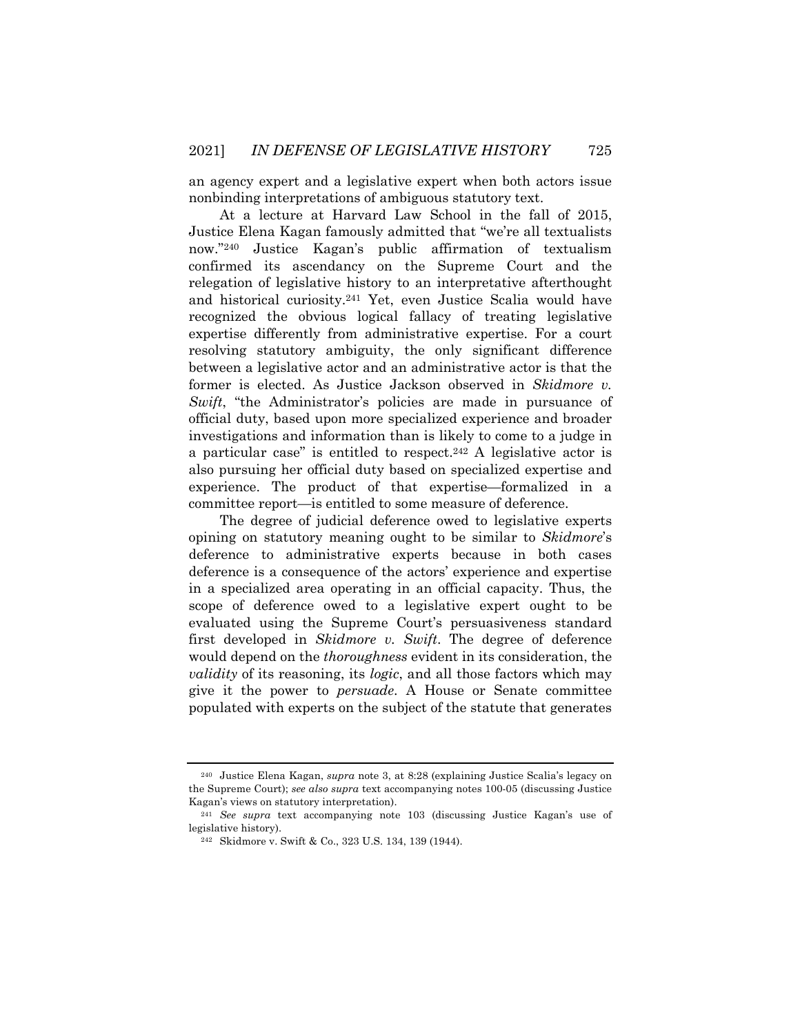an agency expert and a legislative expert when both actors issue nonbinding interpretations of ambiguous statutory text.

At a lecture at Harvard Law School in the fall of 2015, Justice Elena Kagan famously admitted that "we're all textualists now."[240] Justice Kagan's public affirmation of textualism confirmed its ascendancy on the Supreme Court and the relegation of legislative history to an interpretative afterthought and historical curiosity.[241] Yet, even Justice Scalia would have recognized the obvious logical fallacy of treating legislative expertise differently from administrative expertise. For a court resolving statutory ambiguity, the only significant difference between a legislative actor and an administrative actor is that the former is elected. As Justice Jackson observed in *Skidmore v. Swift*, "the Administrator's policies are made in pursuance of official duty, based upon more specialized experience and broader investigations and information than is likely to come to a judge in a particular case" is entitled to respect.[242] A legislative actor is also pursuing her official duty based on specialized expertise and experience. The product of that expertise—formalized in a committee report—is entitled to some measure of deference.

The degree of judicial deference owed to legislative experts opining on statutory meaning ought to be similar to *Skidmore*'s deference to administrative experts because in both cases deference is a consequence of the actors' experience and expertise in a specialized area operating in an official capacity. Thus, the scope of deference owed to a legislative expert ought to be evaluated using the Supreme Court's persuasiveness standard first developed in *Skidmore v. Swift*. The degree of deference would depend on the *thoroughness* evident in its consideration, the *validity* of its reasoning, its *logic*, and all those factors which may give it the power to *persuade*. A House or Senate committee populated with experts on the subject of the statute that generates

---

[240] Justice Elena Kagan, *supra* note 3, at 8:28 (explaining Justice Scalia's legacy on the Supreme Court); *see also supra* text accompanying notes 100-05 (discussing Justice Kagan's views on statutory interpretation).

[241] *See supra* text accompanying note 103 (discussing Justice Kagan's use of legislative history).

[242] Skidmore v. Swift & Co., 323 U.S. 134, 139 (1944).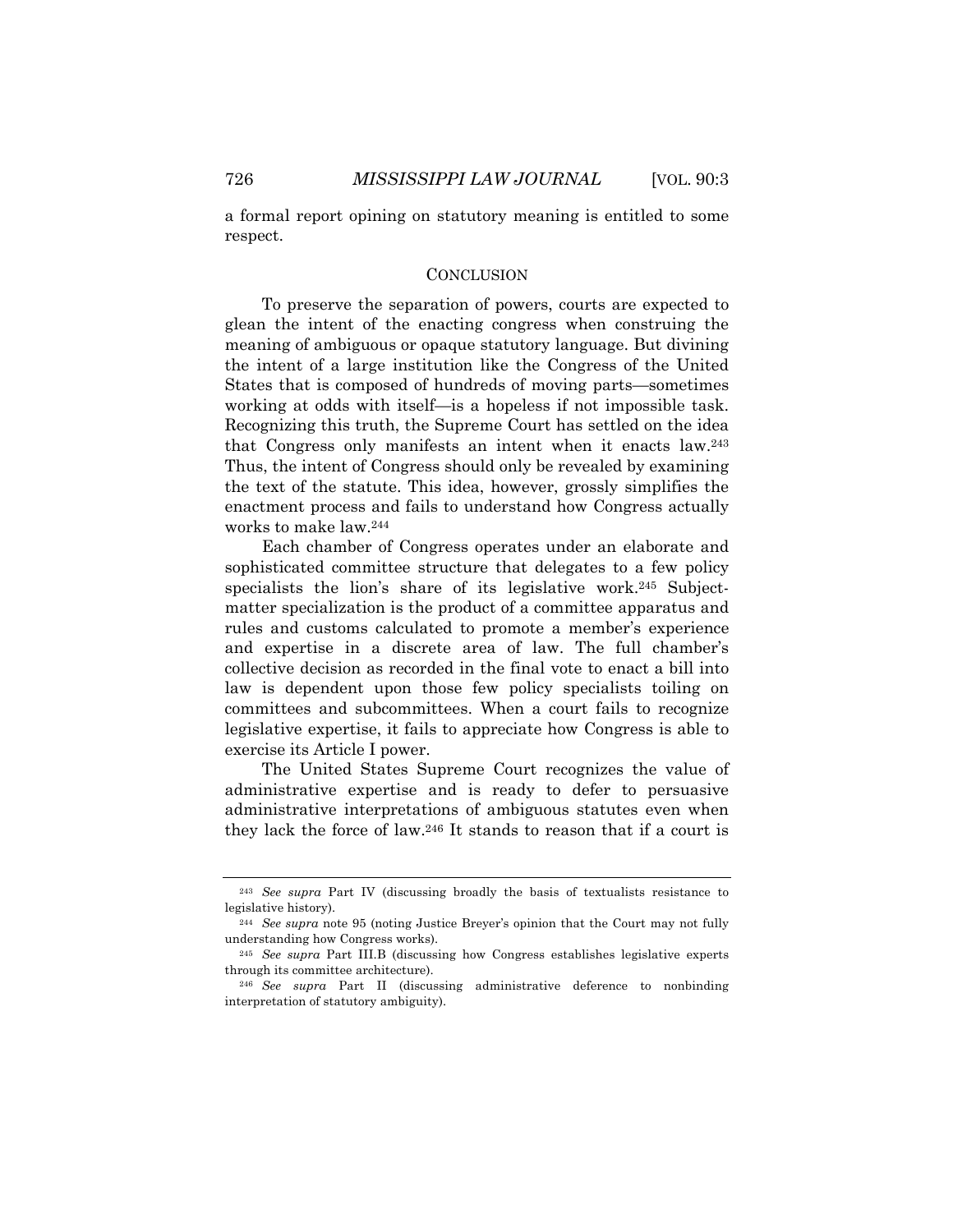a formal report opining on statutory meaning is entitled to some respect.

## CONCLUSION

To preserve the separation of powers, courts are expected to glean the intent of the enacting congress when construing the meaning of ambiguous or opaque statutory language. But divining the intent of a large institution like the Congress of the United States that is composed of hundreds of moving parts—sometimes working at odds with itself—is a hopeless if not impossible task. Recognizing this truth, the Supreme Court has settled on the idea that Congress only manifests an intent when it enacts law.[243] Thus, the intent of Congress should only be revealed by examining the text of the statute. This idea, however, grossly simplifies the enactment process and fails to understand how Congress actually works to make law.[244]

Each chamber of Congress operates under an elaborate and sophisticated committee structure that delegates to a few policy specialists the lion's share of its legislative work.[245] Subject-matter specialization is the product of a committee apparatus and rules and customs calculated to promote a member's experience and expertise in a discrete area of law. The full chamber's collective decision as recorded in the final vote to enact a bill into law is dependent upon those few policy specialists toiling on committees and subcommittees. When a court fails to recognize legislative expertise, it fails to appreciate how Congress is able to exercise its Article I power.

The United States Supreme Court recognizes the value of administrative expertise and is ready to defer to persuasive administrative interpretations of ambiguous statutes even when they lack the force of law.[246] It stands to reason that if a court is

---

[243] *See supra* Part IV (discussing broadly the basis of textualists resistance to legislative history).

[244] *See supra* note 95 (noting Justice Breyer's opinion that the Court may not fully understanding how Congress works).

[245] *See supra* Part III.B (discussing how Congress establishes legislative experts through its committee architecture).

[246] *See supra* Part II (discussing administrative deference to nonbinding interpretation of statutory ambiguity).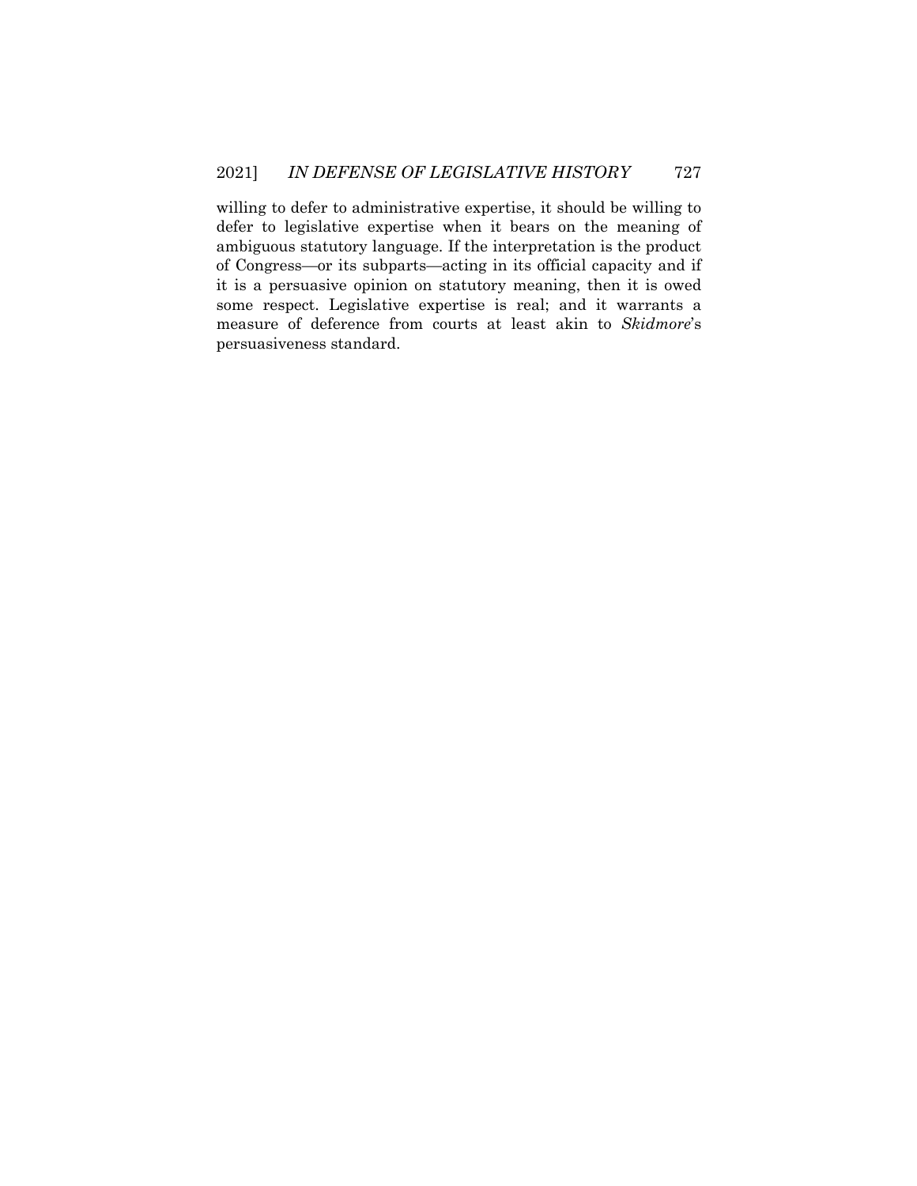willing to defer to administrative expertise, it should be willing to defer to legislative expertise when it bears on the meaning of ambiguous statutory language. If the interpretation is the product of Congress—or its subparts—acting in its official capacity and if it is a persuasive opinion on statutory meaning, then it is owed some respect. Legislative expertise is real; and it warrants a measure of deference from courts at least akin to *Skidmore*'s persuasiveness standard.